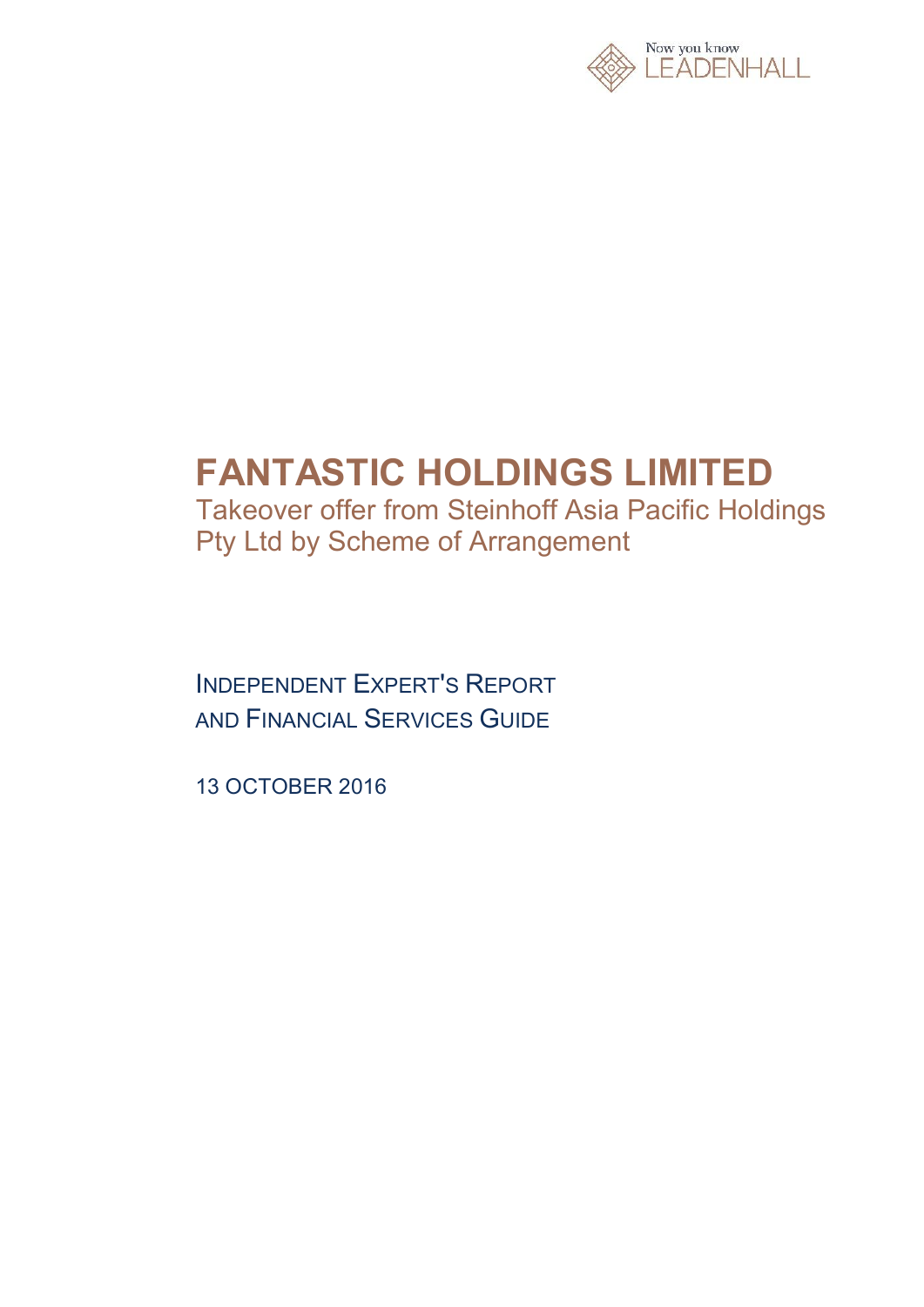Now you know
LEADENHALL

# FANTASTIC HOLDINGS LIMITED

## Takeover offer from Steinhoff Asia Pacific Holdings Pty Ltd by Scheme of Arrangement

INDEPENDENT EXPERT'S REPORT
AND FINANCIAL SERVICES GUIDE

13 OCTOBER 2016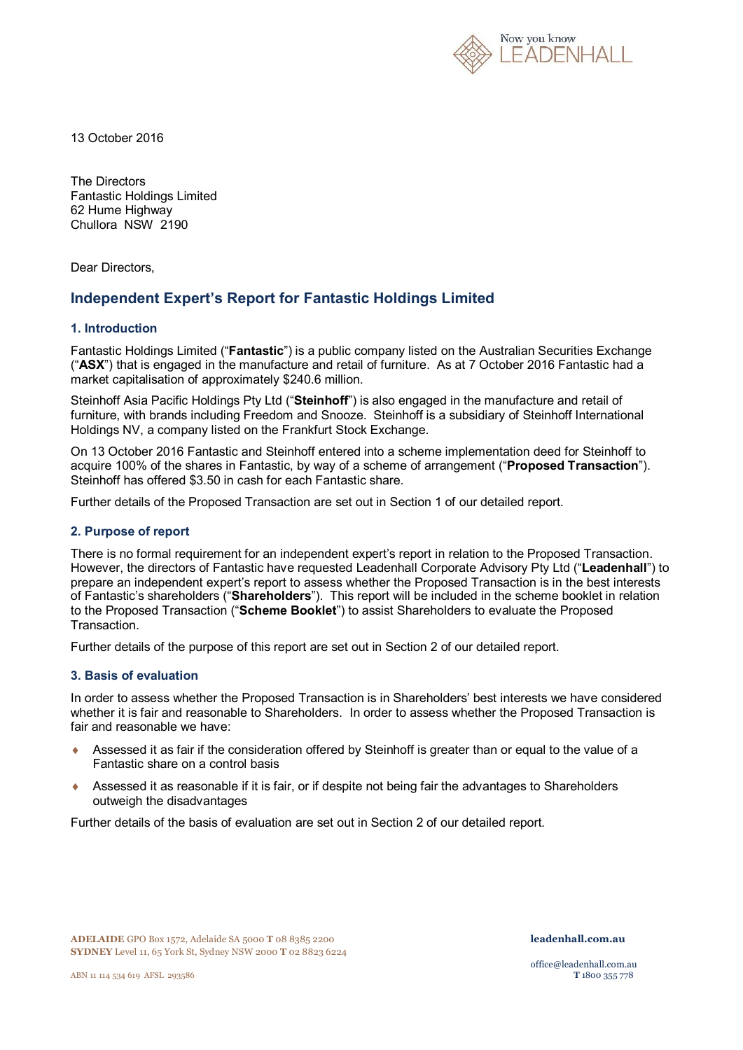13 October 2016

The Directors
Fantastic Holdings Limited
62 Hume Highway
Chullora NSW 2190

Dear Directors,

## Independent Expert's Report for Fantastic Holdings Limited

### 1. Introduction

Fantastic Holdings Limited ("**Fantastic**") is a public company listed on the Australian Securities Exchange ("**ASX**") that is engaged in the manufacture and retail of furniture. As at 7 October 2016 Fantastic had a market capitalisation of approximately $240.6 million.

Steinhoff Asia Pacific Holdings Pty Ltd ("**Steinhoff**") is also engaged in the manufacture and retail of furniture, with brands including Freedom and Snooze. Steinhoff is a subsidiary of Steinhoff International Holdings NV, a company listed on the Frankfurt Stock Exchange.

On 13 October 2016 Fantastic and Steinhoff entered into a scheme implementation deed for Steinhoff to acquire 100% of the shares in Fantastic, by way of a scheme of arrangement ("**Proposed Transaction**"). Steinhoff has offered $3.50 in cash for each Fantastic share.

Further details of the Proposed Transaction are set out in Section 1 of our detailed report.

### 2. Purpose of report

There is no formal requirement for an independent expert's report in relation to the Proposed Transaction. However, the directors of Fantastic have requested Leadenhall Corporate Advisory Pty Ltd ("**Leadenhall**") to prepare an independent expert's report to assess whether the Proposed Transaction is in the best interests of Fantastic's shareholders ("**Shareholders**"). This report will be included in the scheme booklet in relation to the Proposed Transaction ("**Scheme Booklet**") to assist Shareholders to evaluate the Proposed Transaction.

Further details of the purpose of this report are set out in Section 2 of our detailed report.

### 3. Basis of evaluation

In order to assess whether the Proposed Transaction is in Shareholders' best interests we have considered whether it is fair and reasonable to Shareholders. In order to assess whether the Proposed Transaction is fair and reasonable we have:

- Assessed it as fair if the consideration offered by Steinhoff is greater than or equal to the value of a Fantastic share on a control basis
- Assessed it as reasonable if it is fair, or if despite not being fair the advantages to Shareholders outweigh the disadvantages

Further details of the basis of evaluation are set out in Section 2 of our detailed report.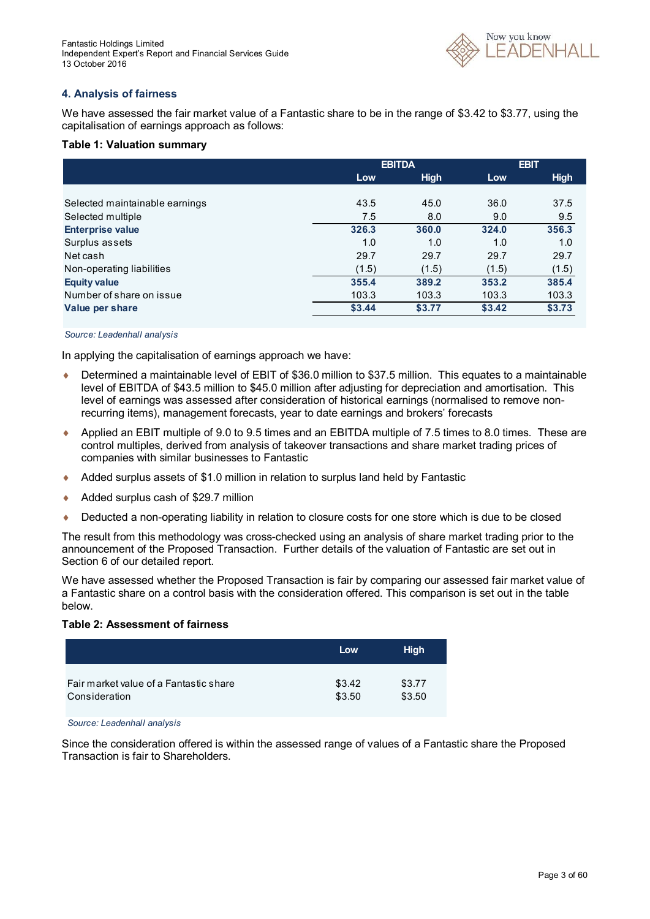## 4. Analysis of fairness

We have assessed the fair market value of a Fantastic share to be in the range of $3.42 to $3.77, using the capitalisation of earnings approach as follows:

**Table 1: Valuation summary**

| | EBITDA | | EBIT | |
|---|---|---|---|---|
| | Low | High | Low | High |
| Selected maintainable earnings | 43.5 | 45.0 | 36.0 | 37.5 |
| Selected multiple | 7.5 | 8.0 | 9.0 | 9.5 |
| **Enterprise value** | **326.3** | **360.0** | **324.0** | **356.3** |
| Surplus assets | 1.0 | 1.0 | 1.0 | 1.0 |
| Net cash | 29.7 | 29.7 | 29.7 | 29.7 |
| Non-operating liabilities | (1.5) | (1.5) | (1.5) | (1.5) |
| **Equity value** | **355.4** | **389.2** | **353.2** | **385.4** |
| Number of share on issue | 103.3 | 103.3 | 103.3 | 103.3 |
| **Value per share** | **$3.44** | **$3.77** | **$3.42** | **$3.73** |

*Source: Leadenhall analysis*

In applying the capitalisation of earnings approach we have:

- Determined a maintainable level of EBIT of $36.0 million to $37.5 million. This equates to a maintainable level of EBITDA of $43.5 million to $45.0 million after adjusting for depreciation and amortisation. This level of earnings was assessed after consideration of historical earnings (normalised to remove non-recurring items), management forecasts, year to date earnings and brokers' forecasts
- Applied an EBIT multiple of 9.0 to 9.5 times and an EBITDA multiple of 7.5 times to 8.0 times. These are control multiples, derived from analysis of takeover transactions and share market trading prices of companies with similar businesses to Fantastic
- Added surplus assets of $1.0 million in relation to surplus land held by Fantastic
- Added surplus cash of $29.7 million
- Deducted a non-operating liability in relation to closure costs for one store which is due to be closed

The result from this methodology was cross-checked using an analysis of share market trading prior to the announcement of the Proposed Transaction. Further details of the valuation of Fantastic are set out in Section 6 of our detailed report.

We have assessed whether the Proposed Transaction is fair by comparing our assessed fair market value of a Fantastic share on a control basis with the consideration offered. This comparison is set out in the table below.

**Table 2: Assessment of fairness**

| | Low | High |
|---|---|---|
| Fair market value of a Fantastic share | $3.42 | $3.77 |
| Consideration | $3.50 | $3.50 |

*Source: Leadenhall analysis*

Since the consideration offered is within the assessed range of values of a Fantastic share the Proposed Transaction is fair to Shareholders.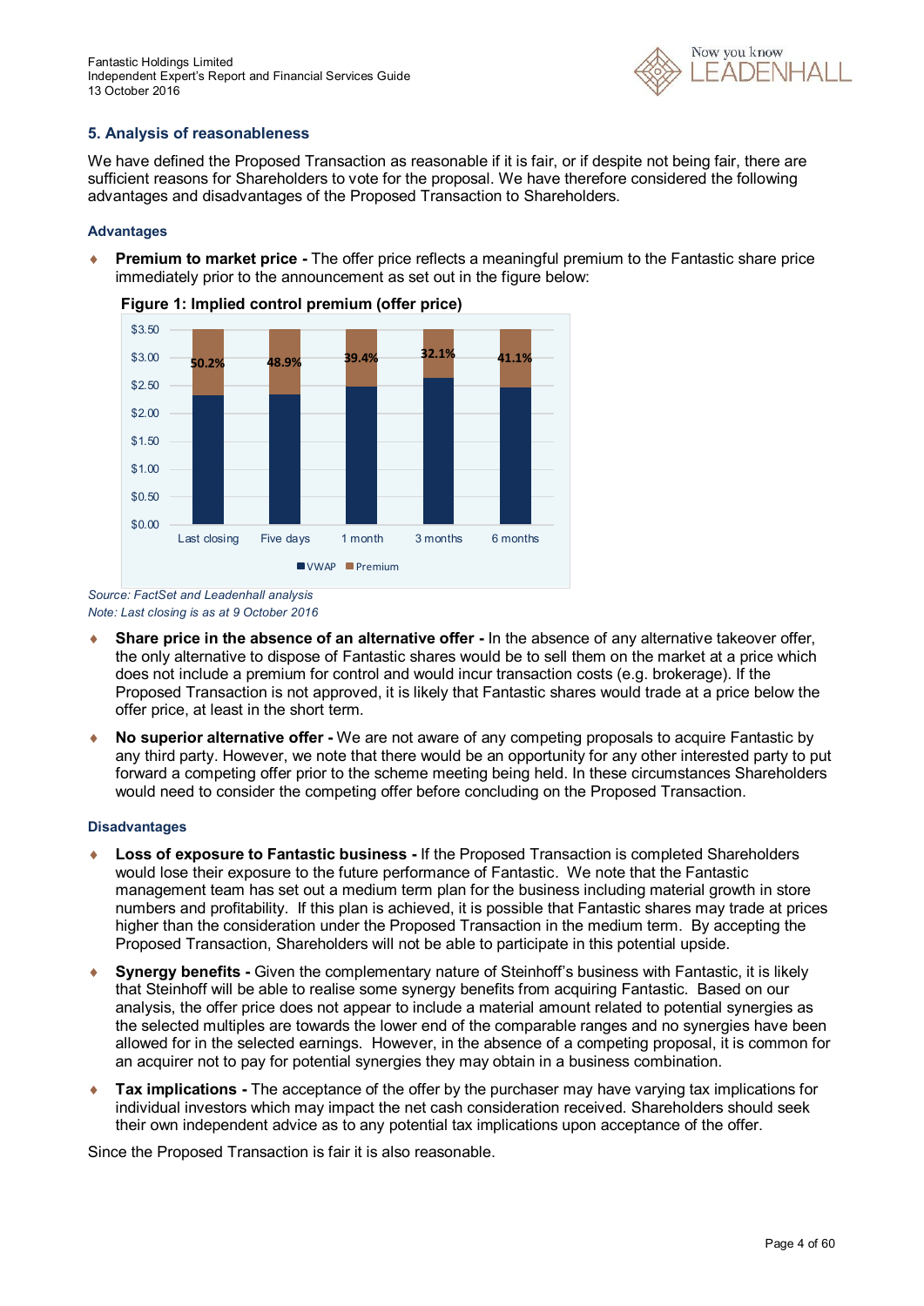## 5. Analysis of reasonableness

We have defined the Proposed Transaction as reasonable if it is fair, or if despite not being fair, there are sufficient reasons for Shareholders to vote for the proposal. We have therefore considered the following advantages and disadvantages of the Proposed Transaction to Shareholders.

### Advantages

- **Premium to market price -** The offer price reflects a meaningful premium to the Fantastic share price immediately prior to the announcement as set out in the figure below:

**Figure 1: Implied control premium (offer price)**

| | Last closing | Five days | 1 month | 3 months | 6 months |
|---|---|---|---|---|---|
| Premium | 50.2% | 48.9% | 39.4% | 32.1% | 41.1% |

*Source: FactSet and Leadenhall analysis*
*Note: Last closing is as at 9 October 2016*

- **Share price in the absence of an alternative offer -** In the absence of any alternative takeover offer, the only alternative to dispose of Fantastic shares would be to sell them on the market at a price which does not include a premium for control and would incur transaction costs (e.g. brokerage). If the Proposed Transaction is not approved, it is likely that Fantastic shares would trade at a price below the offer price, at least in the short term.
- **No superior alternative offer -** We are not aware of any competing proposals to acquire Fantastic by any third party. However, we note that there would be an opportunity for any other interested party to put forward a competing offer prior to the scheme meeting being held. In these circumstances Shareholders would need to consider the competing offer before concluding on the Proposed Transaction.

### Disadvantages

- **Loss of exposure to Fantastic business -** If the Proposed Transaction is completed Shareholders would lose their exposure to the future performance of Fantastic. We note that the Fantastic management team has set out a medium term plan for the business including material growth in store numbers and profitability. If this plan is achieved, it is possible that Fantastic shares may trade at prices higher than the consideration under the Proposed Transaction in the medium term. By accepting the Proposed Transaction, Shareholders will not be able to participate in this potential upside.
- **Synergy benefits -** Given the complementary nature of Steinhoff's business with Fantastic, it is likely that Steinhoff will be able to realise some synergy benefits from acquiring Fantastic. Based on our analysis, the offer price does not appear to include a material amount related to potential synergies as the selected multiples are towards the lower end of the comparable ranges and no synergies have been allowed for in the selected earnings. However, in the absence of a competing proposal, it is common for an acquirer not to pay for potential synergies they may obtain in a business combination.
- **Tax implications -** The acceptance of the offer by the purchaser may have varying tax implications for individual investors which may impact the net cash consideration received. Shareholders should seek their own independent advice as to any potential tax implications upon acceptance of the offer.

Since the Proposed Transaction is fair it is also reasonable.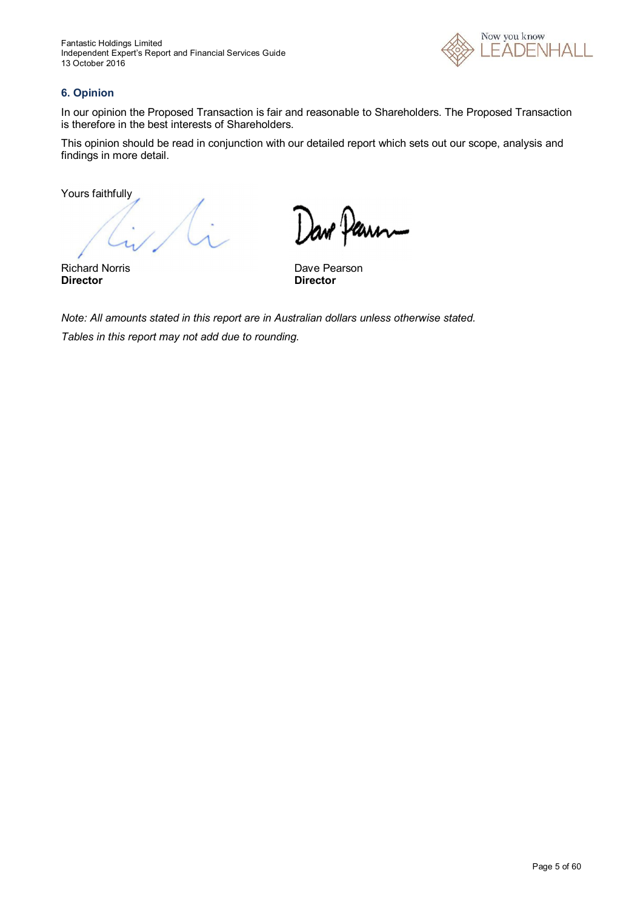## 6. Opinion

In our opinion the Proposed Transaction is fair and reasonable to Shareholders. The Proposed Transaction is therefore in the best interests of Shareholders.

This opinion should be read in conjunction with our detailed report which sets out our scope, analysis and findings in more detail.

Yours faithfully

Richard Norris
**Director**

Dave Pearson
**Director**

*Note: All amounts stated in this report are in Australian dollars unless otherwise stated.*

*Tables in this report may not add due to rounding.*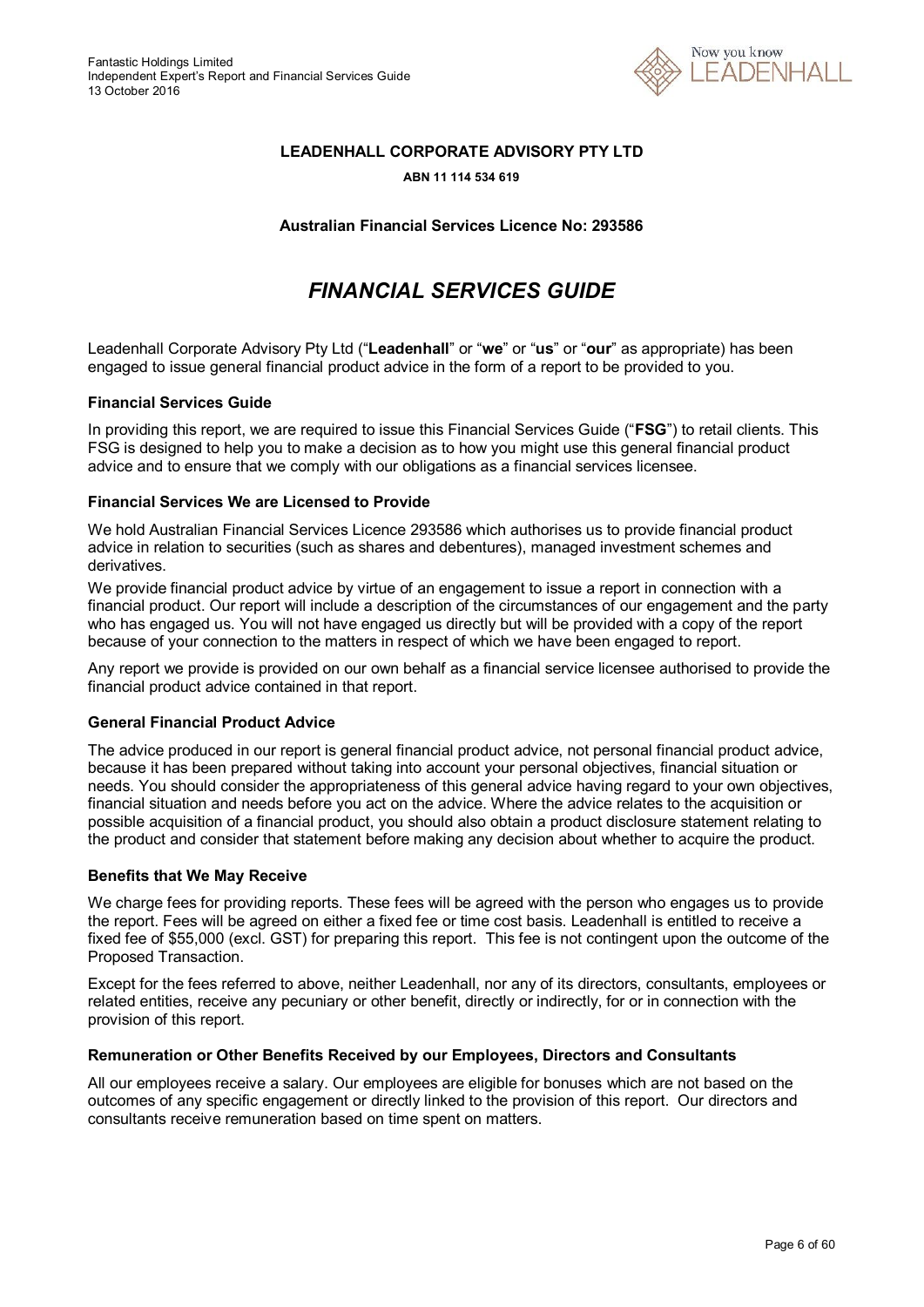**LEADENHALL CORPORATE ADVISORY PTY LTD**

**ABN 11 114 534 619**

**Australian Financial Services Licence No: 293586**

# *FINANCIAL SERVICES GUIDE*

Leadenhall Corporate Advisory Pty Ltd ("**Leadenhall**" or "**we**" or "**us**" or "**our**" as appropriate) has been engaged to issue general financial product advice in the form of a report to be provided to you.

### Financial Services Guide

In providing this report, we are required to issue this Financial Services Guide ("**FSG**") to retail clients. This FSG is designed to help you to make a decision as to how you might use this general financial product advice and to ensure that we comply with our obligations as a financial services licensee.

### Financial Services We are Licensed to Provide

We hold Australian Financial Services Licence 293586 which authorises us to provide financial product advice in relation to securities (such as shares and debentures), managed investment schemes and derivatives.

We provide financial product advice by virtue of an engagement to issue a report in connection with a financial product. Our report will include a description of the circumstances of our engagement and the party who has engaged us. You will not have engaged us directly but will be provided with a copy of the report because of your connection to the matters in respect of which we have been engaged to report.

Any report we provide is provided on our own behalf as a financial service licensee authorised to provide the financial product advice contained in that report.

### General Financial Product Advice

The advice produced in our report is general financial product advice, not personal financial product advice, because it has been prepared without taking into account your personal objectives, financial situation or needs. You should consider the appropriateness of this general advice having regard to your own objectives, financial situation and needs before you act on the advice. Where the advice relates to the acquisition or possible acquisition of a financial product, you should also obtain a product disclosure statement relating to the product and consider that statement before making any decision about whether to acquire the product.

### Benefits that We May Receive

We charge fees for providing reports. These fees will be agreed with the person who engages us to provide the report. Fees will be agreed on either a fixed fee or time cost basis. Leadenhall is entitled to receive a fixed fee of $55,000 (excl. GST) for preparing this report. This fee is not contingent upon the outcome of the Proposed Transaction.

Except for the fees referred to above, neither Leadenhall, nor any of its directors, consultants, employees or related entities, receive any pecuniary or other benefit, directly or indirectly, for or in connection with the provision of this report.

### Remuneration or Other Benefits Received by our Employees, Directors and Consultants

All our employees receive a salary. Our employees are eligible for bonuses which are not based on the outcomes of any specific engagement or directly linked to the provision of this report. Our directors and consultants receive remuneration based on time spent on matters.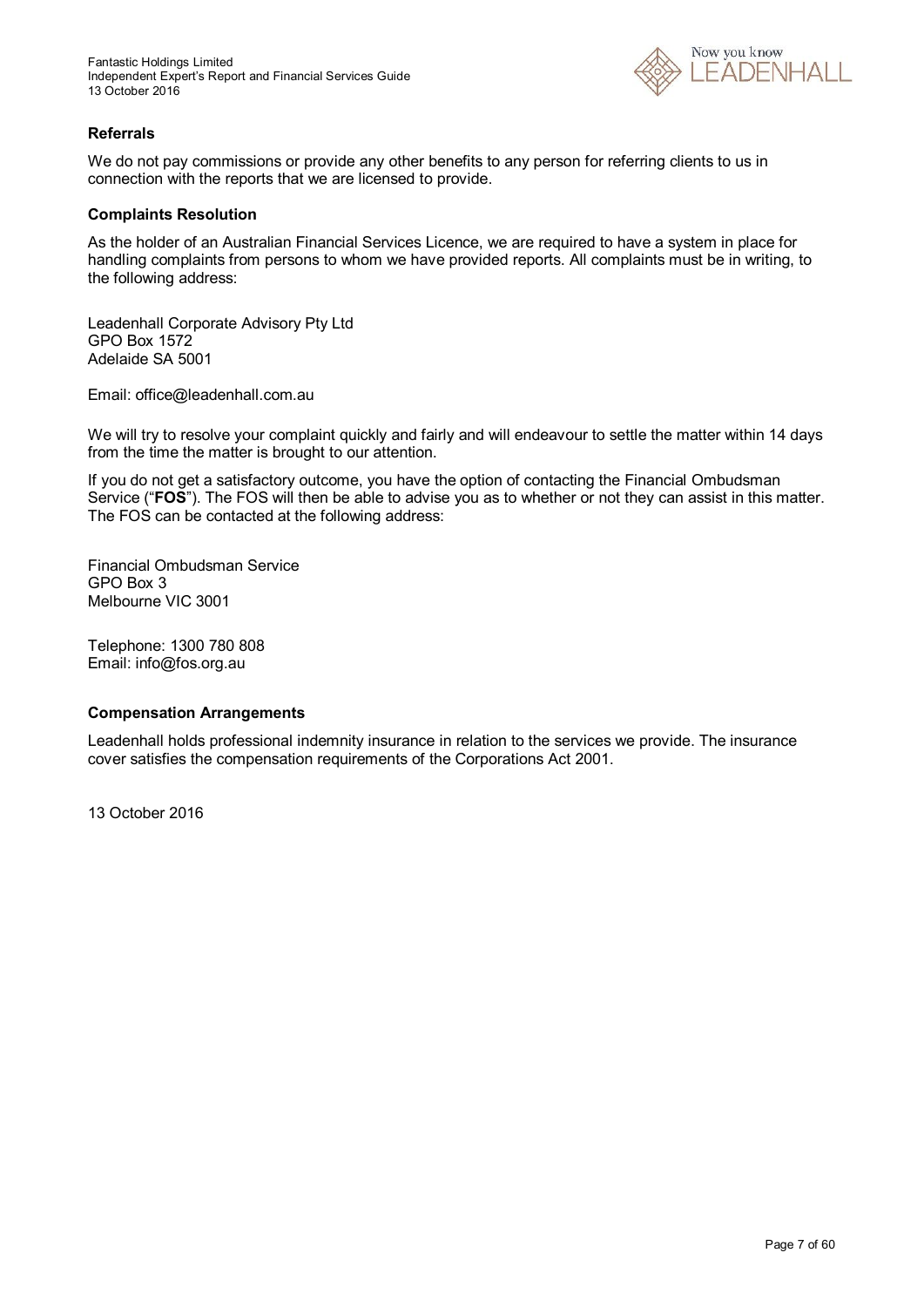### Referrals

We do not pay commissions or provide any other benefits to any person for referring clients to us in connection with the reports that we are licensed to provide.

### Complaints Resolution

As the holder of an Australian Financial Services Licence, we are required to have a system in place for handling complaints from persons to whom we have provided reports. All complaints must be in writing, to the following address:

Leadenhall Corporate Advisory Pty Ltd
GPO Box 1572
Adelaide SA 5001

Email: office@leadenhall.com.au

We will try to resolve your complaint quickly and fairly and will endeavour to settle the matter within 14 days from the time the matter is brought to our attention.

If you do not get a satisfactory outcome, you have the option of contacting the Financial Ombudsman Service ("**FOS**"). The FOS will then be able to advise you as to whether or not they can assist in this matter. The FOS can be contacted at the following address:

Financial Ombudsman Service
GPO Box 3
Melbourne VIC 3001

Telephone: 1300 780 808
Email: info@fos.org.au

### Compensation Arrangements

Leadenhall holds professional indemnity insurance in relation to the services we provide. The insurance cover satisfies the compensation requirements of the Corporations Act 2001.

13 October 2016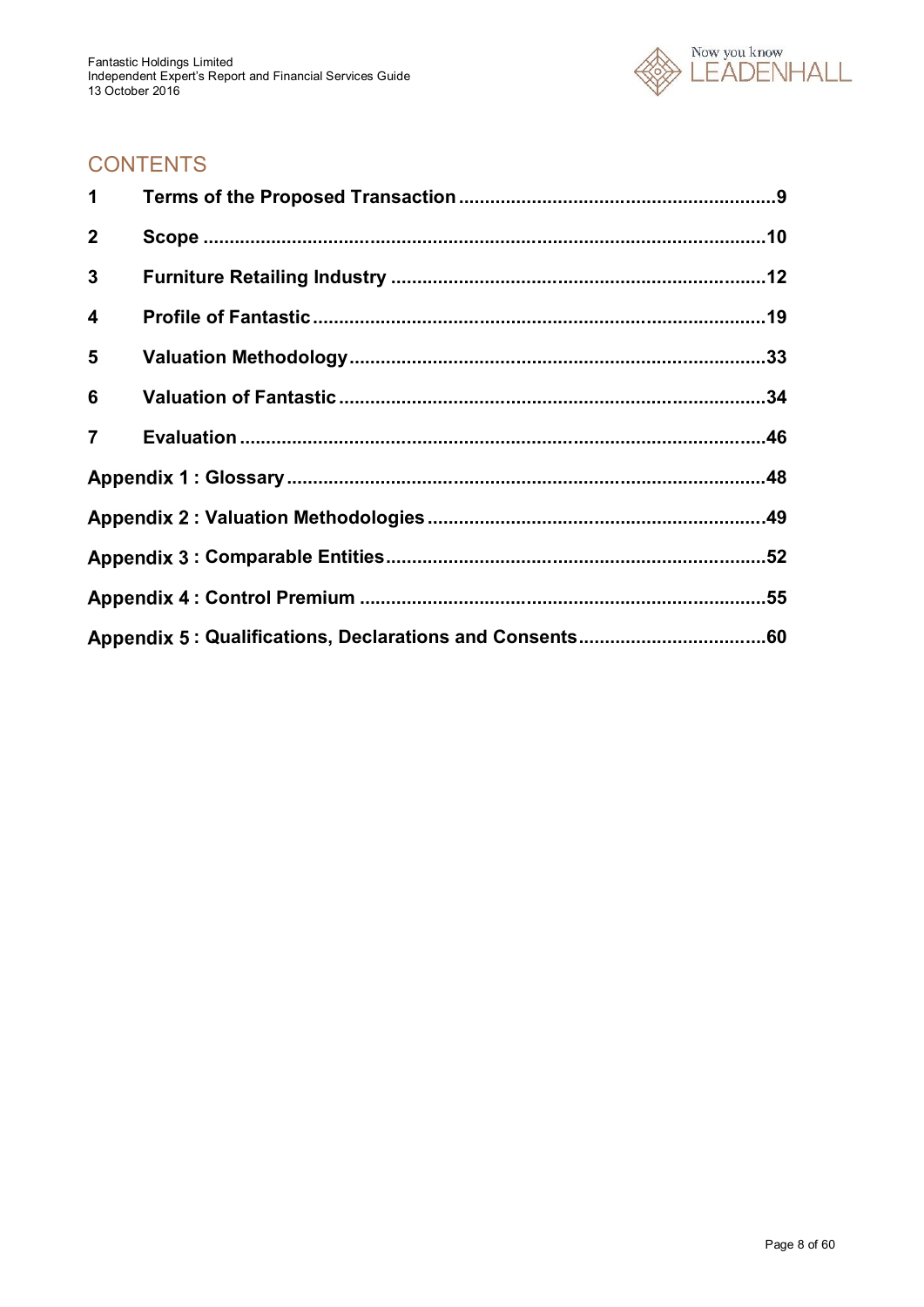## CONTENTS

| | | |
|---|---|---|
| **1** | **Terms of the Proposed Transaction** | **9** |
| **2** | **Scope** | **10** |
| **3** | **Furniture Retailing Industry** | **12** |
| **4** | **Profile of Fantastic** | **19** |
| **5** | **Valuation Methodology** | **33** |
| **6** | **Valuation of Fantastic** | **34** |
| **7** | **Evaluation** | **46** |
| **Appendix 1 : Glossary** | | **48** |
| **Appendix 2 : Valuation Methodologies** | | **49** |
| **Appendix 3 : Comparable Entities** | | **52** |
| **Appendix 4 : Control Premium** | | **55** |
| **Appendix 5 : Qualifications, Declarations and Consents** | | **60** |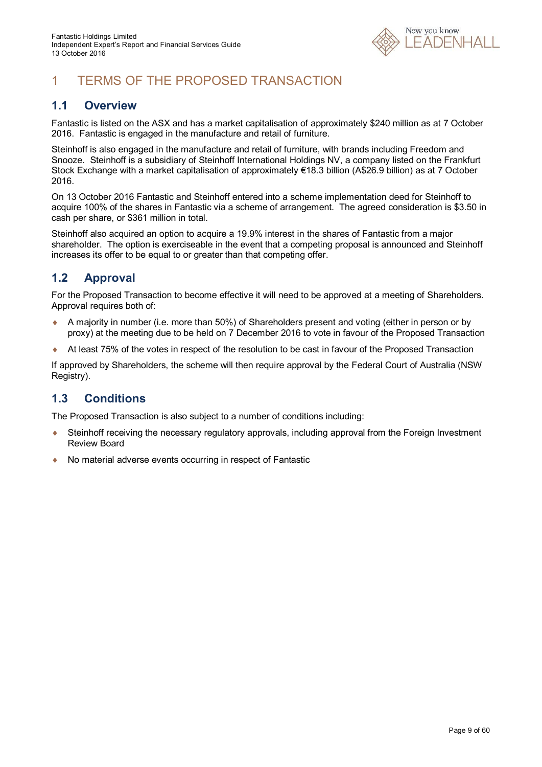# 1 TERMS OF THE PROPOSED TRANSACTION

## 1.1 Overview

Fantastic is listed on the ASX and has a market capitalisation of approximately $240 million as at 7 October 2016. Fantastic is engaged in the manufacture and retail of furniture.

Steinhoff is also engaged in the manufacture and retail of furniture, with brands including Freedom and Snooze. Steinhoff is a subsidiary of Steinhoff International Holdings NV, a company listed on the Frankfurt Stock Exchange with a market capitalisation of approximately €18.3 billion (A$26.9 billion) as at 7 October 2016.

On 13 October 2016 Fantastic and Steinhoff entered into a scheme implementation deed for Steinhoff to acquire 100% of the shares in Fantastic via a scheme of arrangement. The agreed consideration is $3.50 in cash per share, or $361 million in total.

Steinhoff also acquired an option to acquire a 19.9% interest in the shares of Fantastic from a major shareholder. The option is exerciseable in the event that a competing proposal is announced and Steinhoff increases its offer to be equal to or greater than that competing offer.

## 1.2 Approval

For the Proposed Transaction to become effective it will need to be approved at a meeting of Shareholders. Approval requires both of:

- A majority in number (i.e. more than 50%) of Shareholders present and voting (either in person or by proxy) at the meeting due to be held on 7 December 2016 to vote in favour of the Proposed Transaction
- At least 75% of the votes in respect of the resolution to be cast in favour of the Proposed Transaction

If approved by Shareholders, the scheme will then require approval by the Federal Court of Australia (NSW Registry).

## 1.3 Conditions

The Proposed Transaction is also subject to a number of conditions including:

- Steinhoff receiving the necessary regulatory approvals, including approval from the Foreign Investment Review Board
- No material adverse events occurring in respect of Fantastic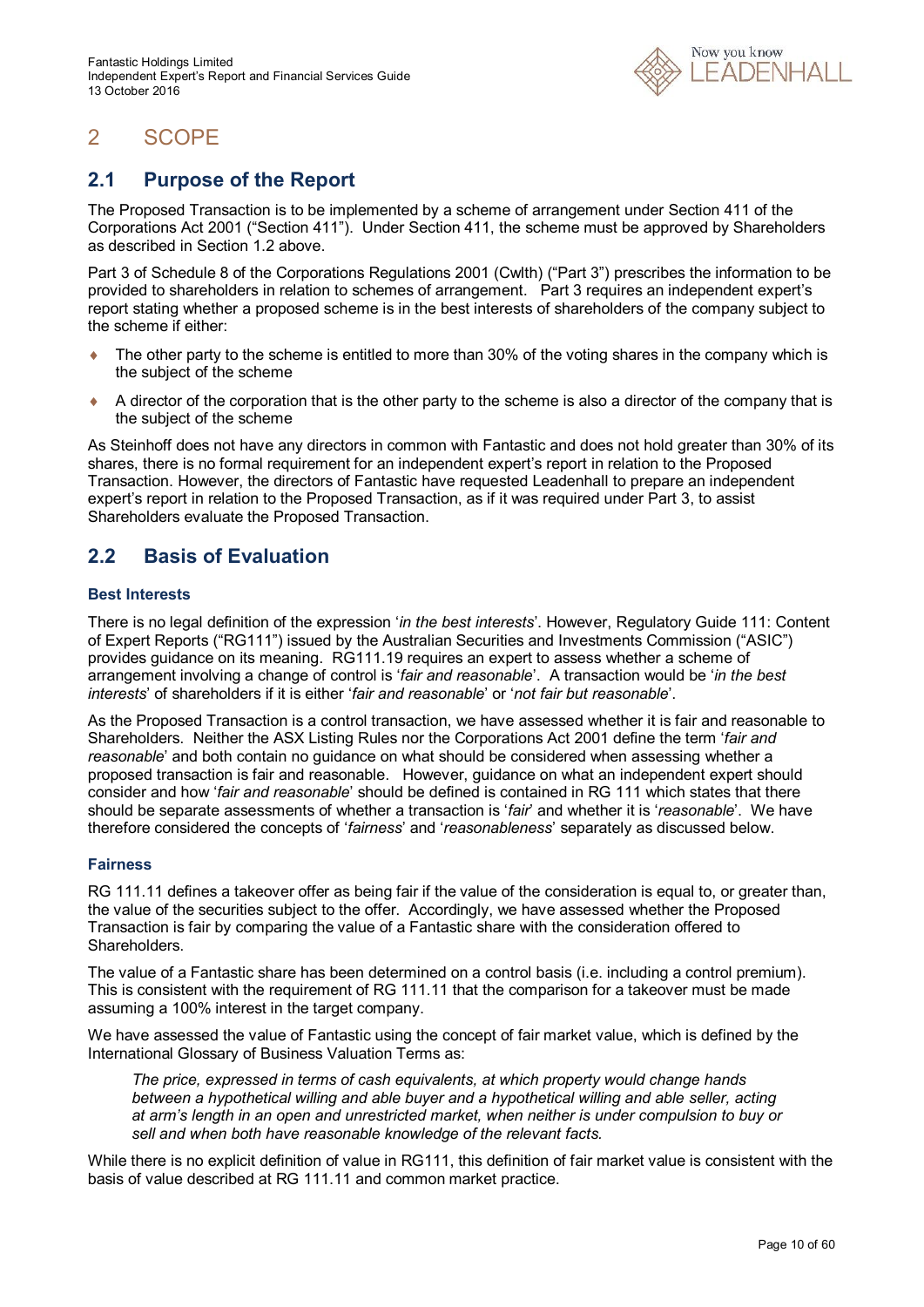# 2 SCOPE

## 2.1 Purpose of the Report

The Proposed Transaction is to be implemented by a scheme of arrangement under Section 411 of the Corporations Act 2001 ("Section 411"). Under Section 411, the scheme must be approved by Shareholders as described in Section 1.2 above.

Part 3 of Schedule 8 of the Corporations Regulations 2001 (Cwlth) ("Part 3") prescribes the information to be provided to shareholders in relation to schemes of arrangement. Part 3 requires an independent expert's report stating whether a proposed scheme is in the best interests of shareholders of the company subject to the scheme if either:

- The other party to the scheme is entitled to more than 30% of the voting shares in the company which is the subject of the scheme
- A director of the corporation that is the other party to the scheme is also a director of the company that is the subject of the scheme

As Steinhoff does not have any directors in common with Fantastic and does not hold greater than 30% of its shares, there is no formal requirement for an independent expert's report in relation to the Proposed Transaction. However, the directors of Fantastic have requested Leadenhall to prepare an independent expert's report in relation to the Proposed Transaction, as if it was required under Part 3, to assist Shareholders evaluate the Proposed Transaction.

## 2.2 Basis of Evaluation

### Best Interests

There is no legal definition of the expression '*in the best interests*'. However, Regulatory Guide 111: Content of Expert Reports ("RG111") issued by the Australian Securities and Investments Commission ("ASIC") provides guidance on its meaning. RG111.19 requires an expert to assess whether a scheme of arrangement involving a change of control is '*fair and reasonable*'. A transaction would be '*in the best interests*' of shareholders if it is either '*fair and reasonable*' or '*not fair but reasonable*'.

As the Proposed Transaction is a control transaction, we have assessed whether it is fair and reasonable to Shareholders. Neither the ASX Listing Rules nor the Corporations Act 2001 define the term '*fair and reasonable*' and both contain no guidance on what should be considered when assessing whether a proposed transaction is fair and reasonable. However, guidance on what an independent expert should consider and how '*fair and reasonable*' should be defined is contained in RG 111 which states that there should be separate assessments of whether a transaction is '*fair*' and whether it is '*reasonable*'. We have therefore considered the concepts of '*fairness*' and '*reasonableness*' separately as discussed below.

### Fairness

RG 111.11 defines a takeover offer as being fair if the value of the consideration is equal to, or greater than, the value of the securities subject to the offer. Accordingly, we have assessed whether the Proposed Transaction is fair by comparing the value of a Fantastic share with the consideration offered to Shareholders.

The value of a Fantastic share has been determined on a control basis (i.e. including a control premium). This is consistent with the requirement of RG 111.11 that the comparison for a takeover must be made assuming a 100% interest in the target company.

We have assessed the value of Fantastic using the concept of fair market value, which is defined by the International Glossary of Business Valuation Terms as:

> *The price, expressed in terms of cash equivalents, at which property would change hands between a hypothetical willing and able buyer and a hypothetical willing and able seller, acting at arm's length in an open and unrestricted market, when neither is under compulsion to buy or sell and when both have reasonable knowledge of the relevant facts.*

While there is no explicit definition of value in RG111, this definition of fair market value is consistent with the basis of value described at RG 111.11 and common market practice.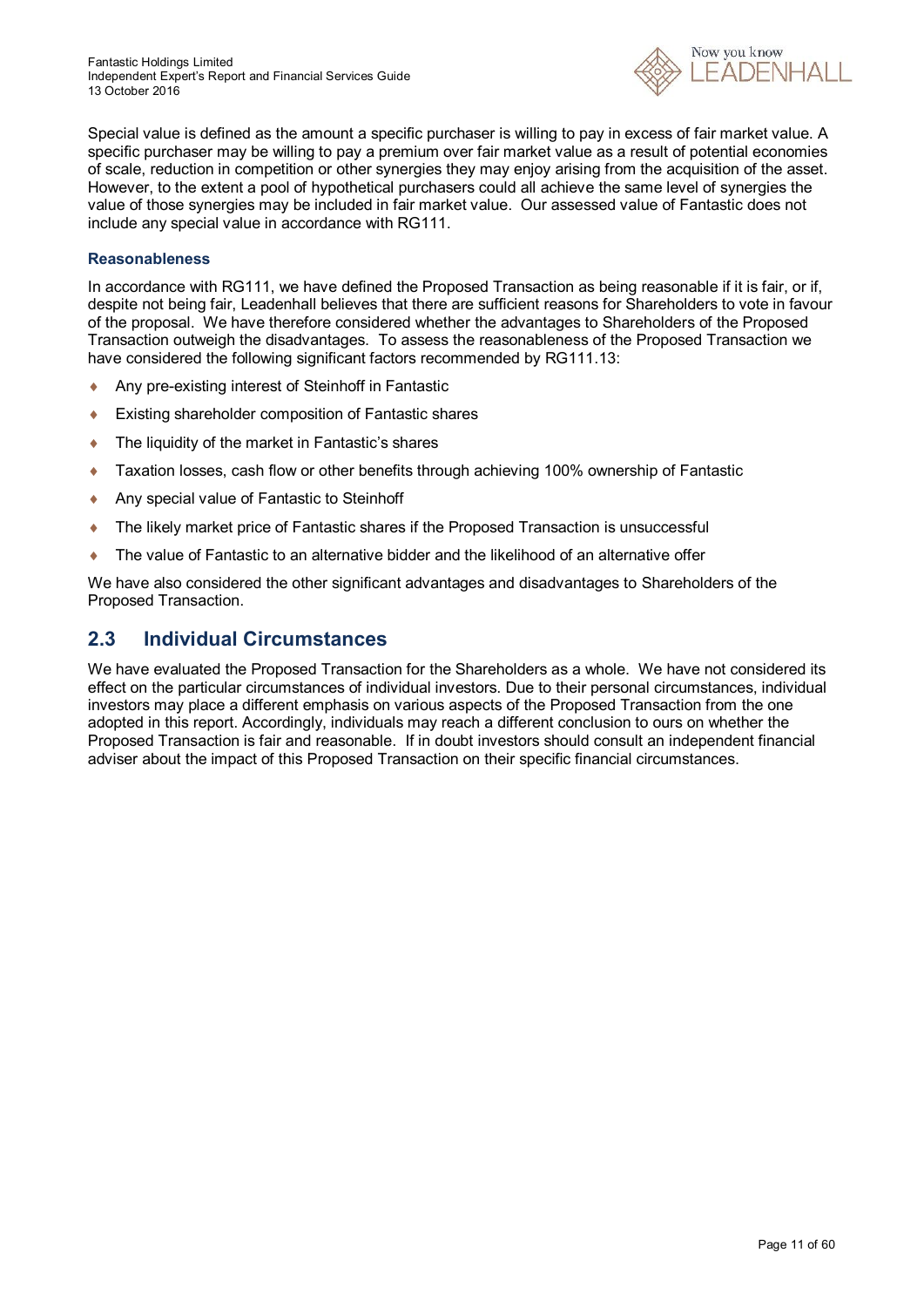Special value is defined as the amount a specific purchaser is willing to pay in excess of fair market value. A specific purchaser may be willing to pay a premium over fair market value as a result of potential economies of scale, reduction in competition or other synergies they may enjoy arising from the acquisition of the asset. However, to the extent a pool of hypothetical purchasers could all achieve the same level of synergies the value of those synergies may be included in fair market value. Our assessed value of Fantastic does not include any special value in accordance with RG111.

### Reasonableness

In accordance with RG111, we have defined the Proposed Transaction as being reasonable if it is fair, or if, despite not being fair, Leadenhall believes that there are sufficient reasons for Shareholders to vote in favour of the proposal. We have therefore considered whether the advantages to Shareholders of the Proposed Transaction outweigh the disadvantages. To assess the reasonableness of the Proposed Transaction we have considered the following significant factors recommended by RG111.13:

- Any pre-existing interest of Steinhoff in Fantastic
- Existing shareholder composition of Fantastic shares
- The liquidity of the market in Fantastic's shares
- Taxation losses, cash flow or other benefits through achieving 100% ownership of Fantastic
- Any special value of Fantastic to Steinhoff
- The likely market price of Fantastic shares if the Proposed Transaction is unsuccessful
- The value of Fantastic to an alternative bidder and the likelihood of an alternative offer

We have also considered the other significant advantages and disadvantages to Shareholders of the Proposed Transaction.

## 2.3 Individual Circumstances

We have evaluated the Proposed Transaction for the Shareholders as a whole. We have not considered its effect on the particular circumstances of individual investors. Due to their personal circumstances, individual investors may place a different emphasis on various aspects of the Proposed Transaction from the one adopted in this report. Accordingly, individuals may reach a different conclusion to ours on whether the Proposed Transaction is fair and reasonable. If in doubt investors should consult an independent financial adviser about the impact of this Proposed Transaction on their specific financial circumstances.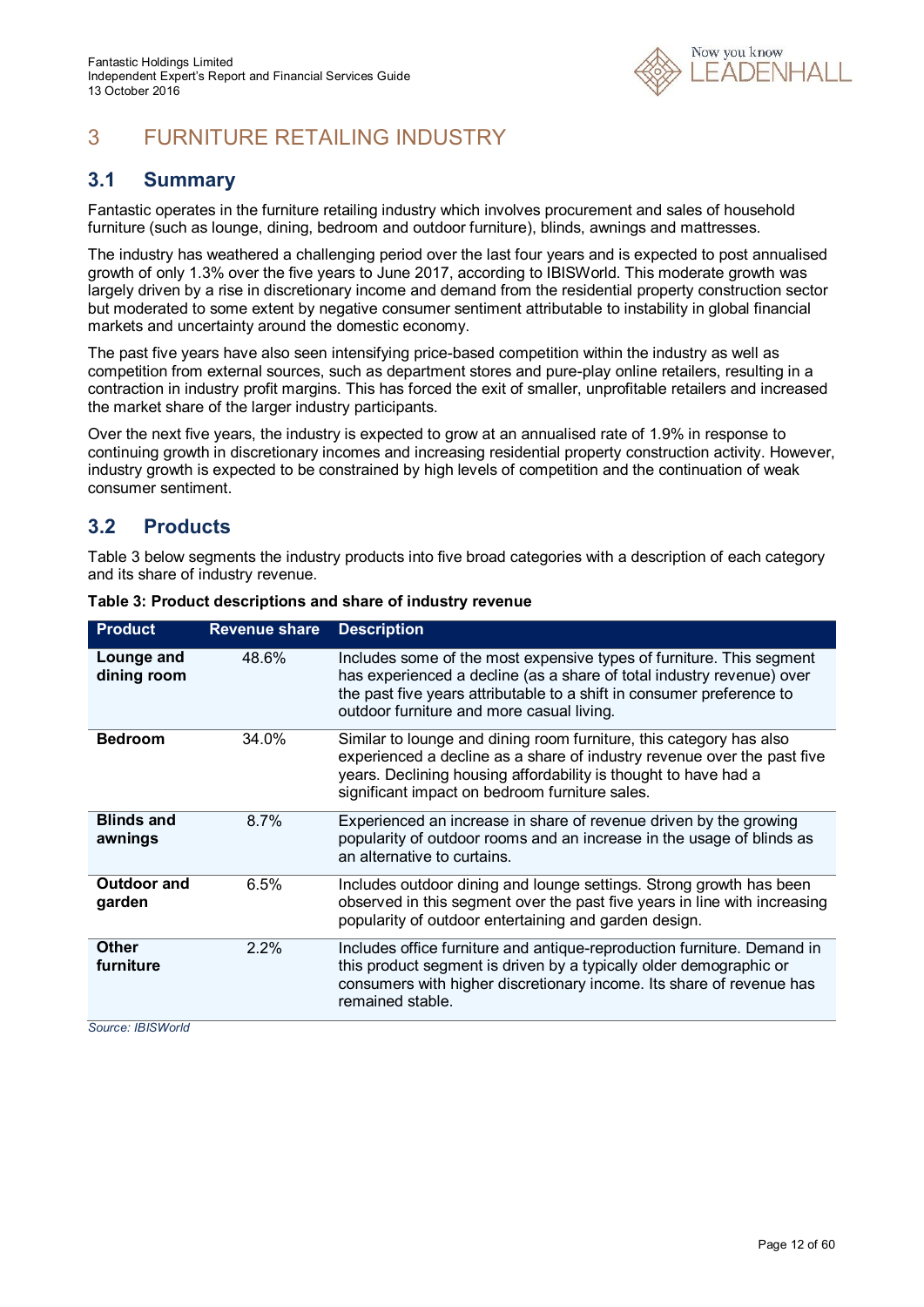# 3 FURNITURE RETAILING INDUSTRY

## 3.1 Summary

Fantastic operates in the furniture retailing industry which involves procurement and sales of household furniture (such as lounge, dining, bedroom and outdoor furniture), blinds, awnings and mattresses.

The industry has weathered a challenging period over the last four years and is expected to post annualised growth of only 1.3% over the five years to June 2017, according to IBISWorld. This moderate growth was largely driven by a rise in discretionary income and demand from the residential property construction sector but moderated to some extent by negative consumer sentiment attributable to instability in global financial markets and uncertainty around the domestic economy.

The past five years have also seen intensifying price-based competition within the industry as well as competition from external sources, such as department stores and pure-play online retailers, resulting in a contraction in industry profit margins. This has forced the exit of smaller, unprofitable retailers and increased the market share of the larger industry participants.

Over the next five years, the industry is expected to grow at an annualised rate of 1.9% in response to continuing growth in discretionary incomes and increasing residential property construction activity. However, industry growth is expected to be constrained by high levels of competition and the continuation of weak consumer sentiment.

## 3.2 Products

Table 3 below segments the industry products into five broad categories with a description of each category and its share of industry revenue.

**Table 3: Product descriptions and share of industry revenue**

| Product | Revenue share | Description |
|---|---|---|
| **Lounge and dining room** | 48.6% | Includes some of the most expensive types of furniture. This segment has experienced a decline (as a share of total industry revenue) over the past five years attributable to a shift in consumer preference to outdoor furniture and more casual living. |
| **Bedroom** | 34.0% | Similar to lounge and dining room furniture, this category has also experienced a decline as a share of industry revenue over the past five years. Declining housing affordability is thought to have had a significant impact on bedroom furniture sales. |
| **Blinds and awnings** | 8.7% | Experienced an increase in share of revenue driven by the growing popularity of outdoor rooms and an increase in the usage of blinds as an alternative to curtains. |
| **Outdoor and garden** | 6.5% | Includes outdoor dining and lounge settings. Strong growth has been observed in this segment over the past five years in line with increasing popularity of outdoor entertaining and garden design. |
| **Other furniture** | 2.2% | Includes office furniture and antique-reproduction furniture. Demand in this product segment is driven by a typically older demographic or consumers with higher discretionary income. Its share of revenue has remained stable. |

*Source: IBISWorld*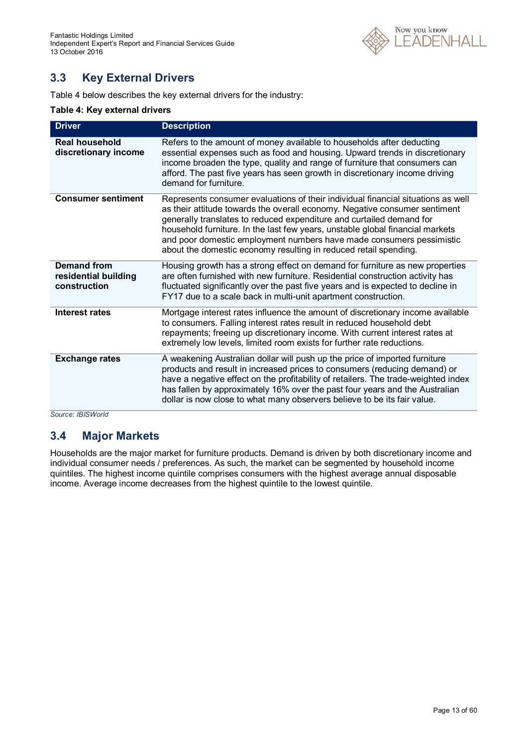## 3.3 Key External Drivers

Table 4 below describes the key external drivers for the industry:

**Table 4: Key external drivers**

| Driver | Description |
|---|---|
| **Real household discretionary income** | Refers to the amount of money available to households after deducting essential expenses such as food and housing. Upward trends in discretionary income broaden the type, quality and range of furniture that consumers can afford. The past five years has seen growth in discretionary income driving demand for furniture. |
| **Consumer sentiment** | Represents consumer evaluations of their individual financial situations as well as their attitude towards the overall economy. Negative consumer sentiment generally translates to reduced expenditure and curtailed demand for household furniture. In the last few years, unstable global financial markets and poor domestic employment numbers have made consumers pessimistic about the domestic economy resulting in reduced retail spending. |
| **Demand from residential building construction** | Housing growth has a strong effect on demand for furniture as new properties are often furnished with new furniture. Residential construction activity has fluctuated significantly over the past five years and is expected to decline in FY17 due to a scale back in multi-unit apartment construction. |
| **Interest rates** | Mortgage interest rates influence the amount of discretionary income available to consumers. Falling interest rates result in reduced household debt repayments; freeing up discretionary income. With current interest rates at extremely low levels, limited room exists for further rate reductions. |
| **Exchange rates** | A weakening Australian dollar will push up the price of imported furniture products and result in increased prices to consumers (reducing demand) or have a negative effect on the profitability of retailers. The trade-weighted index has fallen by approximately 16% over the past four years and the Australian dollar is now close to what many observers believe to be its fair value. |

*Source: IBISWorld*

## 3.4 Major Markets

Households are the major market for furniture products. Demand is driven by both discretionary income and individual consumer needs / preferences. As such, the market can be segmented by household income quintiles. The highest income quintile comprises consumers with the highest average annual disposable income. Average income decreases from the highest quintile to the lowest quintile.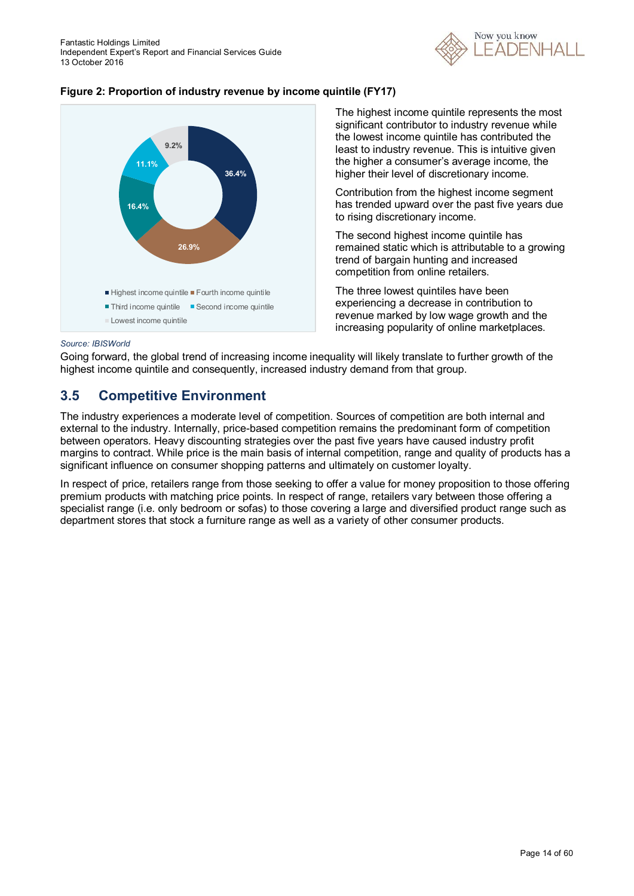**Figure 2: Proportion of industry revenue by income quintile (FY17)**

| Income quintile | Proportion |
|---|---|
| Highest income quintile | 36.4% |
| Fourth income quintile | 26.9% |
| Third income quintile | 16.4% |
| Second income quintile | 11.1% |
| Lowest income quintile | 9.2% |

*Source: IBISWorld*

The highest income quintile represents the most significant contributor to industry revenue while the lowest income quintile has contributed the least to industry revenue. This is intuitive given the higher a consumer's average income, the higher their level of discretionary income.

Contribution from the highest income segment has trended upward over the past five years due to rising discretionary income.

The second highest income quintile has remained static which is attributable to a growing trend of bargain hunting and increased competition from online retailers.

The three lowest quintiles have been experiencing a decrease in contribution to revenue marked by low wage growth and the increasing popularity of online marketplaces.

Going forward, the global trend of increasing income inequality will likely translate to further growth of the highest income quintile and consequently, increased industry demand from that group.

## 3.5 Competitive Environment

The industry experiences a moderate level of competition. Sources of competition are both internal and external to the industry. Internally, price-based competition remains the predominant form of competition between operators. Heavy discounting strategies over the past five years have caused industry profit margins to contract. While price is the main basis of internal competition, range and quality of products has a significant influence on consumer shopping patterns and ultimately on customer loyalty.

In respect of price, retailers range from those seeking to offer a value for money proposition to those offering premium products with matching price points. In respect of range, retailers vary between those offering a specialist range (i.e. only bedroom or sofas) to those covering a large and diversified product range such as department stores that stock a furniture range as well as a variety of other consumer products.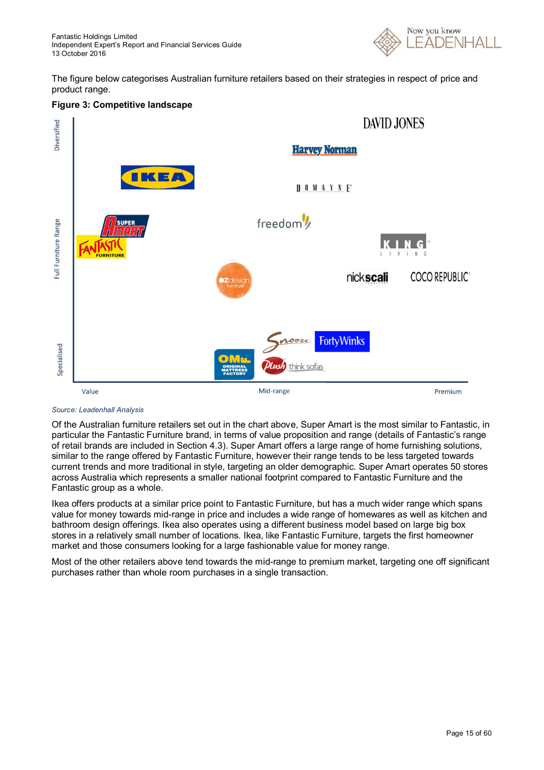The figure below categorises Australian furniture retailers based on their strategies in respect of price and product range.

**Figure 3: Competitive landscape**

*Source: Leadenhall Analysis*

Of the Australian furniture retailers set out in the chart above, Super Amart is the most similar to Fantastic, in particular the Fantastic Furniture brand, in terms of value proposition and range (details of Fantastic's range of retail brands are included in Section 4.3). Super Amart offers a large range of home furnishing solutions, similar to the range offered by Fantastic Furniture, however their range tends to be less targeted towards current trends and more traditional in style, targeting an older demographic. Super Amart operates 50 stores across Australia which represents a smaller national footprint compared to Fantastic Furniture and the Fantastic group as a whole.

Ikea offers products at a similar price point to Fantastic Furniture, but has a much wider range which spans value for money towards mid-range in price and includes a wide range of homewares as well as kitchen and bathroom design offerings. Ikea also operates using a different business model based on large big box stores in a relatively small number of locations. Ikea, like Fantastic Furniture, targets the first homeowner market and those consumers looking for a large fashionable value for money range.

Most of the other retailers above tend towards the mid-range to premium market, targeting one off significant purchases rather than whole room purchases in a single transaction.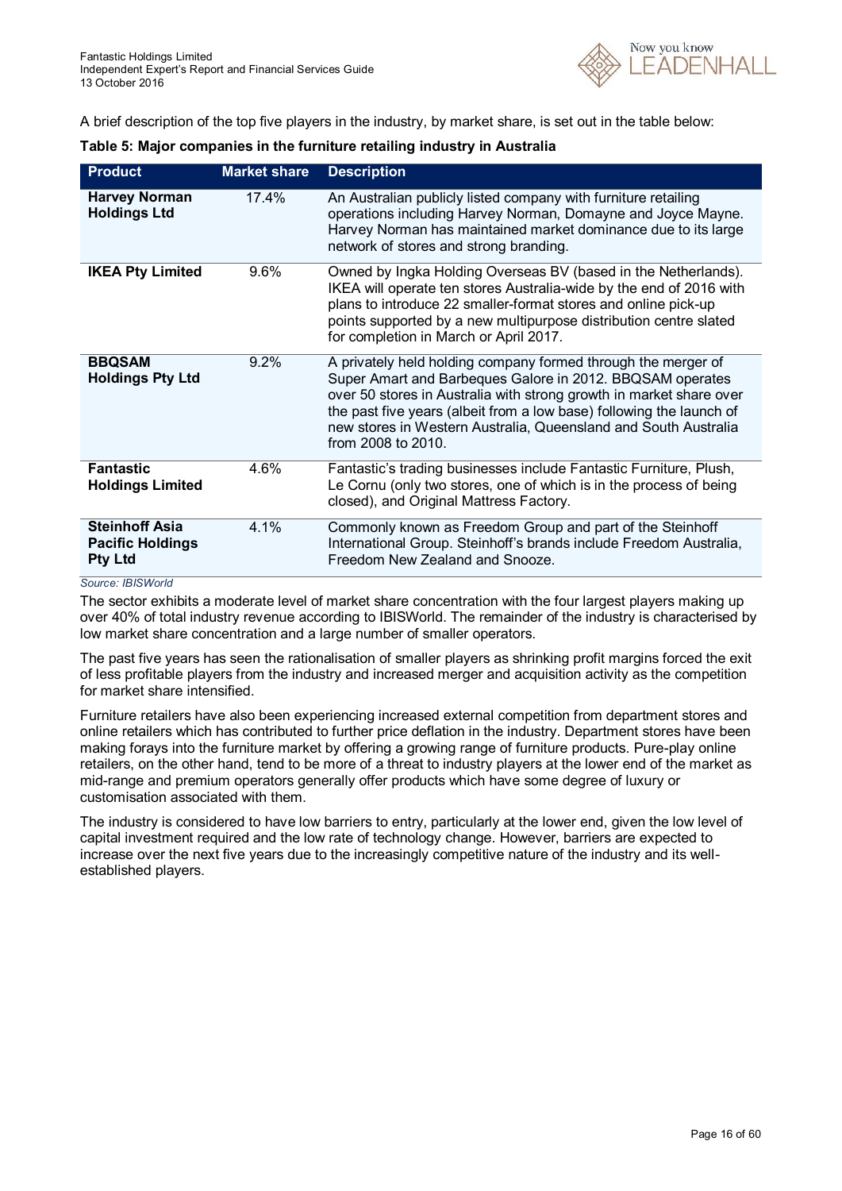A brief description of the top five players in the industry, by market share, is set out in the table below:

**Table 5: Major companies in the furniture retailing industry in Australia**

| Product | Market share | Description |
|---|---|---|
| **Harvey Norman Holdings Ltd** | 17.4% | An Australian publicly listed company with furniture retailing operations including Harvey Norman, Domayne and Joyce Mayne. Harvey Norman has maintained market dominance due to its large network of stores and strong branding. |
| **IKEA Pty Limited** | 9.6% | Owned by Ingka Holding Overseas BV (based in the Netherlands). IKEA will operate ten stores Australia-wide by the end of 2016 with plans to introduce 22 smaller-format stores and online pick-up points supported by a new multipurpose distribution centre slated for completion in March or April 2017. |
| **BBQSAM Holdings Pty Ltd** | 9.2% | A privately held holding company formed through the merger of Super Amart and Barbeques Galore in 2012. BBQSAM operates over 50 stores in Australia with strong growth in market share over the past five years (albeit from a low base) following the launch of new stores in Western Australia, Queensland and South Australia from 2008 to 2010. |
| **Fantastic Holdings Limited** | 4.6% | Fantastic's trading businesses include Fantastic Furniture, Plush, Le Cornu (only two stores, one of which is in the process of being closed), and Original Mattress Factory. |
| **Steinhoff Asia Pacific Holdings Pty Ltd** | 4.1% | Commonly known as Freedom Group and part of the Steinhoff International Group. Steinhoff's brands include Freedom Australia, Freedom New Zealand and Snooze. |

*Source: IBISWorld*

The sector exhibits a moderate level of market share concentration with the four largest players making up over 40% of total industry revenue according to IBISWorld. The remainder of the industry is characterised by low market share concentration and a large number of smaller operators.

The past five years has seen the rationalisation of smaller players as shrinking profit margins forced the exit of less profitable players from the industry and increased merger and acquisition activity as the competition for market share intensified.

Furniture retailers have also been experiencing increased external competition from department stores and online retailers which has contributed to further price deflation in the industry. Department stores have been making forays into the furniture market by offering a growing range of furniture products. Pure-play online retailers, on the other hand, tend to be more of a threat to industry players at the lower end of the market as mid-range and premium operators generally offer products which have some degree of luxury or customisation associated with them.

The industry is considered to have low barriers to entry, particularly at the lower end, given the low level of capital investment required and the low rate of technology change. However, barriers are expected to increase over the next five years due to the increasingly competitive nature of the industry and its well-established players.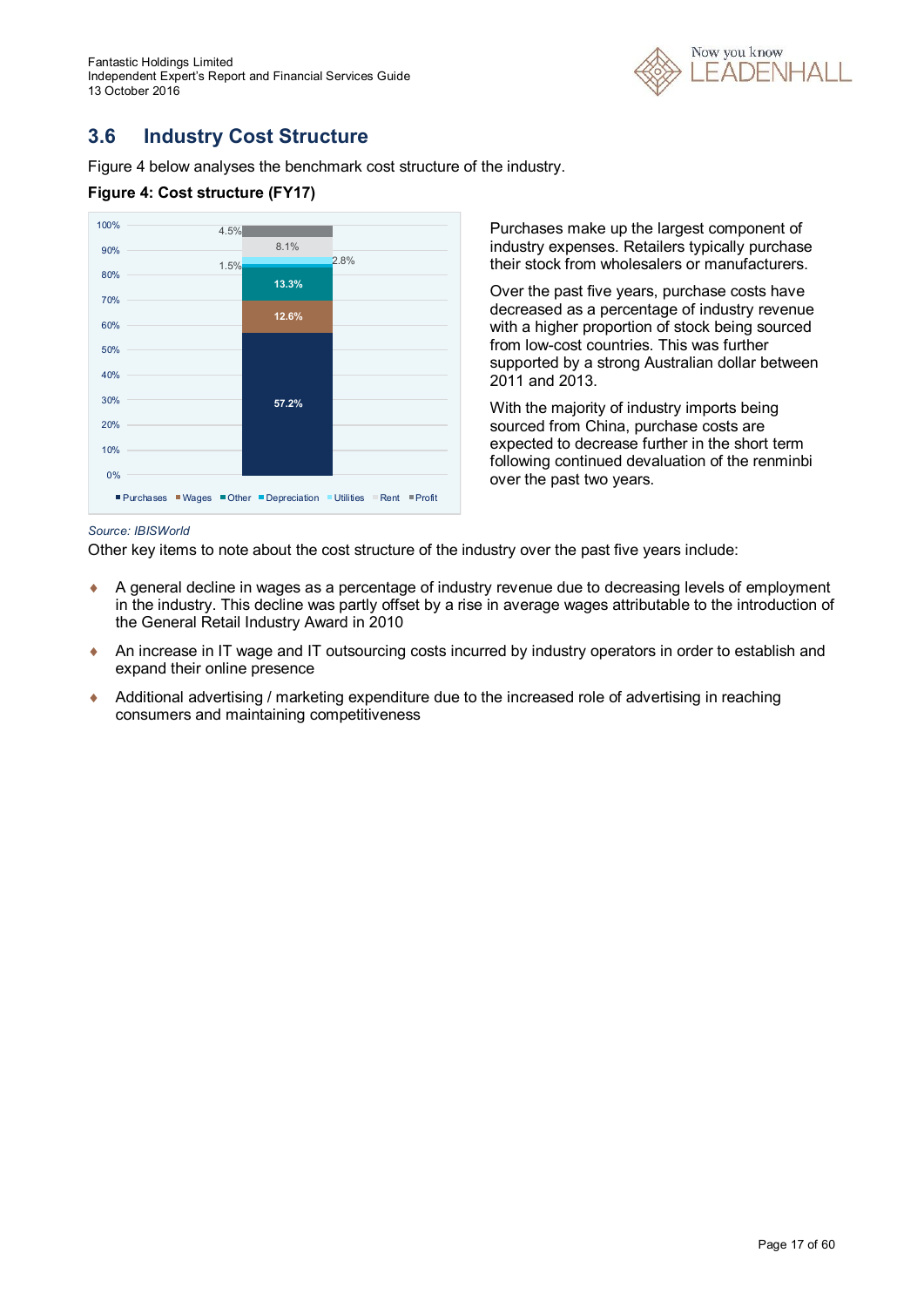## 3.6 Industry Cost Structure

Figure 4 below analyses the benchmark cost structure of the industry.

**Figure 4: Cost structure (FY17)**

| Cost component | % of revenue |
| --- | --- |
| Purchases | 57.2% |
| Wages | 12.6% |
| Other | 13.3% |
| Depreciation | 1.5% |
| Utilities | 2.8% |
| Rent | 8.1% |
| Profit | 4.5% |

*Source: IBISWorld*

Purchases make up the largest component of industry expenses. Retailers typically purchase their stock from wholesalers or manufacturers.

Over the past five years, purchase costs have decreased as a percentage of industry revenue with a higher proportion of stock being sourced from low-cost countries. This was further supported by a strong Australian dollar between 2011 and 2013.

With the majority of industry imports being sourced from China, purchase costs are expected to decrease further in the short term following continued devaluation of the renminbi over the past two years.

Other key items to note about the cost structure of the industry over the past five years include:

- A general decline in wages as a percentage of industry revenue due to decreasing levels of employment in the industry. This decline was partly offset by a rise in average wages attributable to the introduction of the General Retail Industry Award in 2010
- An increase in IT wage and IT outsourcing costs incurred by industry operators in order to establish and expand their online presence
- Additional advertising / marketing expenditure due to the increased role of advertising in reaching consumers and maintaining competitiveness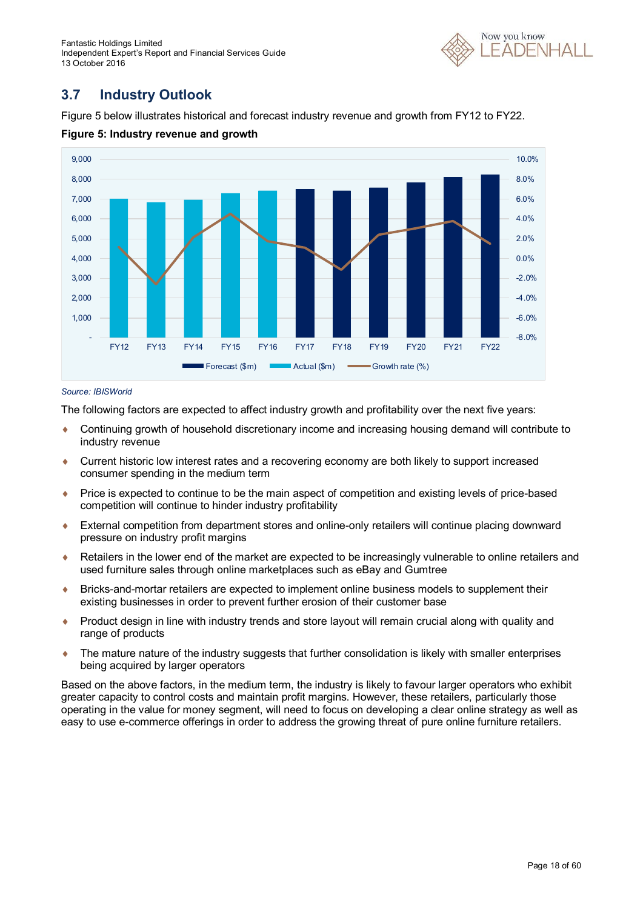## 3.7 Industry Outlook

Figure 5 below illustrates historical and forecast industry revenue and growth from FY12 to FY22.

**Figure 5: Industry revenue and growth**

*Source: IBISWorld*

The following factors are expected to affect industry growth and profitability over the next five years:

- Continuing growth of household discretionary income and increasing housing demand will contribute to industry revenue
- Current historic low interest rates and a recovering economy are both likely to support increased consumer spending in the medium term
- Price is expected to continue to be the main aspect of competition and existing levels of price-based competition will continue to hinder industry profitability
- External competition from department stores and online-only retailers will continue placing downward pressure on industry profit margins
- Retailers in the lower end of the market are expected to be increasingly vulnerable to online retailers and used furniture sales through online marketplaces such as eBay and Gumtree
- Bricks-and-mortar retailers are expected to implement online business models to supplement their existing businesses in order to prevent further erosion of their customer base
- Product design in line with industry trends and store layout will remain crucial along with quality and range of products
- The mature nature of the industry suggests that further consolidation is likely with smaller enterprises being acquired by larger operators

Based on the above factors, in the medium term, the industry is likely to favour larger operators who exhibit greater capacity to control costs and maintain profit margins. However, these retailers, particularly those operating in the value for money segment, will need to focus on developing a clear online strategy as well as easy to use e-commerce offerings in order to address the growing threat of pure online furniture retailers.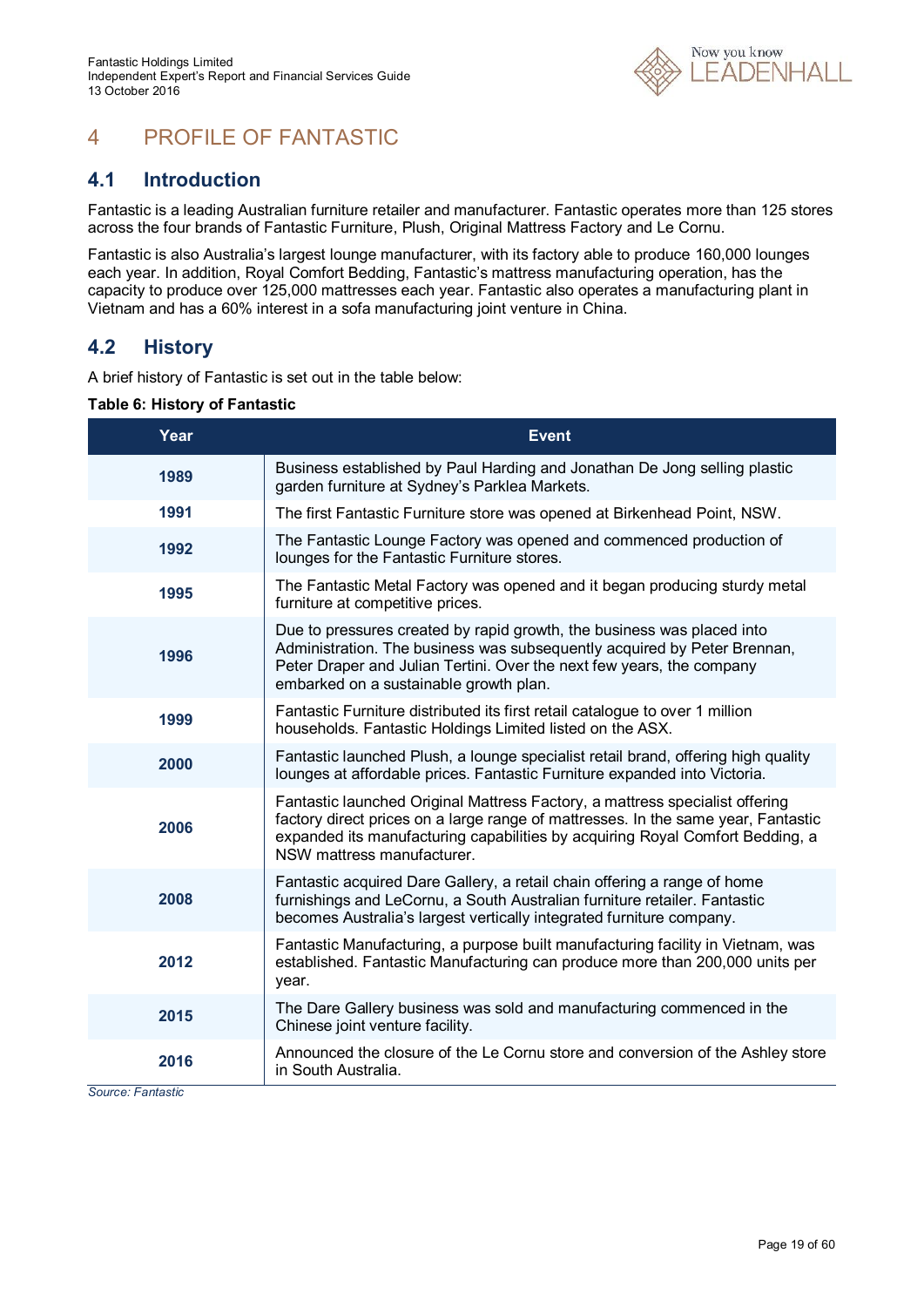# 4 PROFILE OF FANTASTIC

## 4.1 Introduction

Fantastic is a leading Australian furniture retailer and manufacturer. Fantastic operates more than 125 stores across the four brands of Fantastic Furniture, Plush, Original Mattress Factory and Le Cornu.

Fantastic is also Australia's largest lounge manufacturer, with its factory able to produce 160,000 lounges each year. In addition, Royal Comfort Bedding, Fantastic's mattress manufacturing operation, has the capacity to produce over 125,000 mattresses each year. Fantastic also operates a manufacturing plant in Vietnam and has a 60% interest in a sofa manufacturing joint venture in China.

## 4.2 History

A brief history of Fantastic is set out in the table below:

**Table 6: History of Fantastic**

| Year | Event |
|---|---|
| **1989** | Business established by Paul Harding and Jonathan De Jong selling plastic garden furniture at Sydney's Parklea Markets. |
| **1991** | The first Fantastic Furniture store was opened at Birkenhead Point, NSW. |
| **1992** | The Fantastic Lounge Factory was opened and commenced production of lounges for the Fantastic Furniture stores. |
| **1995** | The Fantastic Metal Factory was opened and it began producing sturdy metal furniture at competitive prices. |
| **1996** | Due to pressures created by rapid growth, the business was placed into Administration. The business was subsequently acquired by Peter Brennan, Peter Draper and Julian Tertini. Over the next few years, the company embarked on a sustainable growth plan. |
| **1999** | Fantastic Furniture distributed its first retail catalogue to over 1 million households. Fantastic Holdings Limited listed on the ASX. |
| **2000** | Fantastic launched Plush, a lounge specialist retail brand, offering high quality lounges at affordable prices. Fantastic Furniture expanded into Victoria. |
| **2006** | Fantastic launched Original Mattress Factory, a mattress specialist offering factory direct prices on a large range of mattresses. In the same year, Fantastic expanded its manufacturing capabilities by acquiring Royal Comfort Bedding, a NSW mattress manufacturer. |
| **2008** | Fantastic acquired Dare Gallery, a retail chain offering a range of home furnishings and LeCornu, a South Australian furniture retailer. Fantastic becomes Australia's largest vertically integrated furniture company. |
| **2012** | Fantastic Manufacturing, a purpose built manufacturing facility in Vietnam, was established. Fantastic Manufacturing can produce more than 200,000 units per year. |
| **2015** | The Dare Gallery business was sold and manufacturing commenced in the Chinese joint venture facility. |
| **2016** | Announced the closure of the Le Cornu store and conversion of the Ashley store in South Australia. |

*Source: Fantastic*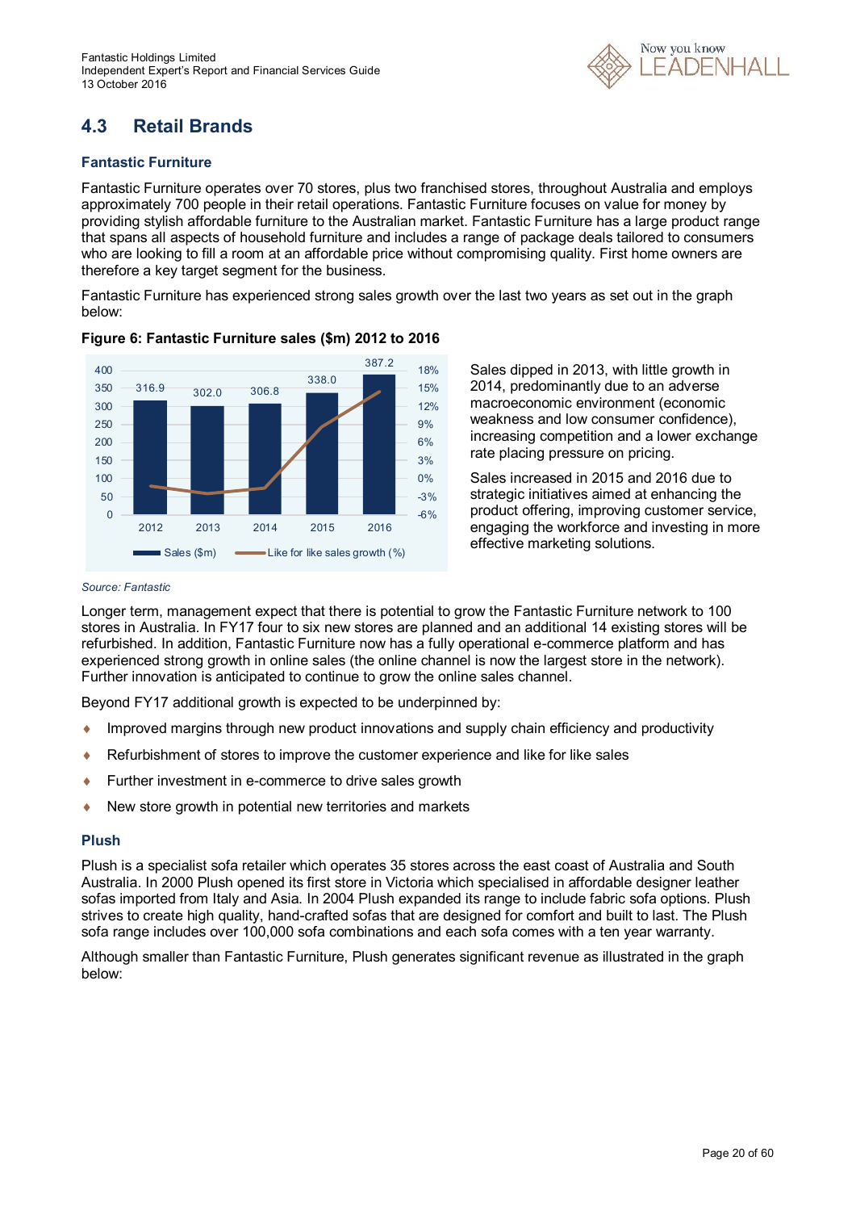## 4.3 Retail Brands

### Fantastic Furniture

Fantastic Furniture operates over 70 stores, plus two franchised stores, throughout Australia and employs approximately 700 people in their retail operations. Fantastic Furniture focuses on value for money by providing stylish affordable furniture to the Australian market. Fantastic Furniture has a large product range that spans all aspects of household furniture and includes a range of package deals tailored to consumers who are looking to fill a room at an affordable price without compromising quality. First home owners are therefore a key target segment for the business.

Fantastic Furniture has experienced strong sales growth over the last two years as set out in the graph below:

**Figure 6: Fantastic Furniture sales ($m) 2012 to 2016**

| | 2012 | 2013 | 2014 | 2015 | 2016 |
|---|---|---|---|---|---|
| Sales ($m) | 316.9 | 302.0 | 306.8 | 338.0 | 387.2 |

*Source: Fantastic*

Sales dipped in 2013, with little growth in 2014, predominantly due to an adverse macroeconomic environment (economic weakness and low consumer confidence), increasing competition and a lower exchange rate placing pressure on pricing.

Sales increased in 2015 and 2016 due to strategic initiatives aimed at enhancing the product offering, improving customer service, engaging the workforce and investing in more effective marketing solutions.

Longer term, management expect that there is potential to grow the Fantastic Furniture network to 100 stores in Australia. In FY17 four to six new stores are planned and an additional 14 existing stores will be refurbished. In addition, Fantastic Furniture now has a fully operational e-commerce platform and has experienced strong growth in online sales (the online channel is now the largest store in the network). Further innovation is anticipated to continue to grow the online sales channel.

Beyond FY17 additional growth is expected to be underpinned by:

- Improved margins through new product innovations and supply chain efficiency and productivity
- Refurbishment of stores to improve the customer experience and like for like sales
- Further investment in e-commerce to drive sales growth
- New store growth in potential new territories and markets

### Plush

Plush is a specialist sofa retailer which operates 35 stores across the east coast of Australia and South Australia. In 2000 Plush opened its first store in Victoria which specialised in affordable designer leather sofas imported from Italy and Asia. In 2004 Plush expanded its range to include fabric sofa options. Plush strives to create high quality, hand-crafted sofas that are designed for comfort and built to last. The Plush sofa range includes over 100,000 sofa combinations and each sofa comes with a ten year warranty.

Although smaller than Fantastic Furniture, Plush generates significant revenue as illustrated in the graph below: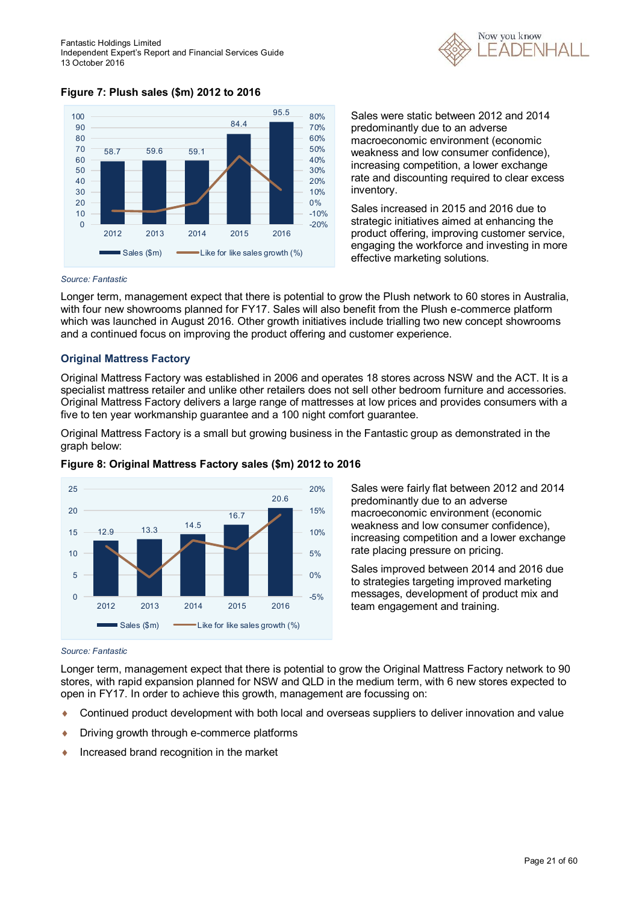**Figure 7: Plush sales ($m) 2012 to 2016**

| | 2012 | 2013 | 2014 | 2015 | 2016 |
|---|---|---|---|---|---|
| Sales ($m) | 58.7 | 59.6 | 59.1 | 84.4 | 95.5 |

*Source: Fantastic*

Sales were static between 2012 and 2014 predominantly due to an adverse macroeconomic environment (economic weakness and low consumer confidence), increasing competition, a lower exchange rate and discounting required to clear excess inventory.

Sales increased in 2015 and 2016 due to strategic initiatives aimed at enhancing the product offering, improving customer service, engaging the workforce and investing in more effective marketing solutions.

Longer term, management expect that there is potential to grow the Plush network to 60 stores in Australia, with four new showrooms planned for FY17. Sales will also benefit from the Plush e-commerce platform which was launched in August 2016. Other growth initiatives include trialling two new concept showrooms and a continued focus on improving the product offering and customer experience.

## Original Mattress Factory

Original Mattress Factory was established in 2006 and operates 18 stores across NSW and the ACT. It is a specialist mattress retailer and unlike other retailers does not sell other bedroom furniture and accessories. Original Mattress Factory delivers a large range of mattresses at low prices and provides consumers with a five to ten year workmanship guarantee and a 100 night comfort guarantee.

Original Mattress Factory is a small but growing business in the Fantastic group as demonstrated in the graph below:

**Figure 8: Original Mattress Factory sales ($m) 2012 to 2016**

| | 2012 | 2013 | 2014 | 2015 | 2016 |
|---|---|---|---|---|---|
| Sales ($m) | 12.9 | 13.3 | 14.5 | 16.7 | 20.6 |

*Source: Fantastic*

Sales were fairly flat between 2012 and 2014 predominantly due to an adverse macroeconomic environment (economic weakness and low consumer confidence), increasing competition and a lower exchange rate placing pressure on pricing.

Sales improved between 2014 and 2016 due to strategies targeting improved marketing messages, development of product mix and team engagement and training.

Longer term, management expect that there is potential to grow the Original Mattress Factory network to 90 stores, with rapid expansion planned for NSW and QLD in the medium term, with 6 new stores expected to open in FY17. In order to achieve this growth, management are focussing on:

- Continued product development with both local and overseas suppliers to deliver innovation and value
- Driving growth through e-commerce platforms
- Increased brand recognition in the market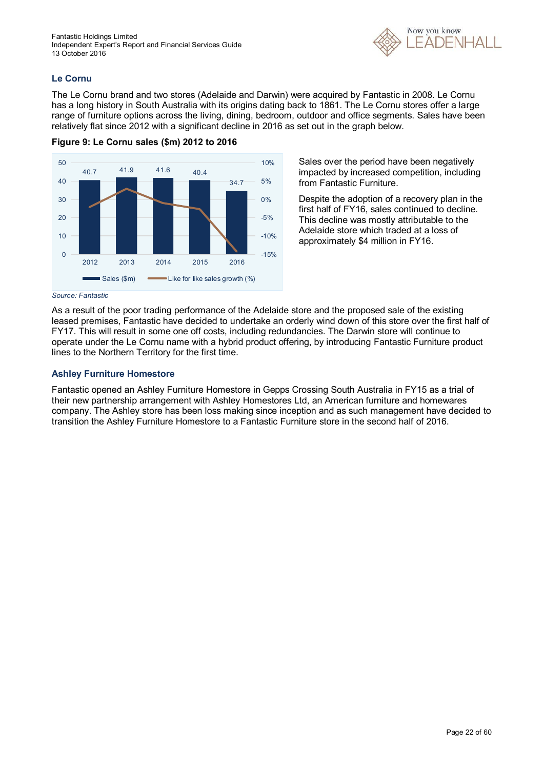## Le Cornu

The Le Cornu brand and two stores (Adelaide and Darwin) were acquired by Fantastic in 2008. Le Cornu has a long history in South Australia with its origins dating back to 1861. The Le Cornu stores offer a large range of furniture options across the living, dining, bedroom, outdoor and office segments. Sales have been relatively flat since 2012 with a significant decline in 2016 as set out in the graph below.

**Figure 9: Le Cornu sales ($m) 2012 to 2016**

| | 2012 | 2013 | 2014 | 2015 | 2016 |
|---|---|---|---|---|---|
| Sales ($m) | 40.7 | 41.9 | 41.6 | 40.4 | 34.7 |

*Source: Fantastic*

Sales over the period have been negatively impacted by increased competition, including from Fantastic Furniture.

Despite the adoption of a recovery plan in the first half of FY16, sales continued to decline. This decline was mostly attributable to the Adelaide store which traded at a loss of approximately $4 million in FY16.

As a result of the poor trading performance of the Adelaide store and the proposed sale of the existing leased premises, Fantastic have decided to undertake an orderly wind down of this store over the first half of FY17. This will result in some one off costs, including redundancies. The Darwin store will continue to operate under the Le Cornu name with a hybrid product offering, by introducing Fantastic Furniture product lines to the Northern Territory for the first time.

## Ashley Furniture Homestore

Fantastic opened an Ashley Furniture Homestore in Gepps Crossing South Australia in FY15 as a trial of their new partnership arrangement with Ashley Homestores Ltd, an American furniture and homewares company. The Ashley store has been loss making since inception and as such management have decided to transition the Ashley Furniture Homestore to a Fantastic Furniture store in the second half of 2016.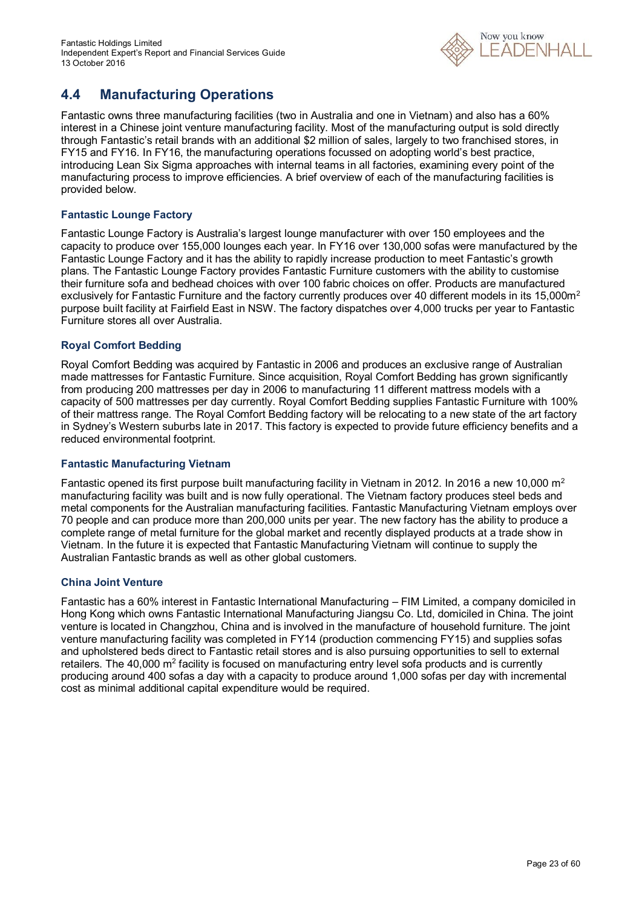## 4.4 Manufacturing Operations

Fantastic owns three manufacturing facilities (two in Australia and one in Vietnam) and also has a 60% interest in a Chinese joint venture manufacturing facility. Most of the manufacturing output is sold directly through Fantastic's retail brands with an additional $2 million of sales, largely to two franchised stores, in FY15 and FY16. In FY16, the manufacturing operations focussed on adopting world's best practice, introducing Lean Six Sigma approaches with internal teams in all factories, examining every point of the manufacturing process to improve efficiencies. A brief overview of each of the manufacturing facilities is provided below.

### Fantastic Lounge Factory

Fantastic Lounge Factory is Australia's largest lounge manufacturer with over 150 employees and the capacity to produce over 155,000 lounges each year. In FY16 over 130,000 sofas were manufactured by the Fantastic Lounge Factory and it has the ability to rapidly increase production to meet Fantastic's growth plans. The Fantastic Lounge Factory provides Fantastic Furniture customers with the ability to customise their furniture sofa and bedhead choices with over 100 fabric choices on offer. Products are manufactured exclusively for Fantastic Furniture and the factory currently produces over 40 different models in its 15,000m$^2$ purpose built facility at Fairfield East in NSW. The factory dispatches over 4,000 trucks per year to Fantastic Furniture stores all over Australia.

### Royal Comfort Bedding

Royal Comfort Bedding was acquired by Fantastic in 2006 and produces an exclusive range of Australian made mattresses for Fantastic Furniture. Since acquisition, Royal Comfort Bedding has grown significantly from producing 200 mattresses per day in 2006 to manufacturing 11 different mattress models with a capacity of 500 mattresses per day currently. Royal Comfort Bedding supplies Fantastic Furniture with 100% of their mattress range. The Royal Comfort Bedding factory will be relocating to a new state of the art factory in Sydney's Western suburbs late in 2017. This factory is expected to provide future efficiency benefits and a reduced environmental footprint.

### Fantastic Manufacturing Vietnam

Fantastic opened its first purpose built manufacturing facility in Vietnam in 2012. In 2016 a new 10,000 m$^2$ manufacturing facility was built and is now fully operational. The Vietnam factory produces steel beds and metal components for the Australian manufacturing facilities. Fantastic Manufacturing Vietnam employs over 70 people and can produce more than 200,000 units per year. The new factory has the ability to produce a complete range of metal furniture for the global market and recently displayed products at a trade show in Vietnam. In the future it is expected that Fantastic Manufacturing Vietnam will continue to supply the Australian Fantastic brands as well as other global customers.

### China Joint Venture

Fantastic has a 60% interest in Fantastic International Manufacturing – FIM Limited, a company domiciled in Hong Kong which owns Fantastic International Manufacturing Jiangsu Co. Ltd, domiciled in China. The joint venture is located in Changzhou, China and is involved in the manufacture of household furniture. The joint venture manufacturing facility was completed in FY14 (production commencing FY15) and supplies sofas and upholstered beds direct to Fantastic retail stores and is also pursuing opportunities to sell to external retailers. The 40,000 m$^2$ facility is focused on manufacturing entry level sofa products and is currently producing around 400 sofas a day with a capacity to produce around 1,000 sofas per day with incremental cost as minimal additional capital expenditure would be required.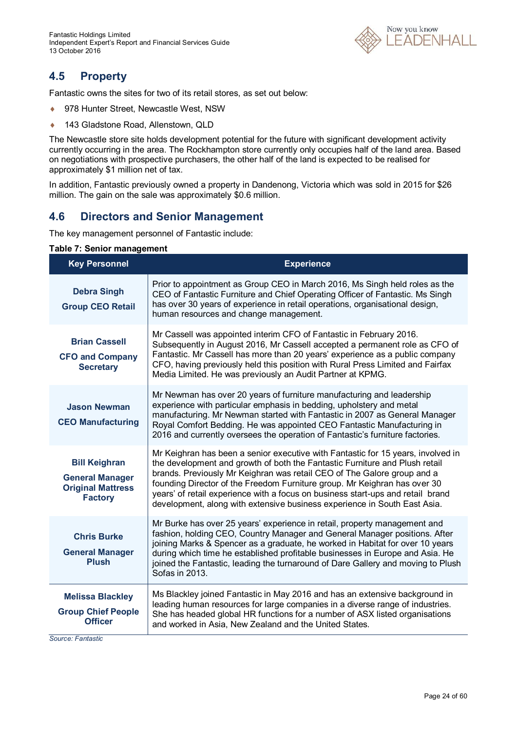## 4.5 Property

Fantastic owns the sites for two of its retail stores, as set out below:

- 978 Hunter Street, Newcastle West, NSW
- 143 Gladstone Road, Allenstown, QLD

The Newcastle store site holds development potential for the future with significant development activity currently occurring in the area. The Rockhampton store currently only occupies half of the land area. Based on negotiations with prospective purchasers, the other half of the land is expected to be realised for approximately $1 million net of tax.

In addition, Fantastic previously owned a property in Dandenong, Victoria which was sold in 2015 for $26 million. The gain on the sale was approximately $0.6 million.

## 4.6 Directors and Senior Management

The key management personnel of Fantastic include:

**Table 7: Senior management**

| Key Personnel | Experience |
|---|---|
| **Debra Singh**<br>**Group CEO Retail** | Prior to appointment as Group CEO in March 2016, Ms Singh held roles as the CEO of Fantastic Furniture and Chief Operating Officer of Fantastic. Ms Singh has over 30 years of experience in retail operations, organisational design, human resources and change management. |
| **Brian Cassell**<br>**CFO and Company Secretary** | Mr Cassell was appointed interim CFO of Fantastic in February 2016. Subsequently in August 2016, Mr Cassell accepted a permanent role as CFO of Fantastic. Mr Cassell has more than 20 years' experience as a public company CFO, having previously held this position with Rural Press Limited and Fairfax Media Limited. He was previously an Audit Partner at KPMG. |
| **Jason Newman**<br>**CEO Manufacturing** | Mr Newman has over 20 years of furniture manufacturing and leadership experience with particular emphasis in bedding, upholstery and metal manufacturing. Mr Newman started with Fantastic in 2007 as General Manager Royal Comfort Bedding. He was appointed CEO Fantastic Manufacturing in 2016 and currently oversees the operation of Fantastic's furniture factories. |
| **Bill Keighran**<br>**General Manager Original Mattress Factory** | Mr Keighran has been a senior executive with Fantastic for 15 years, involved in the development and growth of both the Fantastic Furniture and Plush retail brands. Previously Mr Keighran was retail CEO of The Galore group and a founding Director of the Freedom Furniture group. Mr Keighran has over 30 years' of retail experience with a focus on business start-ups and retail brand development, along with extensive business experience in South East Asia. |
| **Chris Burke**<br>**General Manager Plush** | Mr Burke has over 25 years' experience in retail, property management and fashion, holding CEO, Country Manager and General Manager positions. After joining Marks & Spencer as a graduate, he worked in Habitat for over 10 years during which time he established profitable businesses in Europe and Asia. He joined the Fantastic, leading the turnaround of Dare Gallery and moving to Plush Sofas in 2013. |
| **Melissa Blackley**<br>**Group Chief People Officer** | Ms Blackley joined Fantastic in May 2016 and has an extensive background in leading human resources for large companies in a diverse range of industries. She has headed global HR functions for a number of ASX listed organisations and worked in Asia, New Zealand and the United States. |

*Source: Fantastic*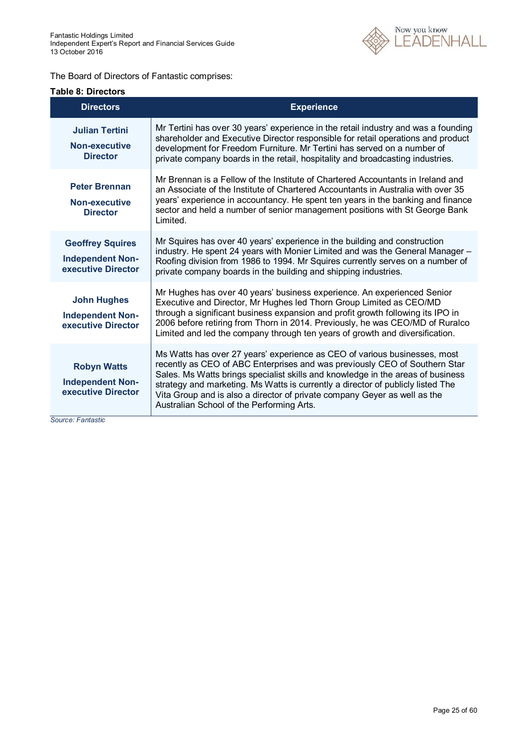The Board of Directors of Fantastic comprises:

**Table 8: Directors**

| Directors | Experience |
| --- | --- |
| **Julian Tertini** **Non-executive Director** | Mr Tertini has over 30 years' experience in the retail industry and was a founding shareholder and Executive Director responsible for retail operations and product development for Freedom Furniture. Mr Tertini has served on a number of private company boards in the retail, hospitality and broadcasting industries. |
| **Peter Brennan** **Non-executive Director** | Mr Brennan is a Fellow of the Institute of Chartered Accountants in Ireland and an Associate of the Institute of Chartered Accountants in Australia with over 35 years' experience in accountancy. He spent ten years in the banking and finance sector and held a number of senior management positions with St George Bank Limited. |
| **Geoffrey Squires** **Independent Non-executive Director** | Mr Squires has over 40 years' experience in the building and construction industry. He spent 24 years with Monier Limited and was the General Manager – Roofing division from 1986 to 1994. Mr Squires currently serves on a number of private company boards in the building and shipping industries. |
| **John Hughes** **Independent Non-executive Director** | Mr Hughes has over 40 years' business experience. An experienced Senior Executive and Director, Mr Hughes led Thorn Group Limited as CEO/MD through a significant business expansion and profit growth following its IPO in 2006 before retiring from Thorn in 2014. Previously, he was CEO/MD of Ruralco Limited and led the company through ten years of growth and diversification. |
| **Robyn Watts** **Independent Non-executive Director** | Ms Watts has over 27 years' experience as CEO of various businesses, most recently as CEO of ABC Enterprises and was previously CEO of Southern Star Sales. Ms Watts brings specialist skills and knowledge in the areas of business strategy and marketing. Ms Watts is currently a director of publicly listed The Vita Group and is also a director of private company Geyer as well as the Australian School of the Performing Arts. |

*Source: Fantastic*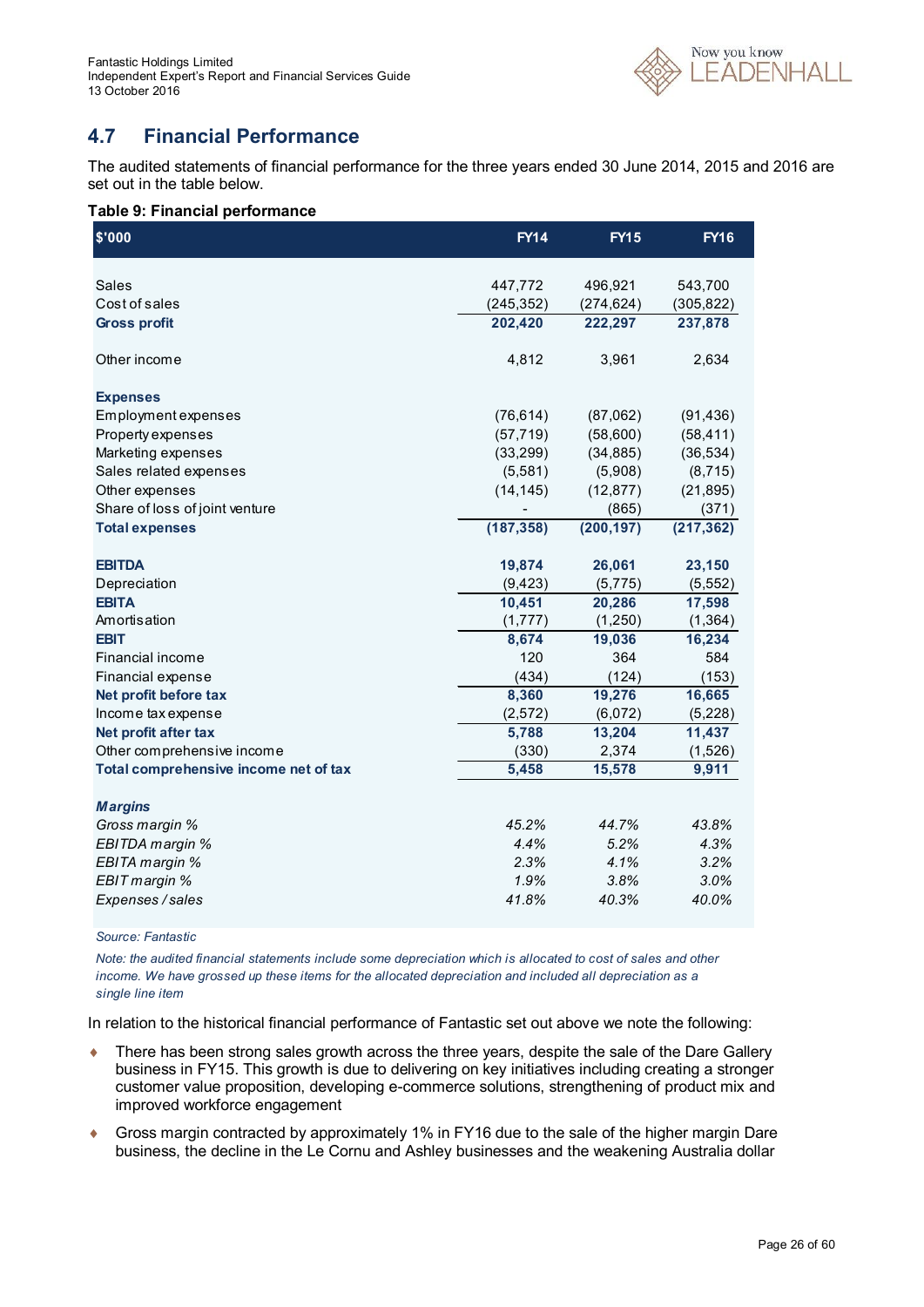## 4.7 Financial Performance

The audited statements of financial performance for the three years ended 30 June 2014, 2015 and 2016 are set out in the table below.

**Table 9: Financial performance**

| $'000 | FY14 | FY15 | FY16 |
|---|---|---|---|
| Sales | 447,772 | 496,921 | 543,700 |
| Cost of sales | (245,352) | (274,624) | (305,822) |
| **Gross profit** | **202,420** | **222,297** | **237,878** |
| Other income | 4,812 | 3,961 | 2,634 |
| **Expenses** | | | |
| Employment expenses | (76,614) | (87,062) | (91,436) |
| Property expenses | (57,719) | (58,600) | (58,411) |
| Marketing expenses | (33,299) | (34,885) | (36,534) |
| Sales related expenses | (5,581) | (5,908) | (8,715) |
| Other expenses | (14,145) | (12,877) | (21,895) |
| Share of loss of joint venture | - | (865) | (371) |
| **Total expenses** | **(187,358)** | **(200,197)** | **(217,362)** |
| **EBITDA** | **19,874** | **26,061** | **23,150** |
| Depreciation | (9,423) | (5,775) | (5,552) |
| **EBITA** | **10,451** | **20,286** | **17,598** |
| Amortisation | (1,777) | (1,250) | (1,364) |
| **EBIT** | **8,674** | **19,036** | **16,234** |
| Financial income | 120 | 364 | 584 |
| Financial expense | (434) | (124) | (153) |
| **Net profit before tax** | **8,360** | **19,276** | **16,665** |
| Income tax expense | (2,572) | (6,072) | (5,228) |
| **Net profit after tax** | **5,788** | **13,204** | **11,437** |
| Other comprehensive income | (330) | 2,374 | (1,526) |
| **Total comprehensive income net of tax** | **5,458** | **15,578** | **9,911** |
| ***Margins*** | | | |
| *Gross margin %* | *45.2%* | *44.7%* | *43.8%* |
| *EBITDA margin %* | *4.4%* | *5.2%* | *4.3%* |
| *EBITA margin %* | *2.3%* | *4.1%* | *3.2%* |
| *EBIT margin %* | *1.9%* | *3.8%* | *3.0%* |
| *Expenses / sales* | *41.8%* | *40.3%* | *40.0%* |

*Source: Fantastic*

*Note: the audited financial statements include some depreciation which is allocated to cost of sales and other income. We have grossed up these items for the allocated depreciation and included all depreciation as a single line item*

In relation to the historical financial performance of Fantastic set out above we note the following:

- There has been strong sales growth across the three years, despite the sale of the Dare Gallery business in FY15. This growth is due to delivering on key initiatives including creating a stronger customer value proposition, developing e-commerce solutions, strengthening of product mix and improved workforce engagement
- Gross margin contracted by approximately 1% in FY16 due to the sale of the higher margin Dare business, the decline in the Le Cornu and Ashley businesses and the weakening Australia dollar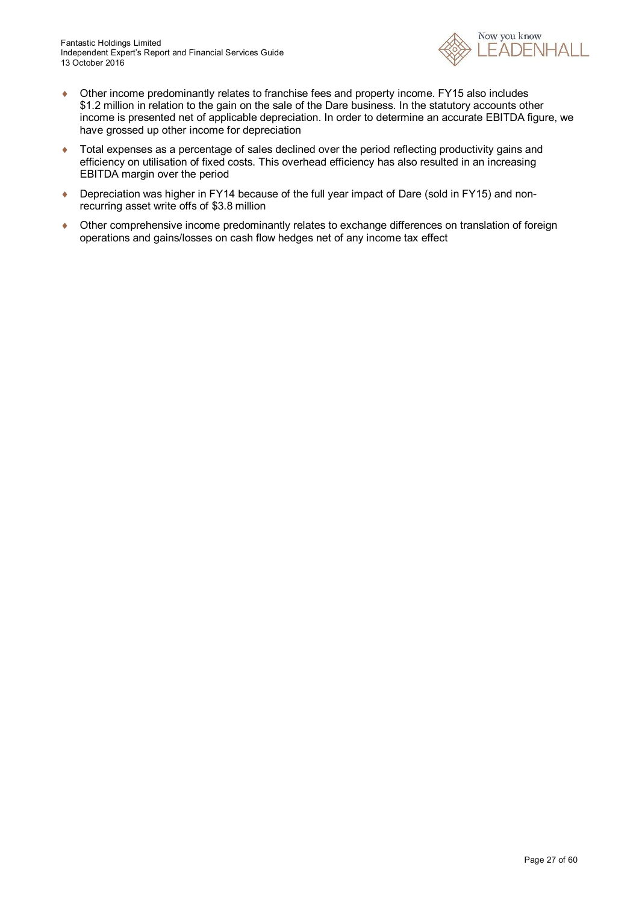- Other income predominantly relates to franchise fees and property income. FY15 also includes $1.2 million in relation to the gain on the sale of the Dare business. In the statutory accounts other income is presented net of applicable depreciation. In order to determine an accurate EBITDA figure, we have grossed up other income for depreciation
- Total expenses as a percentage of sales declined over the period reflecting productivity gains and efficiency on utilisation of fixed costs. This overhead efficiency has also resulted in an increasing EBITDA margin over the period
- Depreciation was higher in FY14 because of the full year impact of Dare (sold in FY15) and non-recurring asset write offs of $3.8 million
- Other comprehensive income predominantly relates to exchange differences on translation of foreign operations and gains/losses on cash flow hedges net of any income tax effect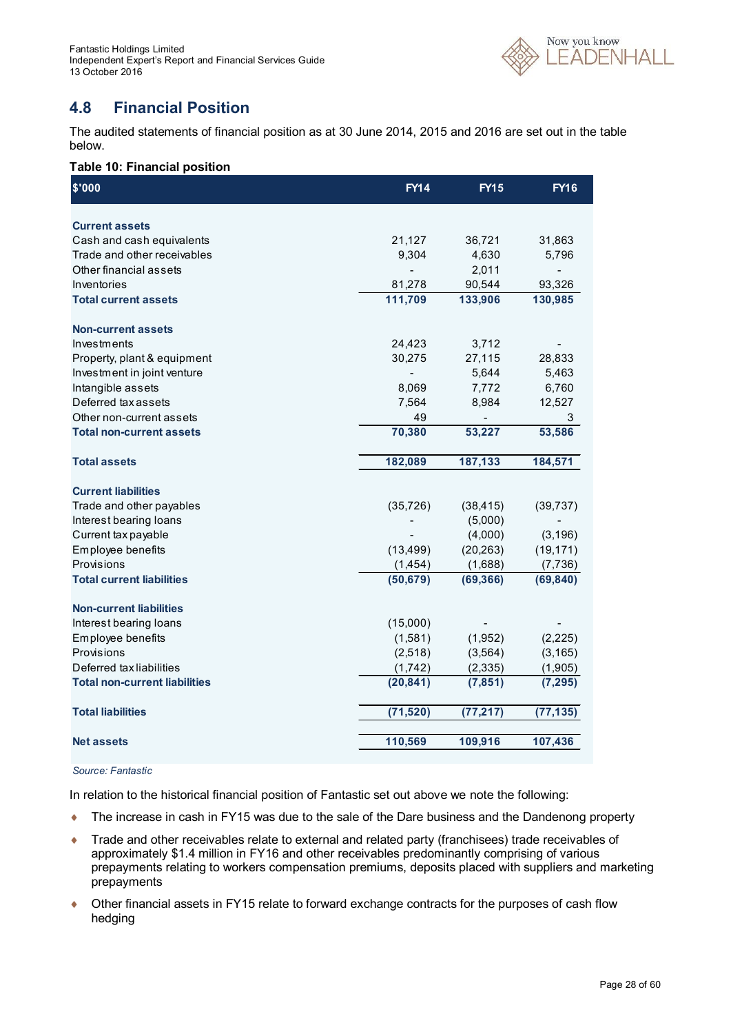## 4.8 Financial Position

The audited statements of financial position as at 30 June 2014, 2015 and 2016 are set out in the table below.

**Table 10: Financial position**

| $'000 | FY14 | FY15 | FY16 |
|---|---|---|---|
| **Current assets** | | | |
| Cash and cash equivalents | 21,127 | 36,721 | 31,863 |
| Trade and other receivables | 9,304 | 4,630 | 5,796 |
| Other financial assets | - | 2,011 | - |
| Inventories | 81,278 | 90,544 | 93,326 |
| **Total current assets** | **111,709** | **133,906** | **130,985** |
| **Non-current assets** | | | |
| Investments | 24,423 | 3,712 | - |
| Property, plant & equipment | 30,275 | 27,115 | 28,833 |
| Investment in joint venture | - | 5,644 | 5,463 |
| Intangible assets | 8,069 | 7,772 | 6,760 |
| Deferred tax assets | 7,564 | 8,984 | 12,527 |
| Other non-current assets | 49 | - | 3 |
| **Total non-current assets** | **70,380** | **53,227** | **53,586** |
| **Total assets** | **182,089** | **187,133** | **184,571** |
| **Current liabilities** | | | |
| Trade and other payables | (35,726) | (38,415) | (39,737) |
| Interest bearing loans | - | (5,000) | - |
| Current tax payable | - | (4,000) | (3,196) |
| Employee benefits | (13,499) | (20,263) | (19,171) |
| Provisions | (1,454) | (1,688) | (7,736) |
| **Total current liabilities** | **(50,679)** | **(69,366)** | **(69,840)** |
| **Non-current liabilities** | | | |
| Interest bearing loans | (15,000) | - | - |
| Employee benefits | (1,581) | (1,952) | (2,225) |
| Provisions | (2,518) | (3,564) | (3,165) |
| Deferred tax liabilities | (1,742) | (2,335) | (1,905) |
| **Total non-current liabilities** | **(20,841)** | **(7,851)** | **(7,295)** |
| **Total liabilities** | **(71,520)** | **(77,217)** | **(77,135)** |
| **Net assets** | **110,569** | **109,916** | **107,436** |

*Source: Fantastic*

In relation to the historical financial position of Fantastic set out above we note the following:

- The increase in cash in FY15 was due to the sale of the Dare business and the Dandenong property
- Trade and other receivables relate to external and related party (franchisees) trade receivables of approximately $1.4 million in FY16 and other receivables predominantly comprising of various prepayments relating to workers compensation premiums, deposits placed with suppliers and marketing prepayments
- Other financial assets in FY15 relate to forward exchange contracts for the purposes of cash flow hedging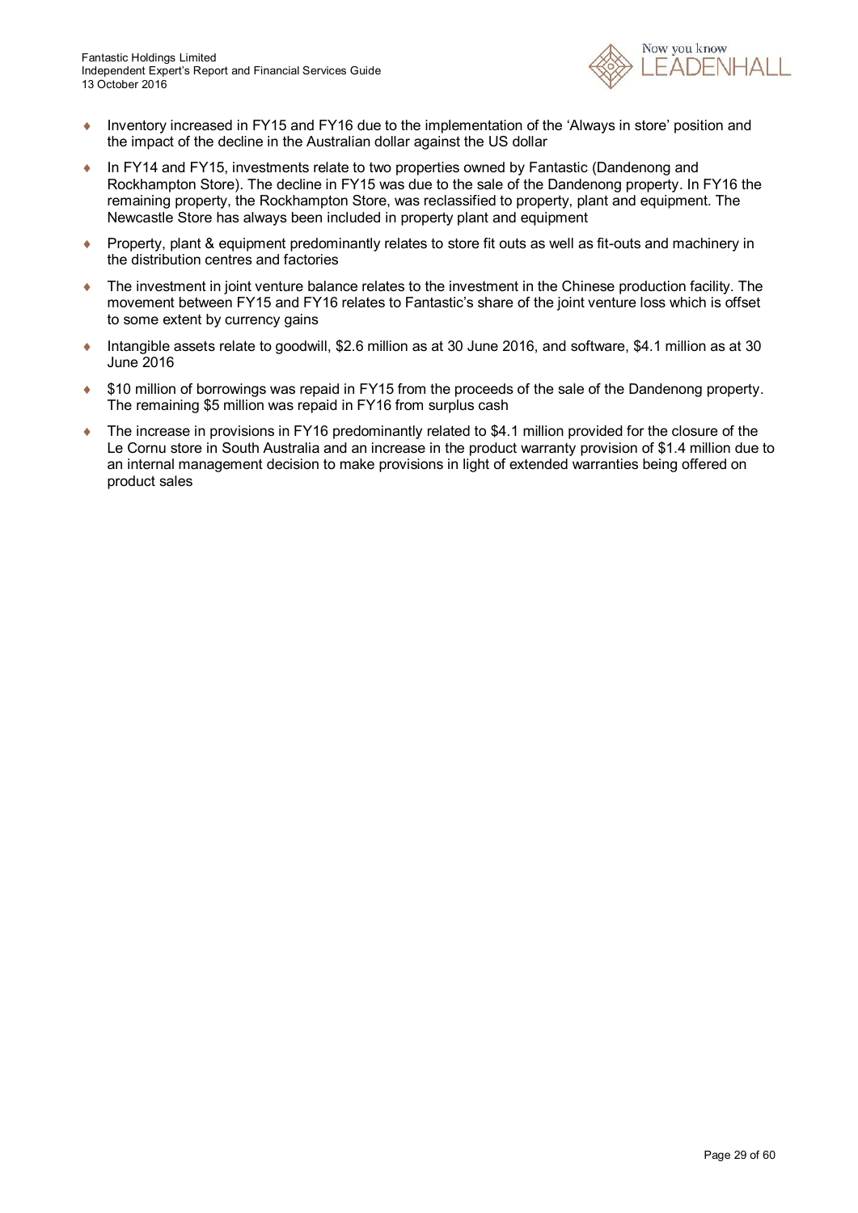- Inventory increased in FY15 and FY16 due to the implementation of the 'Always in store' position and the impact of the decline in the Australian dollar against the US dollar
- In FY14 and FY15, investments relate to two properties owned by Fantastic (Dandenong and Rockhampton Store). The decline in FY15 was due to the sale of the Dandenong property. In FY16 the remaining property, the Rockhampton Store, was reclassified to property, plant and equipment. The Newcastle Store has always been included in property plant and equipment
- Property, plant & equipment predominantly relates to store fit outs as well as fit-outs and machinery in the distribution centres and factories
- The investment in joint venture balance relates to the investment in the Chinese production facility. The movement between FY15 and FY16 relates to Fantastic's share of the joint venture loss which is offset to some extent by currency gains
- Intangible assets relate to goodwill, $2.6 million as at 30 June 2016, and software, $4.1 million as at 30 June 2016
- $10 million of borrowings was repaid in FY15 from the proceeds of the sale of the Dandenong property. The remaining $5 million was repaid in FY16 from surplus cash
- The increase in provisions in FY16 predominantly related to $4.1 million provided for the closure of the Le Cornu store in South Australia and an increase in the product warranty provision of $1.4 million due to an internal management decision to make provisions in light of extended warranties being offered on product sales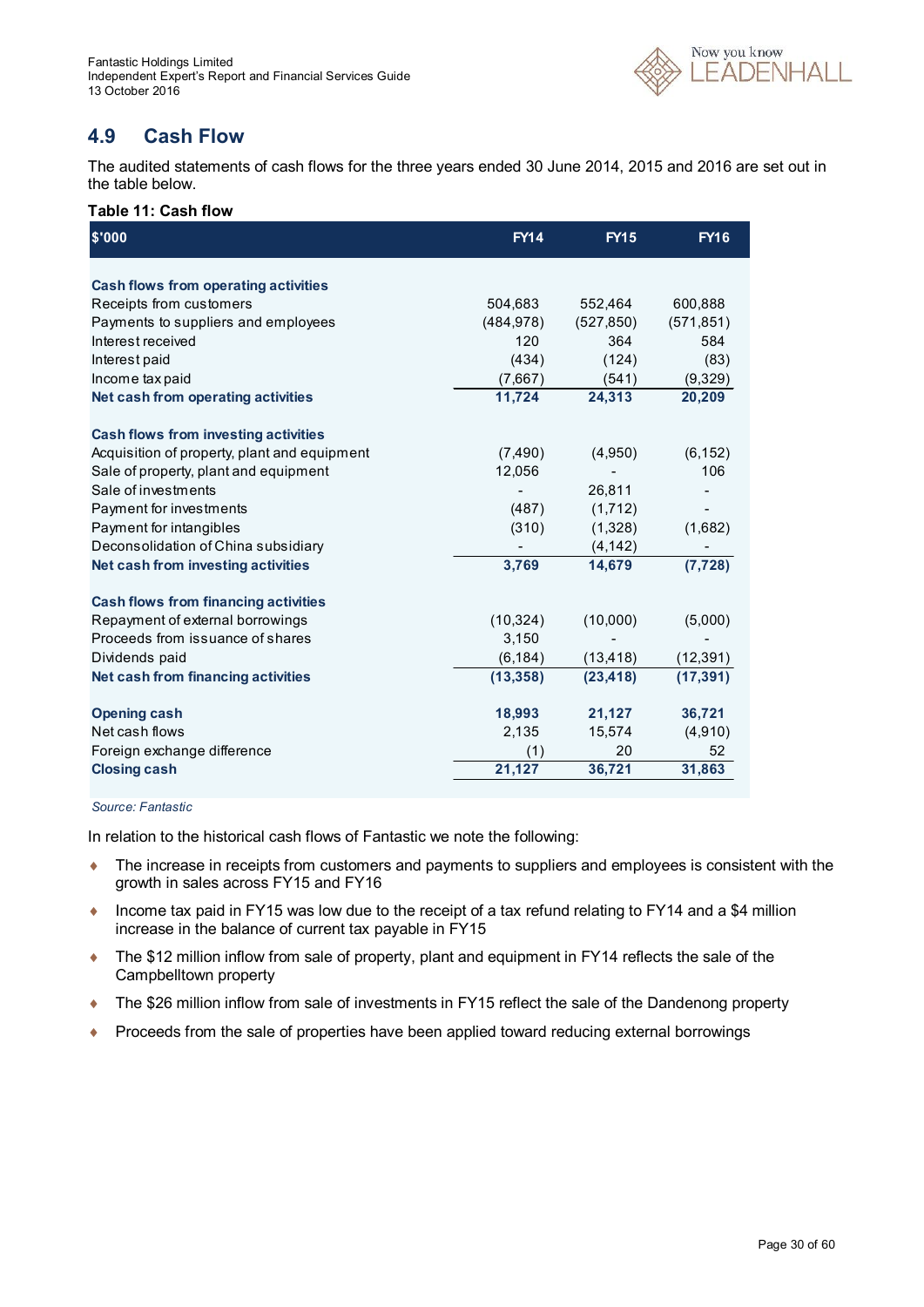## 4.9 Cash Flow

The audited statements of cash flows for the three years ended 30 June 2014, 2015 and 2016 are set out in the table below.

**Table 11: Cash flow**

| $'000 | FY14 | FY15 | FY16 |
|---|---|---|---|
| **Cash flows from operating activities** | | | |
| Receipts from customers | 504,683 | 552,464 | 600,888 |
| Payments to suppliers and employees | (484,978) | (527,850) | (571,851) |
| Interest received | 120 | 364 | 584 |
| Interest paid | (434) | (124) | (83) |
| Income tax paid | (7,667) | (541) | (9,329) |
| **Net cash from operating activities** | **11,724** | **24,313** | **20,209** |
| **Cash flows from investing activities** | | | |
| Acquisition of property, plant and equipment | (7,490) | (4,950) | (6,152) |
| Sale of property, plant and equipment | 12,056 | - | 106 |
| Sale of investments | - | 26,811 | - |
| Payment for investments | (487) | (1,712) | - |
| Payment for intangibles | (310) | (1,328) | (1,682) |
| Deconsolidation of China subsidiary | - | (4,142) | - |
| **Net cash from investing activities** | **3,769** | **14,679** | **(7,728)** |
| **Cash flows from financing activities** | | | |
| Repayment of external borrowings | (10,324) | (10,000) | (5,000) |
| Proceeds from issuance of shares | 3,150 | - | - |
| Dividends paid | (6,184) | (13,418) | (12,391) |
| **Net cash from financing activities** | **(13,358)** | **(23,418)** | **(17,391)** |
| **Opening cash** | **18,993** | **21,127** | **36,721** |
| Net cash flows | 2,135 | 15,574 | (4,910) |
| Foreign exchange difference | (1) | 20 | 52 |
| **Closing cash** | **21,127** | **36,721** | **31,863** |

*Source: Fantastic*

In relation to the historical cash flows of Fantastic we note the following:

- The increase in receipts from customers and payments to suppliers and employees is consistent with the growth in sales across FY15 and FY16
- Income tax paid in FY15 was low due to the receipt of a tax refund relating to FY14 and a $4 million increase in the balance of current tax payable in FY15
- The $12 million inflow from sale of property, plant and equipment in FY14 reflects the sale of the Campbelltown property
- The $26 million inflow from sale of investments in FY15 reflect the sale of the Dandenong property
- Proceeds from the sale of properties have been applied toward reducing external borrowings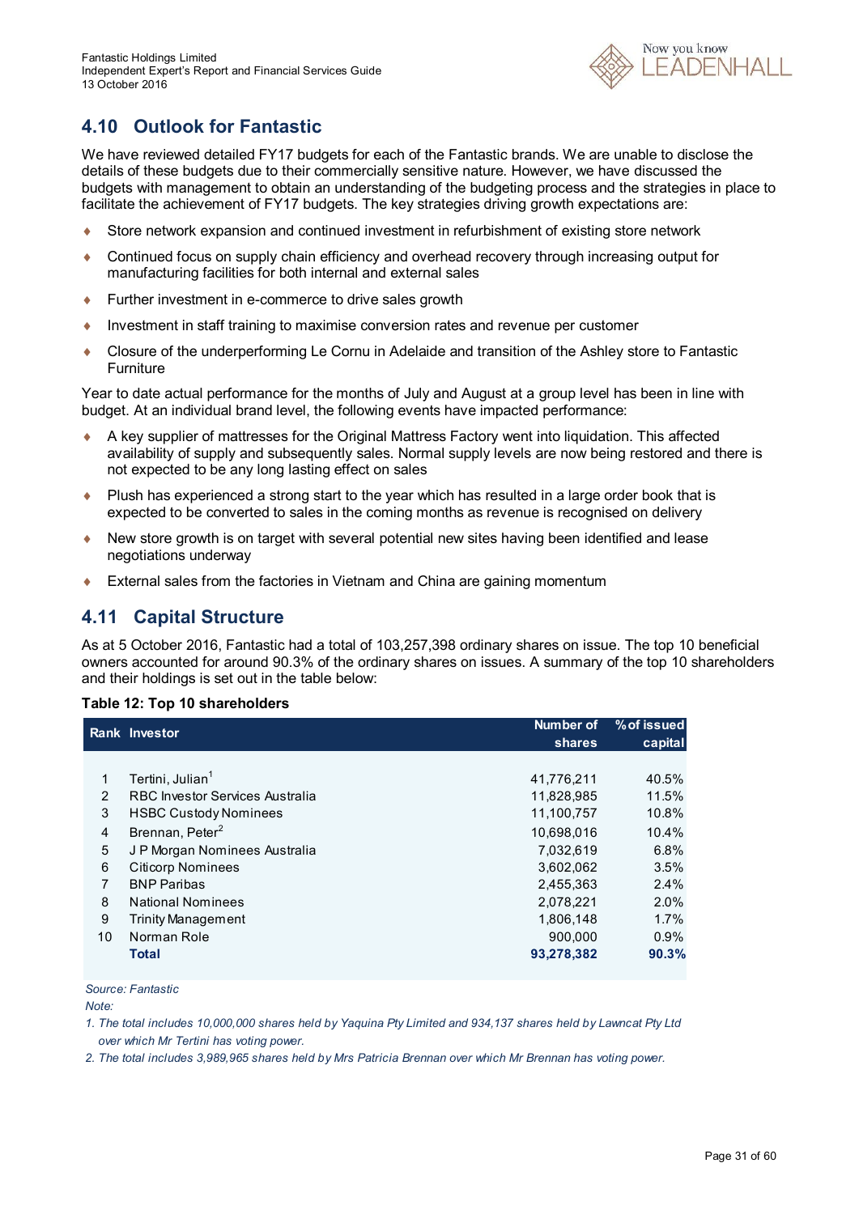## 4.10 Outlook for Fantastic

We have reviewed detailed FY17 budgets for each of the Fantastic brands. We are unable to disclose the details of these budgets due to their commercially sensitive nature. However, we have discussed the budgets with management to obtain an understanding of the budgeting process and the strategies in place to facilitate the achievement of FY17 budgets. The key strategies driving growth expectations are:

- Store network expansion and continued investment in refurbishment of existing store network
- Continued focus on supply chain efficiency and overhead recovery through increasing output for manufacturing facilities for both internal and external sales
- Further investment in e-commerce to drive sales growth
- Investment in staff training to maximise conversion rates and revenue per customer
- Closure of the underperforming Le Cornu in Adelaide and transition of the Ashley store to Fantastic Furniture

Year to date actual performance for the months of July and August at a group level has been in line with budget. At an individual brand level, the following events have impacted performance:

- A key supplier of mattresses for the Original Mattress Factory went into liquidation. This affected availability of supply and subsequently sales. Normal supply levels are now being restored and there is not expected to be any long lasting effect on sales
- Plush has experienced a strong start to the year which has resulted in a large order book that is expected to be converted to sales in the coming months as revenue is recognised on delivery
- New store growth is on target with several potential new sites having been identified and lease negotiations underway
- External sales from the factories in Vietnam and China are gaining momentum

## 4.11 Capital Structure

As at 5 October 2016, Fantastic had a total of 103,257,398 ordinary shares on issue. The top 10 beneficial owners accounted for around 90.3% of the ordinary shares on issues. A summary of the top 10 shareholders and their holdings is set out in the table below:

**Table 12: Top 10 shareholders**

| Rank | Investor | Number of shares | % of issued capital |
|---|---|---|---|
| 1 | Tertini, Julian[1] | 41,776,211 | 40.5% |
| 2 | RBC Investor Services Australia | 11,828,985 | 11.5% |
| 3 | HSBC Custody Nominees | 11,100,757 | 10.8% |
| 4 | Brennan, Peter[2] | 10,698,016 | 10.4% |
| 5 | J P Morgan Nominees Australia | 7,032,619 | 6.8% |
| 6 | Citicorp Nominees | 3,602,062 | 3.5% |
| 7 | BNP Paribas | 2,455,363 | 2.4% |
| 8 | National Nominees | 2,078,221 | 2.0% |
| 9 | Trinity Management | 1,806,148 | 1.7% |
| 10 | Norman Role | 900,000 | 0.9% |
| | **Total** | **93,278,382** | **90.3%** |

*Source: Fantastic*

*Note:*

1. *The total includes 10,000,000 shares held by Yaquina Pty Limited and 934,137 shares held by Lawncat Pty Ltd over which Mr Tertini has voting power.*
2. *The total includes 3,989,965 shares held by Mrs Patricia Brennan over which Mr Brennan has voting power.*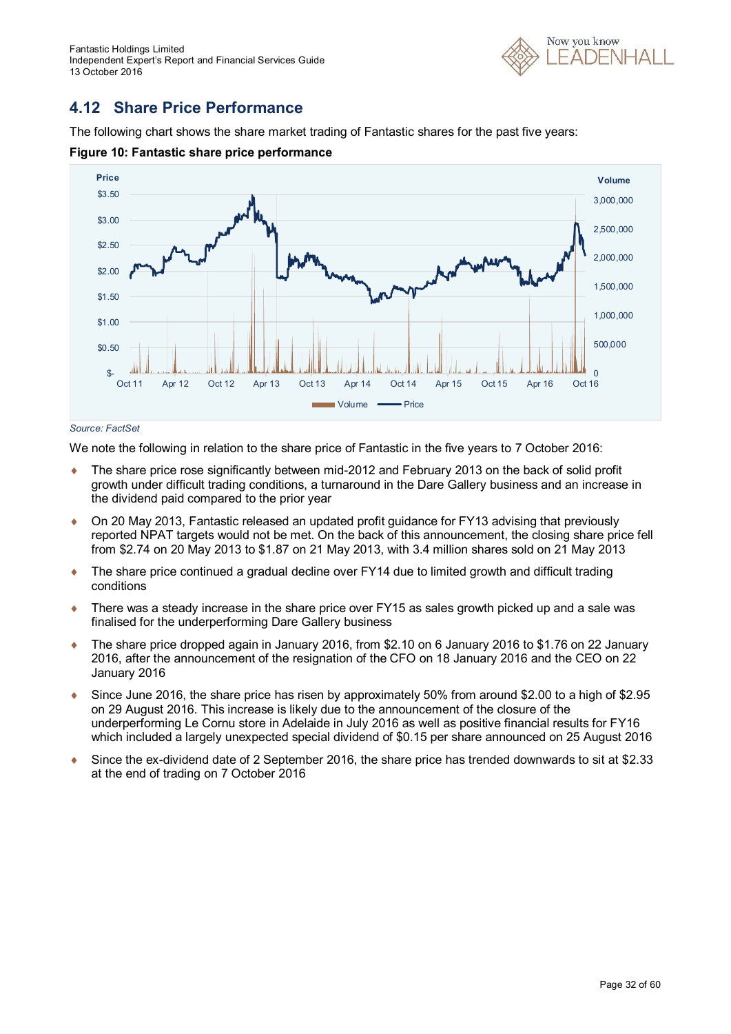## 4.12 Share Price Performance

The following chart shows the share market trading of Fantastic shares for the past five years:

**Figure 10: Fantastic share price performance**

*Source: FactSet*

We note the following in relation to the share price of Fantastic in the five years to 7 October 2016:

- The share price rose significantly between mid-2012 and February 2013 on the back of solid profit growth under difficult trading conditions, a turnaround in the Dare Gallery business and an increase in the dividend paid compared to the prior year
- On 20 May 2013, Fantastic released an updated profit guidance for FY13 advising that previously reported NPAT targets would not be met. On the back of this announcement, the closing share price fell from $2.74 on 20 May 2013 to $1.87 on 21 May 2013, with 3.4 million shares sold on 21 May 2013
- The share price continued a gradual decline over FY14 due to limited growth and difficult trading conditions
- There was a steady increase in the share price over FY15 as sales growth picked up and a sale was finalised for the underperforming Dare Gallery business
- The share price dropped again in January 2016, from $2.10 on 6 January 2016 to $1.76 on 22 January 2016, after the announcement of the resignation of the CFO on 18 January 2016 and the CEO on 22 January 2016
- Since June 2016, the share price has risen by approximately 50% from around $2.00 to a high of $2.95 on 29 August 2016. This increase is likely due to the announcement of the closure of the underperforming Le Cornu store in Adelaide in July 2016 as well as positive financial results for FY16 which included a largely unexpected special dividend of $0.15 per share announced on 25 August 2016
- Since the ex-dividend date of 2 September 2016, the share price has trended downwards to sit at $2.33 at the end of trading on 7 October 2016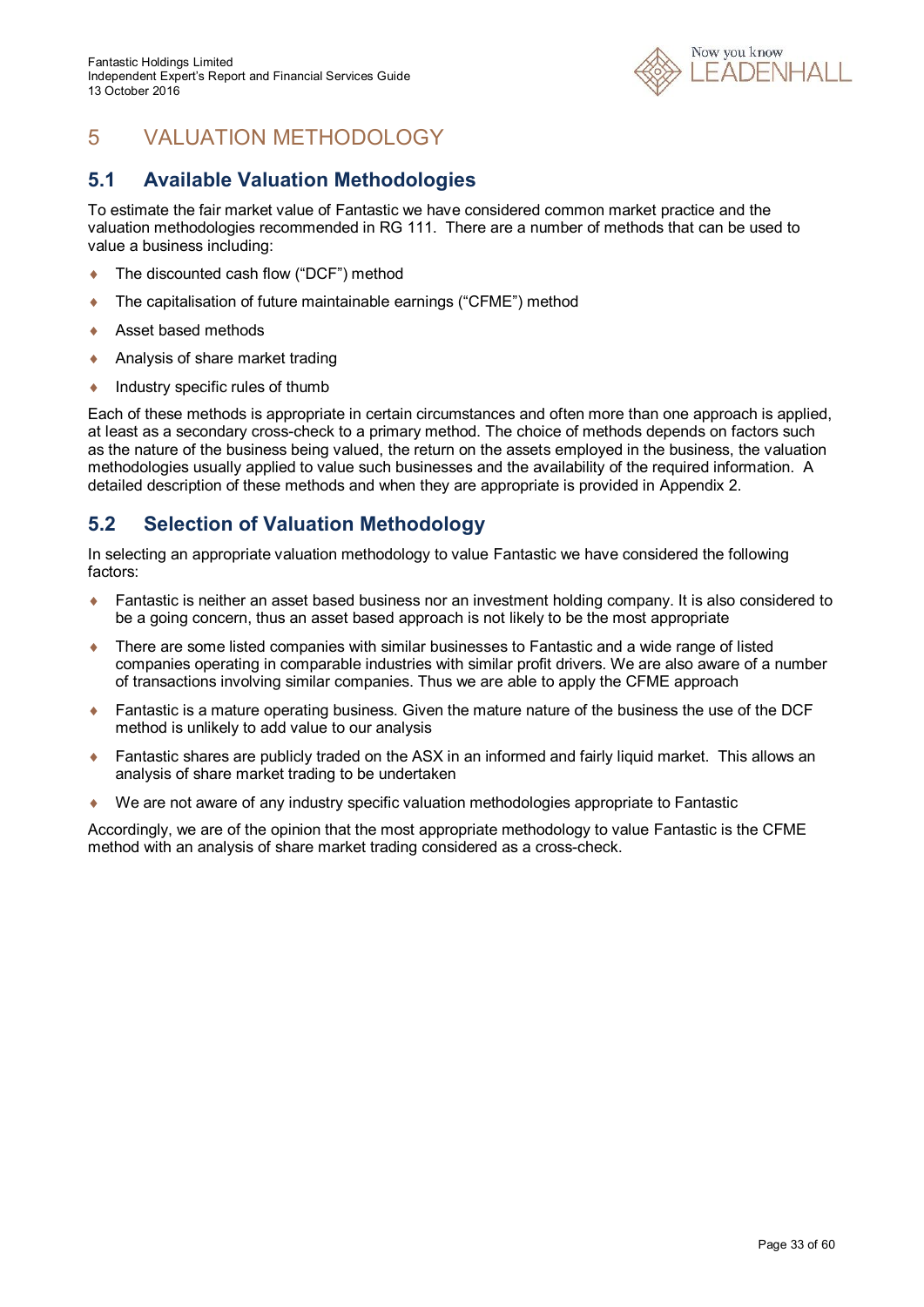# 5 VALUATION METHODOLOGY

## 5.1 Available Valuation Methodologies

To estimate the fair market value of Fantastic we have considered common market practice and the valuation methodologies recommended in RG 111. There are a number of methods that can be used to value a business including:

- The discounted cash flow ("DCF") method
- The capitalisation of future maintainable earnings ("CFME") method
- Asset based methods
- Analysis of share market trading
- Industry specific rules of thumb

Each of these methods is appropriate in certain circumstances and often more than one approach is applied, at least as a secondary cross-check to a primary method. The choice of methods depends on factors such as the nature of the business being valued, the return on the assets employed in the business, the valuation methodologies usually applied to value such businesses and the availability of the required information. A detailed description of these methods and when they are appropriate is provided in Appendix 2.

## 5.2 Selection of Valuation Methodology

In selecting an appropriate valuation methodology to value Fantastic we have considered the following factors:

- Fantastic is neither an asset based business nor an investment holding company. It is also considered to be a going concern, thus an asset based approach is not likely to be the most appropriate
- There are some listed companies with similar businesses to Fantastic and a wide range of listed companies operating in comparable industries with similar profit drivers. We are also aware of a number of transactions involving similar companies. Thus we are able to apply the CFME approach
- Fantastic is a mature operating business. Given the mature nature of the business the use of the DCF method is unlikely to add value to our analysis
- Fantastic shares are publicly traded on the ASX in an informed and fairly liquid market. This allows an analysis of share market trading to be undertaken
- We are not aware of any industry specific valuation methodologies appropriate to Fantastic

Accordingly, we are of the opinion that the most appropriate methodology to value Fantastic is the CFME method with an analysis of share market trading considered as a cross-check.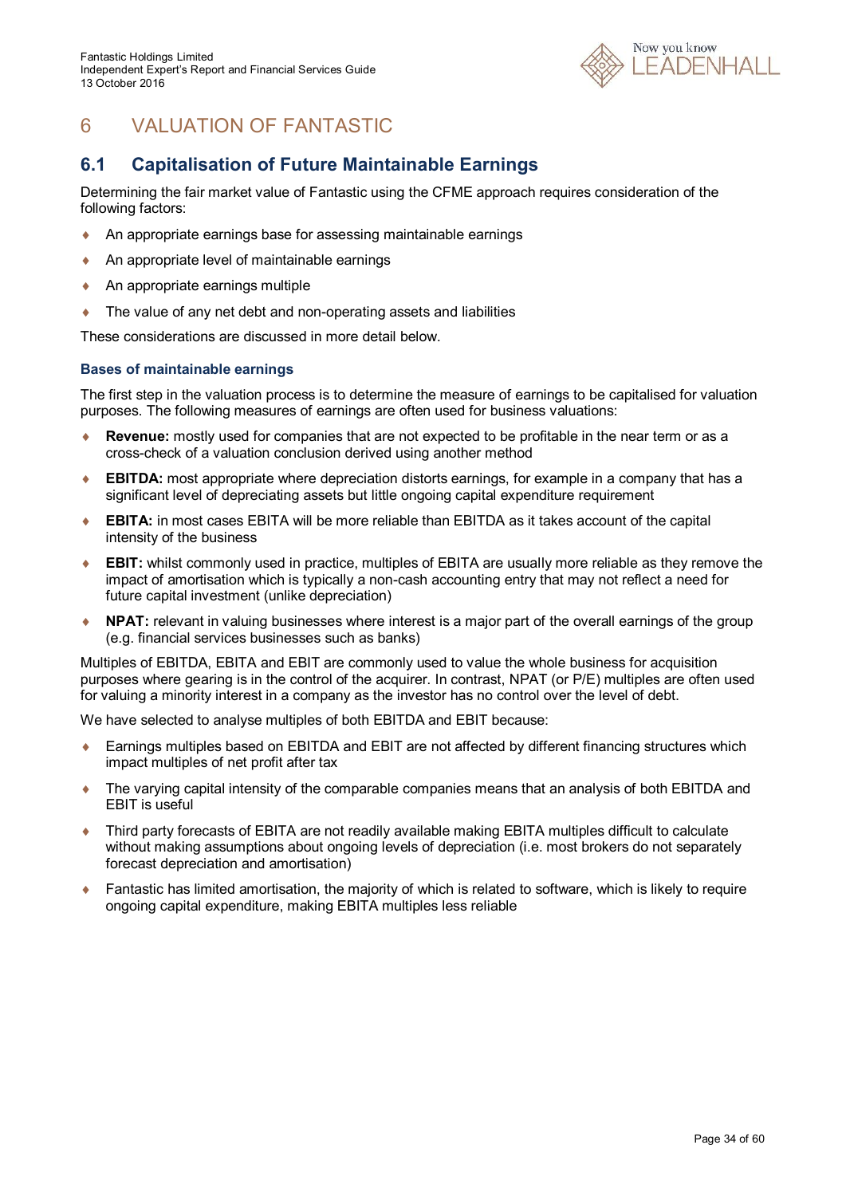# 6 VALUATION OF FANTASTIC

## 6.1 Capitalisation of Future Maintainable Earnings

Determining the fair market value of Fantastic using the CFME approach requires consideration of the following factors:

- An appropriate earnings base for assessing maintainable earnings
- An appropriate level of maintainable earnings
- An appropriate earnings multiple
- The value of any net debt and non-operating assets and liabilities

These considerations are discussed in more detail below.

### Bases of maintainable earnings

The first step in the valuation process is to determine the measure of earnings to be capitalised for valuation purposes. The following measures of earnings are often used for business valuations:

- **Revenue:** mostly used for companies that are not expected to be profitable in the near term or as a cross-check of a valuation conclusion derived using another method
- **EBITDA:** most appropriate where depreciation distorts earnings, for example in a company that has a significant level of depreciating assets but little ongoing capital expenditure requirement
- **EBITA:** in most cases EBITA will be more reliable than EBITDA as it takes account of the capital intensity of the business
- **EBIT:** whilst commonly used in practice, multiples of EBITA are usually more reliable as they remove the impact of amortisation which is typically a non-cash accounting entry that may not reflect a need for future capital investment (unlike depreciation)
- **NPAT:** relevant in valuing businesses where interest is a major part of the overall earnings of the group (e.g. financial services businesses such as banks)

Multiples of EBITDA, EBITA and EBIT are commonly used to value the whole business for acquisition purposes where gearing is in the control of the acquirer. In contrast, NPAT (or P/E) multiples are often used for valuing a minority interest in a company as the investor has no control over the level of debt.

We have selected to analyse multiples of both EBITDA and EBIT because:

- Earnings multiples based on EBITDA and EBIT are not affected by different financing structures which impact multiples of net profit after tax
- The varying capital intensity of the comparable companies means that an analysis of both EBITDA and EBIT is useful
- Third party forecasts of EBITA are not readily available making EBITA multiples difficult to calculate without making assumptions about ongoing levels of depreciation (i.e. most brokers do not separately forecast depreciation and amortisation)
- Fantastic has limited amortisation, the majority of which is related to software, which is likely to require ongoing capital expenditure, making EBITA multiples less reliable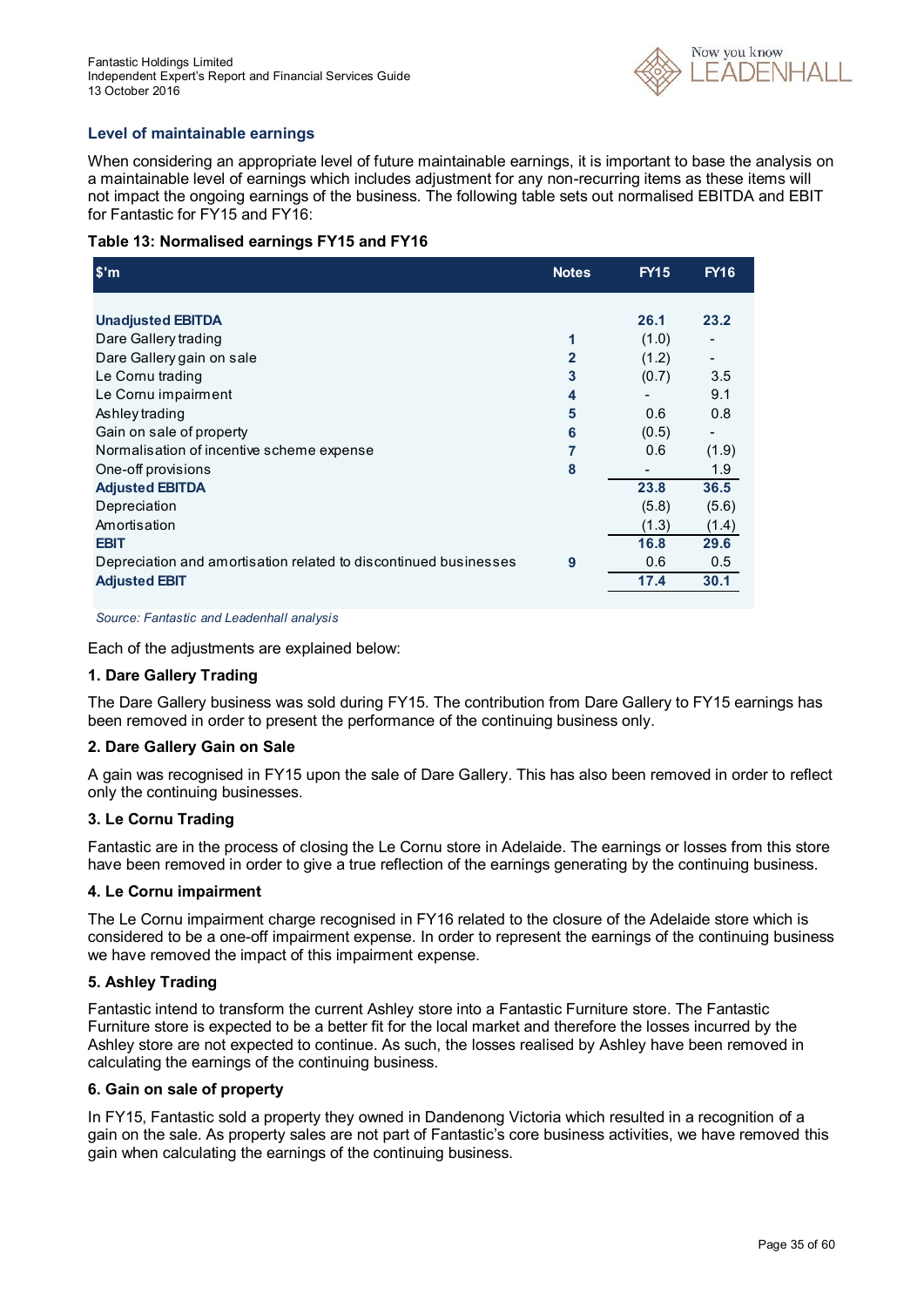### Level of maintainable earnings

When considering an appropriate level of future maintainable earnings, it is important to base the analysis on a maintainable level of earnings which includes adjustment for any non-recurring items as these items will not impact the ongoing earnings of the business. The following table sets out normalised EBITDA and EBIT for Fantastic for FY15 and FY16:

**Table 13: Normalised earnings FY15 and FY16**

| $'m | Notes | FY15 | FY16 |
|---|---|---|---|
| **Unadjusted EBITDA** | | **26.1** | **23.2** |
| Dare Gallery trading | 1 | (1.0) | - |
| Dare Gallery gain on sale | 2 | (1.2) | - |
| Le Cornu trading | 3 | (0.7) | 3.5 |
| Le Cornu impairment | 4 | - | 9.1 |
| Ashley trading | 5 | 0.6 | 0.8 |
| Gain on sale of property | 6 | (0.5) | - |
| Normalisation of incentive scheme expense | 7 | 0.6 | (1.9) |
| One-off provisions | 8 | - | 1.9 |
| **Adjusted EBITDA** | | **23.8** | **36.5** |
| Depreciation | | (5.8) | (5.6) |
| Amortisation | | (1.3) | (1.4) |
| **EBIT** | | **16.8** | **29.6** |
| Depreciation and amortisation related to discontinued businesses | 9 | 0.6 | 0.5 |
| **Adjusted EBIT** | | **17.4** | **30.1** |

*Source: Fantastic and Leadenhall analysis*

Each of the adjustments are explained below:

#### 1. Dare Gallery Trading

The Dare Gallery business was sold during FY15. The contribution from Dare Gallery to FY15 earnings has been removed in order to present the performance of the continuing business only.

#### 2. Dare Gallery Gain on Sale

A gain was recognised in FY15 upon the sale of Dare Gallery. This has also been removed in order to reflect only the continuing businesses.

#### 3. Le Cornu Trading

Fantastic are in the process of closing the Le Cornu store in Adelaide. The earnings or losses from this store have been removed in order to give a true reflection of the earnings generating by the continuing business.

#### 4. Le Cornu impairment

The Le Cornu impairment charge recognised in FY16 related to the closure of the Adelaide store which is considered to be a one-off impairment expense. In order to represent the earnings of the continuing business we have removed the impact of this impairment expense.

#### 5. Ashley Trading

Fantastic intend to transform the current Ashley store into a Fantastic Furniture store. The Fantastic Furniture store is expected to be a better fit for the local market and therefore the losses incurred by the Ashley store are not expected to continue. As such, the losses realised by Ashley have been removed in calculating the earnings of the continuing business.

#### 6. Gain on sale of property

In FY15, Fantastic sold a property they owned in Dandenong Victoria which resulted in a recognition of a gain on the sale. As property sales are not part of Fantastic's core business activities, we have removed this gain when calculating the earnings of the continuing business.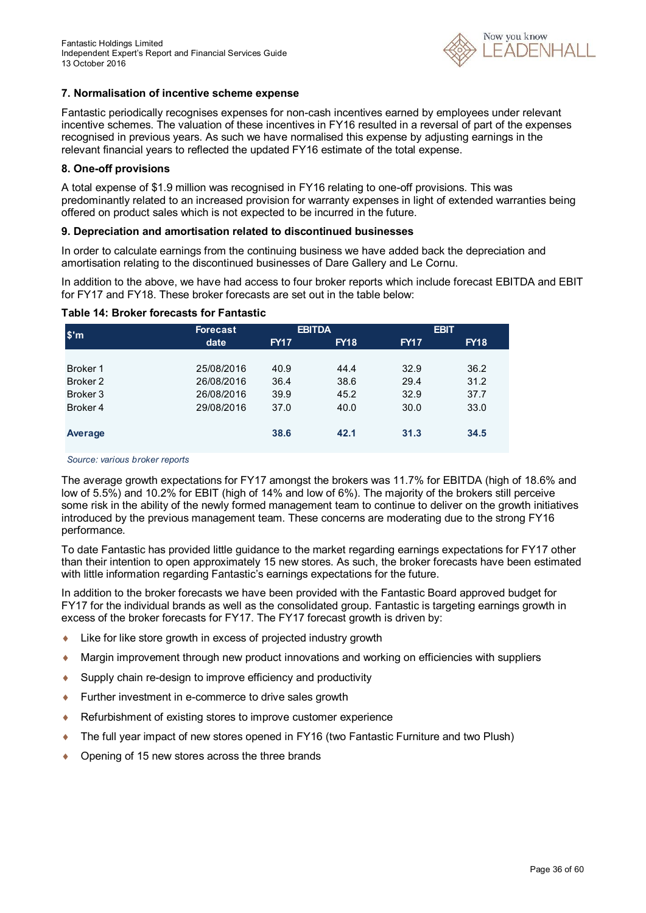### 7. Normalisation of incentive scheme expense

Fantastic periodically recognises expenses for non-cash incentives earned by employees under relevant incentive schemes. The valuation of these incentives in FY16 resulted in a reversal of part of the expenses recognised in previous years. As such we have normalised this expense by adjusting earnings in the relevant financial years to reflected the updated FY16 estimate of the total expense.

### 8. One-off provisions

A total expense of $1.9 million was recognised in FY16 relating to one-off provisions. This was predominantly related to an increased provision for warranty expenses in light of extended warranties being offered on product sales which is not expected to be incurred in the future.

### 9. Depreciation and amortisation related to discontinued businesses

In order to calculate earnings from the continuing business we have added back the depreciation and amortisation relating to the discontinued businesses of Dare Gallery and Le Cornu.

In addition to the above, we have had access to four broker reports which include forecast EBITDA and EBIT for FY17 and FY18. These broker forecasts are set out in the table below:

**Table 14: Broker forecasts for Fantastic**

| $'m | Forecast date | EBITDA | | EBIT | |
|---|---|---|---|---|---|
| | | FY17 | FY18 | FY17 | FY18 |
| Broker 1 | 25/08/2016 | 40.9 | 44.4 | 32.9 | 36.2 |
| Broker 2 | 26/08/2016 | 36.4 | 38.6 | 29.4 | 31.2 |
| Broker 3 | 26/08/2016 | 39.9 | 45.2 | 32.9 | 37.7 |
| Broker 4 | 29/08/2016 | 37.0 | 40.0 | 30.0 | 33.0 |
| **Average** | | **38.6** | **42.1** | **31.3** | **34.5** |

*Source: various broker reports*

The average growth expectations for FY17 amongst the brokers was 11.7% for EBITDA (high of 18.6% and low of 5.5%) and 10.2% for EBIT (high of 14% and low of 6%). The majority of the brokers still perceive some risk in the ability of the newly formed management team to continue to deliver on the growth initiatives introduced by the previous management team. These concerns are moderating due to the strong FY16 performance.

To date Fantastic has provided little guidance to the market regarding earnings expectations for FY17 other than their intention to open approximately 15 new stores. As such, the broker forecasts have been estimated with little information regarding Fantastic's earnings expectations for the future.

In addition to the broker forecasts we have been provided with the Fantastic Board approved budget for FY17 for the individual brands as well as the consolidated group. Fantastic is targeting earnings growth in excess of the broker forecasts for FY17. The FY17 forecast growth is driven by:

- Like for like store growth in excess of projected industry growth
- Margin improvement through new product innovations and working on efficiencies with suppliers
- Supply chain re-design to improve efficiency and productivity
- Further investment in e-commerce to drive sales growth
- Refurbishment of existing stores to improve customer experience
- The full year impact of new stores opened in FY16 (two Fantastic Furniture and two Plush)
- Opening of 15 new stores across the three brands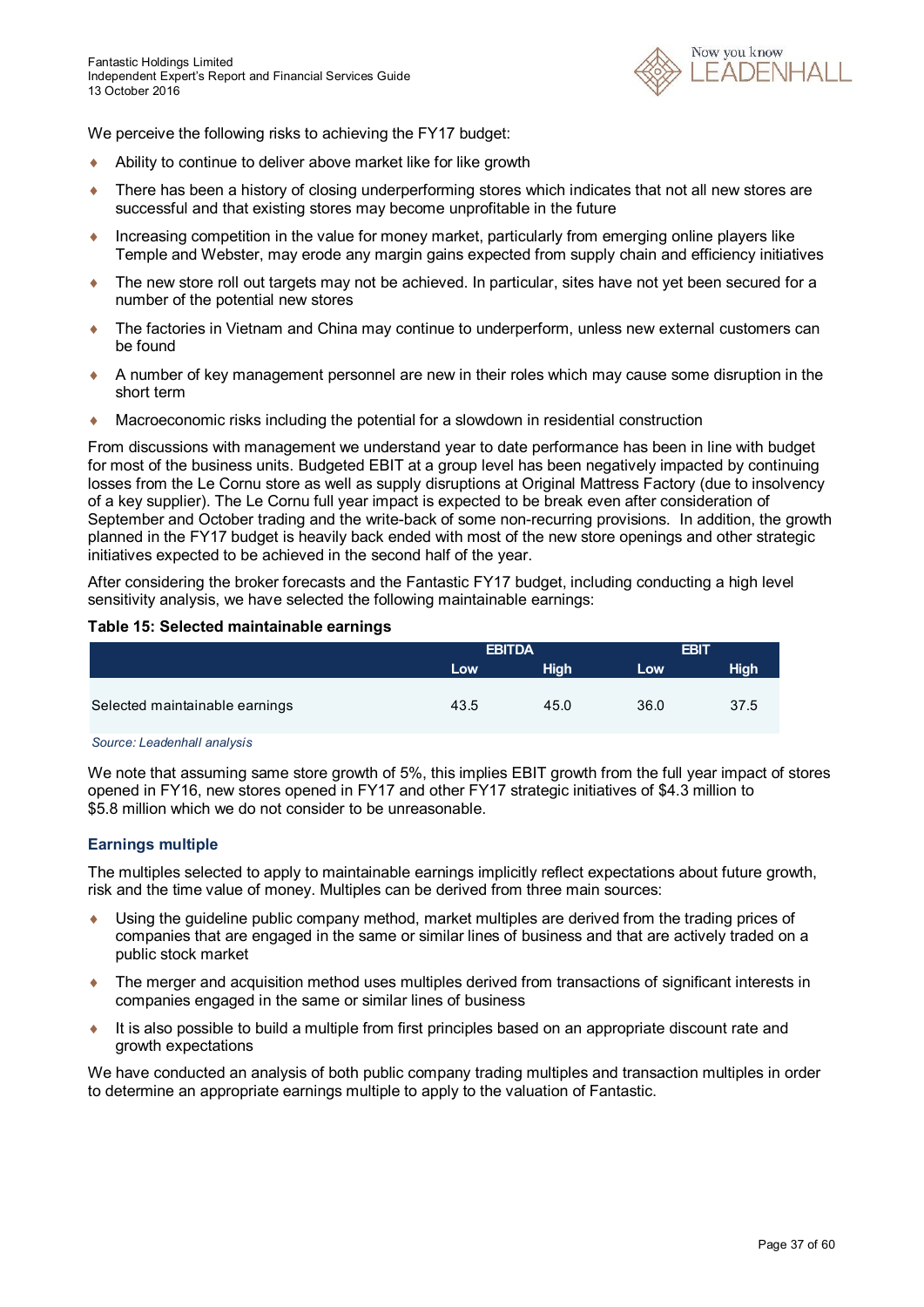We perceive the following risks to achieving the FY17 budget:

- Ability to continue to deliver above market like for like growth
- There has been a history of closing underperforming stores which indicates that not all new stores are successful and that existing stores may become unprofitable in the future
- Increasing competition in the value for money market, particularly from emerging online players like Temple and Webster, may erode any margin gains expected from supply chain and efficiency initiatives
- The new store roll out targets may not be achieved. In particular, sites have not yet been secured for a number of the potential new stores
- The factories in Vietnam and China may continue to underperform, unless new external customers can be found
- A number of key management personnel are new in their roles which may cause some disruption in the short term
- Macroeconomic risks including the potential for a slowdown in residential construction

From discussions with management we understand year to date performance has been in line with budget for most of the business units. Budgeted EBIT at a group level has been negatively impacted by continuing losses from the Le Cornu store as well as supply disruptions at Original Mattress Factory (due to insolvency of a key supplier). The Le Cornu full year impact is expected to be break even after consideration of September and October trading and the write-back of some non-recurring provisions. In addition, the growth planned in the FY17 budget is heavily back ended with most of the new store openings and other strategic initiatives expected to be achieved in the second half of the year.

After considering the broker forecasts and the Fantastic FY17 budget, including conducting a high level sensitivity analysis, we have selected the following maintainable earnings:

**Table 15: Selected maintainable earnings**

| | EBITDA | | EBIT | |
|---|---|---|---|---|
| | Low | High | Low | High |
| Selected maintainable earnings | 43.5 | 45.0 | 36.0 | 37.5 |

*Source: Leadenhall analysis*

We note that assuming same store growth of 5%, this implies EBIT growth from the full year impact of stores opened in FY16, new stores opened in FY17 and other FY17 strategic initiatives of $4.3 million to $5.8 million which we do not consider to be unreasonable.

### Earnings multiple

The multiples selected to apply to maintainable earnings implicitly reflect expectations about future growth, risk and the time value of money. Multiples can be derived from three main sources:

- Using the guideline public company method, market multiples are derived from the trading prices of companies that are engaged in the same or similar lines of business and that are actively traded on a public stock market
- The merger and acquisition method uses multiples derived from transactions of significant interests in companies engaged in the same or similar lines of business
- It is also possible to build a multiple from first principles based on an appropriate discount rate and growth expectations

We have conducted an analysis of both public company trading multiples and transaction multiples in order to determine an appropriate earnings multiple to apply to the valuation of Fantastic.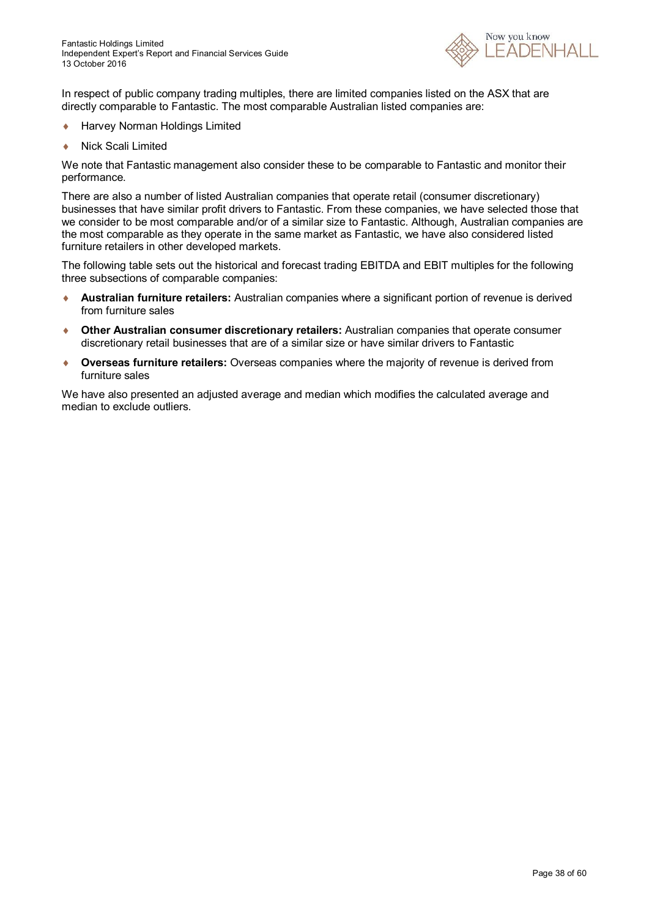In respect of public company trading multiples, there are limited companies listed on the ASX that are directly comparable to Fantastic. The most comparable Australian listed companies are:

- Harvey Norman Holdings Limited
- Nick Scali Limited

We note that Fantastic management also consider these to be comparable to Fantastic and monitor their performance.

There are also a number of listed Australian companies that operate retail (consumer discretionary) businesses that have similar profit drivers to Fantastic. From these companies, we have selected those that we consider to be most comparable and/or of a similar size to Fantastic. Although, Australian companies are the most comparable as they operate in the same market as Fantastic, we have also considered listed furniture retailers in other developed markets.

The following table sets out the historical and forecast trading EBITDA and EBIT multiples for the following three subsections of comparable companies:

- **Australian furniture retailers:** Australian companies where a significant portion of revenue is derived from furniture sales
- **Other Australian consumer discretionary retailers:** Australian companies that operate consumer discretionary retail businesses that are of a similar size or have similar drivers to Fantastic
- **Overseas furniture retailers:** Overseas companies where the majority of revenue is derived from furniture sales

We have also presented an adjusted average and median which modifies the calculated average and median to exclude outliers.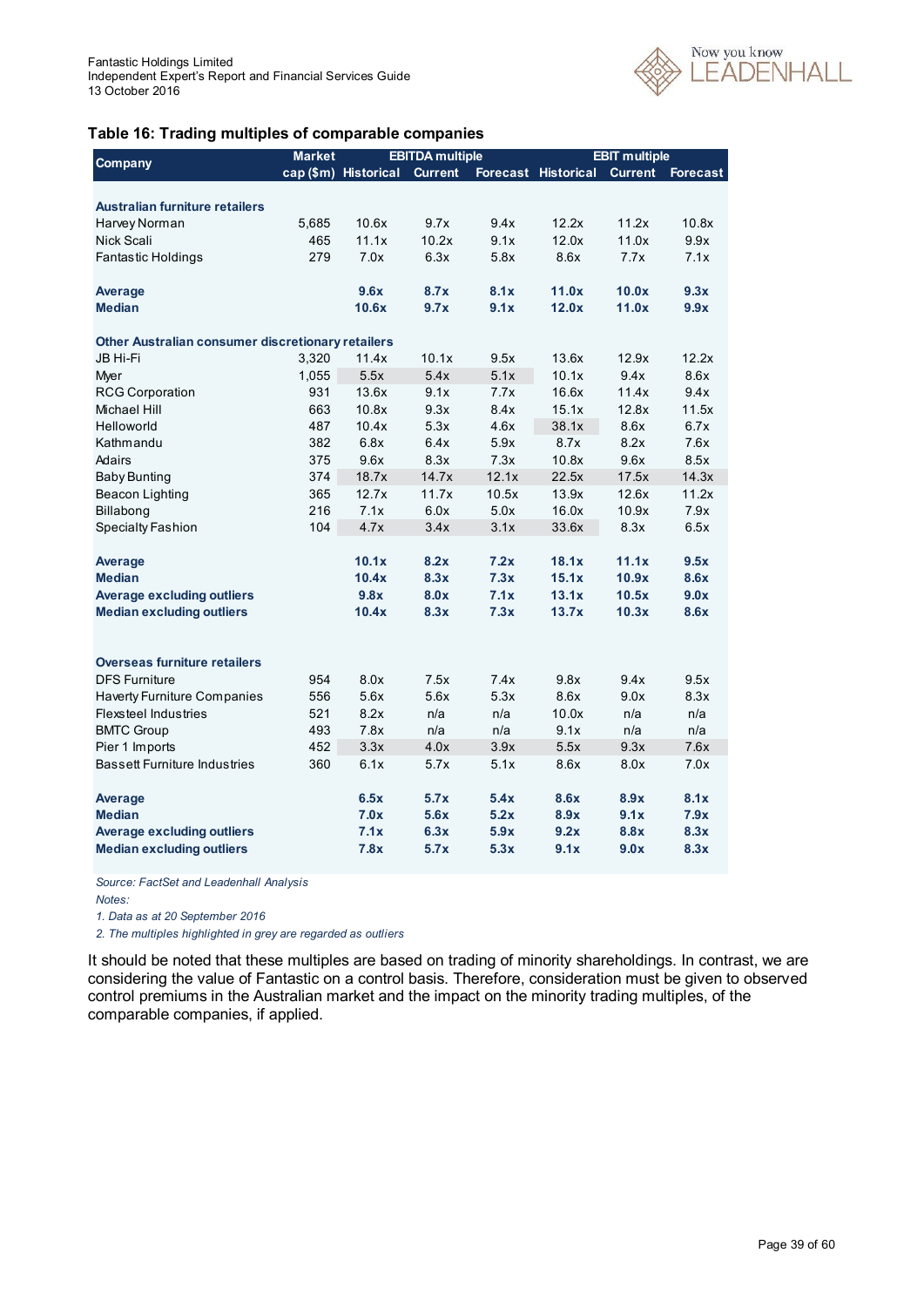### Table 16: Trading multiples of comparable companies

| Company | Market cap ($m) | EBITDA multiple | | | EBIT multiple | | |
|---|---|---|---|---|---|---|---|
| | | Historical | Current | Forecast | Historical | Current | Forecast |
| **Australian furniture retailers** | | | | | | | |
| Harvey Norman | 5,685 | 10.6x | 9.7x | 9.4x | 12.2x | 11.2x | 10.8x |
| Nick Scali | 465 | 11.1x | 10.2x | 9.1x | 12.0x | 11.0x | 9.9x |
| Fantastic Holdings | 279 | 7.0x | 6.3x | 5.8x | 8.6x | 7.7x | 7.1x |
| **Average** | | **9.6x** | **8.7x** | **8.1x** | **11.0x** | **10.0x** | **9.3x** |
| **Median** | | **10.6x** | **9.7x** | **9.1x** | **12.0x** | **11.0x** | **9.9x** |
| **Other Australian consumer discretionary retailers** | | | | | | | |
| JB Hi-Fi | 3,320 | 11.4x | 10.1x | 9.5x | 13.6x | 12.9x | 12.2x |
| Myer | 1,055 | 5.5x | 5.4x | 5.1x | 10.1x | 9.4x | 8.6x |
| RCG Corporation | 931 | 13.6x | 9.1x | 7.7x | 16.6x | 11.4x | 9.4x |
| Michael Hill | 663 | 10.8x | 9.3x | 8.4x | 15.1x | 12.8x | 11.5x |
| Helloworld | 487 | 10.4x | 5.3x | 4.6x | 38.1x | 8.6x | 6.7x |
| Kathmandu | 382 | 6.8x | 6.4x | 5.9x | 8.7x | 8.2x | 7.6x |
| Adairs | 375 | 9.6x | 8.3x | 7.3x | 10.8x | 9.6x | 8.5x |
| Baby Bunting | 374 | 18.7x | 14.7x | 12.1x | 22.5x | 17.5x | 14.3x |
| Beacon Lighting | 365 | 12.7x | 11.7x | 10.5x | 13.9x | 12.6x | 11.2x |
| Billabong | 216 | 7.1x | 6.0x | 5.0x | 16.0x | 10.9x | 7.9x |
| Specialty Fashion | 104 | 4.7x | 3.4x | 3.1x | 33.6x | 8.3x | 6.5x |
| **Average** | | **10.1x** | **8.2x** | **7.2x** | **18.1x** | **11.1x** | **9.5x** |
| **Median** | | **10.4x** | **8.3x** | **7.3x** | **15.1x** | **10.9x** | **8.6x** |
| **Average excluding outliers** | | **9.8x** | **8.0x** | **7.1x** | **13.1x** | **10.5x** | **9.0x** |
| **Median excluding outliers** | | **10.4x** | **8.3x** | **7.3x** | **13.7x** | **10.3x** | **8.6x** |
| **Overseas furniture retailers** | | | | | | | |
| DFS Furniture | 954 | 8.0x | 7.5x | 7.4x | 9.8x | 9.4x | 9.5x |
| Haverty Furniture Companies | 556 | 5.6x | 5.6x | 5.3x | 8.6x | 9.0x | 8.3x |
| Flexsteel Industries | 521 | 8.2x | n/a | n/a | 10.0x | n/a | n/a |
| BMTC Group | 493 | 7.8x | n/a | n/a | 9.1x | n/a | n/a |
| Pier 1 Imports | 452 | 3.3x | 4.0x | 3.9x | 5.5x | 9.3x | 7.6x |
| Bassett Furniture Industries | 360 | 6.1x | 5.7x | 5.1x | 8.6x | 8.0x | 7.0x |
| **Average** | | **6.5x** | **5.7x** | **5.4x** | **8.6x** | **8.9x** | **8.1x** |
| **Median** | | **7.0x** | **5.6x** | **5.2x** | **8.9x** | **9.1x** | **7.9x** |
| **Average excluding outliers** | | **7.1x** | **6.3x** | **5.9x** | **9.2x** | **8.8x** | **8.3x** |
| **Median excluding outliers** | | **7.8x** | **5.7x** | **5.3x** | **9.1x** | **9.0x** | **8.3x** |

*Source: FactSet and Leadenhall Analysis*

*Notes:*

*1. Data as at 20 September 2016*

*2. The multiples highlighted in grey are regarded as outliers*

It should be noted that these multiples are based on trading of minority shareholdings. In contrast, we are considering the value of Fantastic on a control basis. Therefore, consideration must be given to observed control premiums in the Australian market and the impact on the minority trading multiples, of the comparable companies, if applied.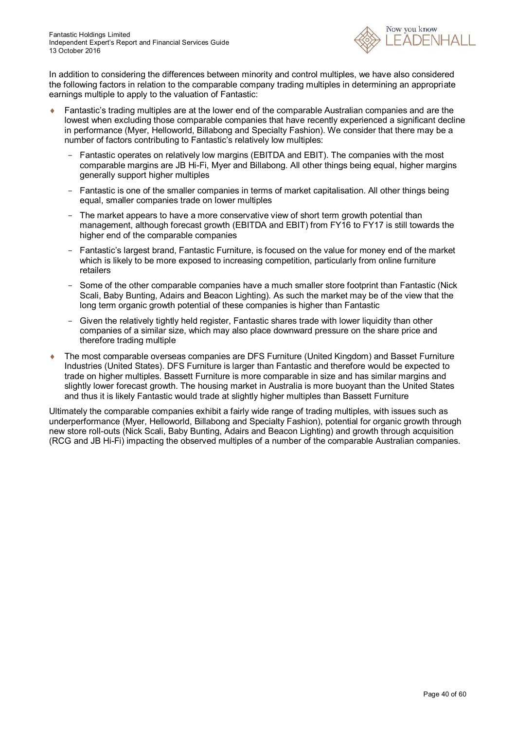In addition to considering the differences between minority and control multiples, we have also considered the following factors in relation to the comparable company trading multiples in determining an appropriate earnings multiple to apply to the valuation of Fantastic:

- Fantastic's trading multiples are at the lower end of the comparable Australian companies and are the lowest when excluding those comparable companies that have recently experienced a significant decline in performance (Myer, Helloworld, Billabong and Specialty Fashion). We consider that there may be a number of factors contributing to Fantastic's relatively low multiples:
  - Fantastic operates on relatively low margins (EBITDA and EBIT). The companies with the most comparable margins are JB Hi-Fi, Myer and Billabong. All other things being equal, higher margins generally support higher multiples
  - Fantastic is one of the smaller companies in terms of market capitalisation. All other things being equal, smaller companies trade on lower multiples
  - The market appears to have a more conservative view of short term growth potential than management, although forecast growth (EBITDA and EBIT) from FY16 to FY17 is still towards the higher end of the comparable companies
  - Fantastic's largest brand, Fantastic Furniture, is focused on the value for money end of the market which is likely to be more exposed to increasing competition, particularly from online furniture retailers
  - Some of the other comparable companies have a much smaller store footprint than Fantastic (Nick Scali, Baby Bunting, Adairs and Beacon Lighting). As such the market may be of the view that the long term organic growth potential of these companies is higher than Fantastic
  - Given the relatively tightly held register, Fantastic shares trade with lower liquidity than other companies of a similar size, which may also place downward pressure on the share price and therefore trading multiple
- The most comparable overseas companies are DFS Furniture (United Kingdom) and Basset Furniture Industries (United States). DFS Furniture is larger than Fantastic and therefore would be expected to trade on higher multiples. Bassett Furniture is more comparable in size and has similar margins and slightly lower forecast growth. The housing market in Australia is more buoyant than the United States and thus it is likely Fantastic would trade at slightly higher multiples than Bassett Furniture

Ultimately the comparable companies exhibit a fairly wide range of trading multiples, with issues such as underperformance (Myer, Helloworld, Billabong and Specialty Fashion), potential for organic growth through new store roll-outs (Nick Scali, Baby Bunting, Adairs and Beacon Lighting) and growth through acquisition (RCG and JB Hi-Fi) impacting the observed multiples of a number of the comparable Australian companies.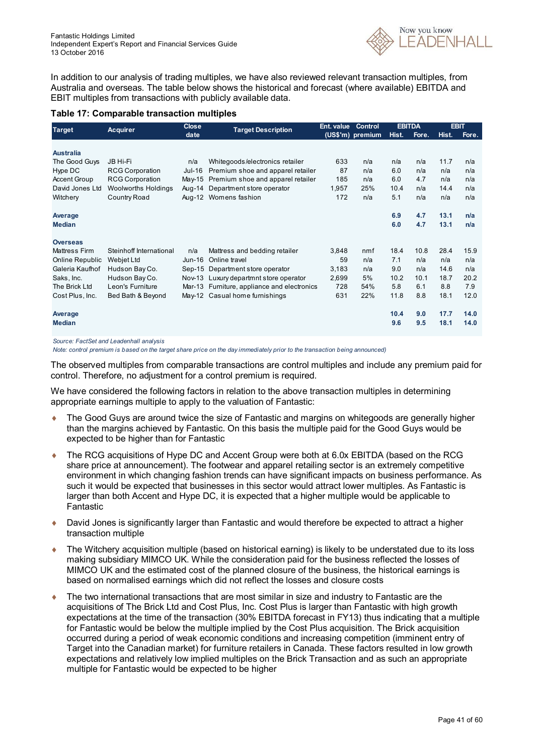In addition to our analysis of trading multiples, we have also reviewed relevant transaction multiples, from Australia and overseas. The table below shows the historical and forecast (where available) EBITDA and EBIT multiples from transactions with publicly available data.

**Table 17: Comparable transaction multiples**

| Target | Acquirer | Close date | Target Description | Ent. value (US$'m) | Control premium | EBITDA | | EBIT | |
|---|---|---|---|---|---|---|---|---|---|
| | | | | | | Hist. | Fore. | Hist. | Fore. |
| **Australia** | | | | | | | | | |
| The Good Guys | JB Hi-Fi | n/a | Whitegoods/electronics retailer | 633 | n/a | n/a | n/a | 11.7 | n/a |
| Hype DC | RCG Corporation | Jul-16 | Premium shoe and apparel retailer | 87 | n/a | 6.0 | n/a | n/a | n/a |
| Accent Group | RCG Corporation | May-15 | Premium shoe and apparel retailer | 185 | n/a | 6.0 | 4.7 | n/a | n/a |
| David Jones Ltd | Woolworths Holdings | Aug-14 | Department store operator | 1,957 | 25% | 10.4 | n/a | 14.4 | n/a |
| Witchery | Country Road | Aug-12 | Womens fashion | 172 | n/a | 5.1 | n/a | n/a | n/a |
| **Average** | | | | | | **6.9** | **4.7** | **13.1** | **n/a** |
| **Median** | | | | | | **6.0** | **4.7** | **13.1** | **n/a** |
| **Overseas** | | | | | | | | | |
| Mattress Firm | Steinhoff International | n/a | Mattress and bedding retailer | 3,848 | nmf | 18.4 | 10.8 | 28.4 | 15.9 |
| Online Republic | Webjet Ltd | Jun-16 | Online travel | 59 | n/a | 7.1 | n/a | n/a | n/a |
| Galeria Kaufhof | Hudson Bay Co. | Sep-15 | Department store operator | 3,183 | n/a | 9.0 | n/a | 14.6 | n/a |
| Saks, Inc. | Hudson Bay Co. | Nov-13 | Luxury departmnt store operator | 2,699 | 5% | 10.2 | 10.1 | 18.7 | 20.2 |
| The Brick Ltd | Leon's Furniture | Mar-13 | Furniture, appliance and electronics | 728 | 54% | 5.8 | 6.1 | 8.8 | 7.9 |
| Cost Plus, Inc. | Bed Bath & Beyond | May-12 | Casual home furnishings | 631 | 22% | 11.8 | 8.8 | 18.1 | 12.0 |
| **Average** | | | | | | **10.4** | **9.0** | **17.7** | **14.0** |
| **Median** | | | | | | **9.6** | **9.5** | **18.1** | **14.0** |

*Source: FactSet and Leadenhall analysis*

*Note: control premium is based on the target share price on the day immediately prior to the transaction being announced)*

The observed multiples from comparable transactions are control multiples and include any premium paid for control. Therefore, no adjustment for a control premium is required.

We have considered the following factors in relation to the above transaction multiples in determining appropriate earnings multiple to apply to the valuation of Fantastic:

- The Good Guys are around twice the size of Fantastic and margins on whitegoods are generally higher than the margins achieved by Fantastic. On this basis the multiple paid for the Good Guys would be expected to be higher than for Fantastic
- The RCG acquisitions of Hype DC and Accent Group were both at 6.0x EBITDA (based on the RCG share price at announcement). The footwear and apparel retailing sector is an extremely competitive environment in which changing fashion trends can have significant impacts on business performance. As such it would be expected that businesses in this sector would attract lower multiples. As Fantastic is larger than both Accent and Hype DC, it is expected that a higher multiple would be applicable to Fantastic
- David Jones is significantly larger than Fantastic and would therefore be expected to attract a higher transaction multiple
- The Witchery acquisition multiple (based on historical earning) is likely to be understated due to its loss making subsidiary MIMCO UK. While the consideration paid for the business reflected the losses of MIMCO UK and the estimated cost of the planned closure of the business, the historical earnings is based on normalised earnings which did not reflect the losses and closure costs
- The two international transactions that are most similar in size and industry to Fantastic are the acquisitions of The Brick Ltd and Cost Plus, Inc. Cost Plus is larger than Fantastic with high growth expectations at the time of the transaction (30% EBITDA forecast in FY13) thus indicating that a multiple for Fantastic would be below the multiple implied by the Cost Plus acquisition. The Brick acquisition occurred during a period of weak economic conditions and increasing competition (imminent entry of Target into the Canadian market) for furniture retailers in Canada. These factors resulted in low growth expectations and relatively low implied multiples on the Brick Transaction and as such an appropriate multiple for Fantastic would be expected to be higher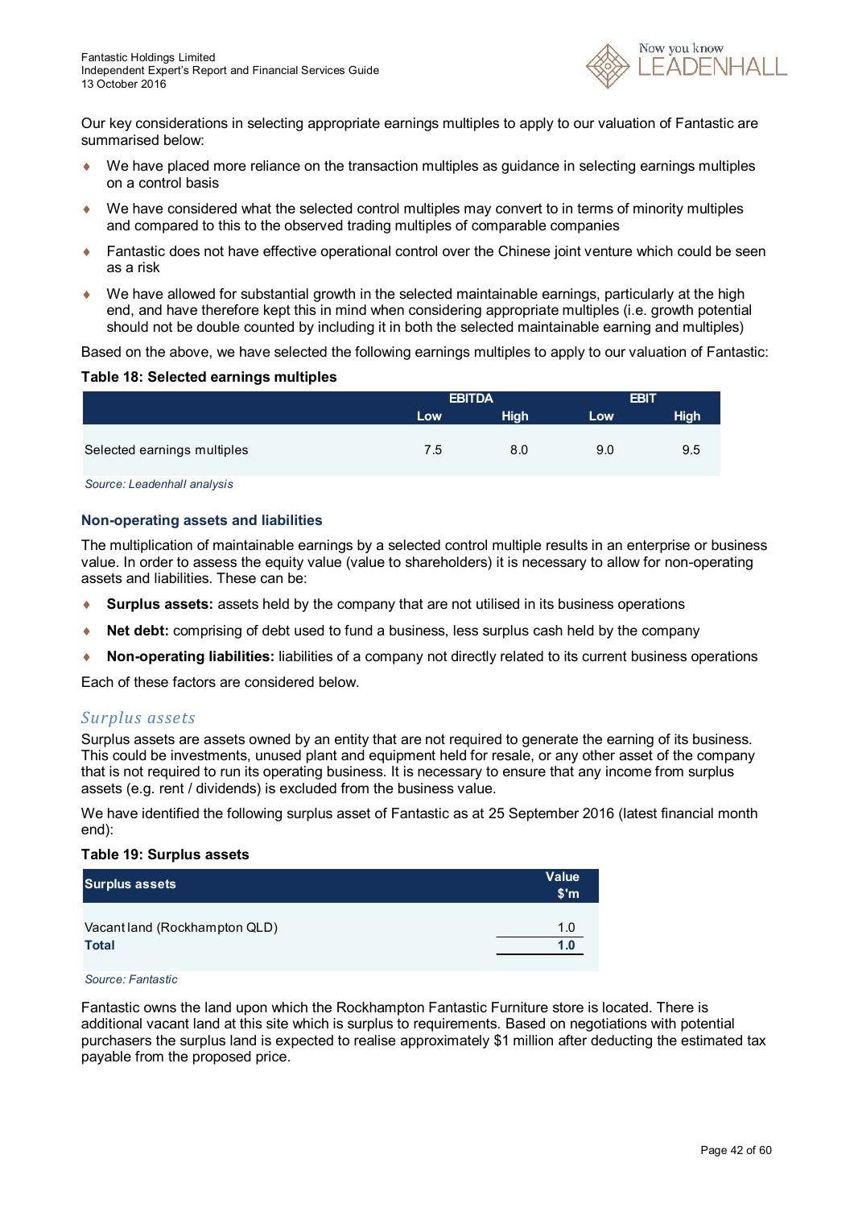Our key considerations in selecting appropriate earnings multiples to apply to our valuation of Fantastic are summarised below:

- We have placed more reliance on the transaction multiples as guidance in selecting earnings multiples on a control basis
- We have considered what the selected control multiples may convert to in terms of minority multiples and compared to this to the observed trading multiples of comparable companies
- Fantastic does not have effective operational control over the Chinese joint venture which could be seen as a risk
- We have allowed for substantial growth in the selected maintainable earnings, particularly at the high end, and have therefore kept this in mind when considering appropriate multiples (i.e. growth potential should not be double counted by including it in both the selected maintainable earning and multiples)

Based on the above, we have selected the following earnings multiples to apply to our valuation of Fantastic:

**Table 18: Selected earnings multiples**

| | EBITDA | | EBIT | |
|---|---|---|---|---|
| | Low | High | Low | High |
| Selected earnings multiples | 7.5 | 8.0 | 9.0 | 9.5 |

*Source: Leadenhall analysis*

## Non-operating assets and liabilities

The multiplication of maintainable earnings by a selected control multiple results in an enterprise or business value. In order to assess the equity value (value to shareholders) it is necessary to allow for non-operating assets and liabilities. These can be:

- **Surplus assets:** assets held by the company that are not utilised in its business operations
- **Net debt:** comprising of debt used to fund a business, less surplus cash held by the company
- **Non-operating liabilities:** liabilities of a company not directly related to its current business operations

Each of these factors are considered below.

### *Surplus assets*

Surplus assets are assets owned by an entity that are not required to generate the earning of its business. This could be investments, unused plant and equipment held for resale, or any other asset of the company that is not required to run its operating business. It is necessary to ensure that any income from surplus assets (e.g. rent / dividends) is excluded from the business value.

We have identified the following surplus asset of Fantastic as at 25 September 2016 (latest financial month end):

**Table 19: Surplus assets**

| Surplus assets | Value $'m |
|---|---|
| Vacant land (Rockhampton QLD) | 1.0 |
| **Total** | **1.0** |

*Source: Fantastic*

Fantastic owns the land upon which the Rockhampton Fantastic Furniture store is located. There is additional vacant land at this site which is surplus to requirements. Based on negotiations with potential purchasers the surplus land is expected to realise approximately $1 million after deducting the estimated tax payable from the proposed price.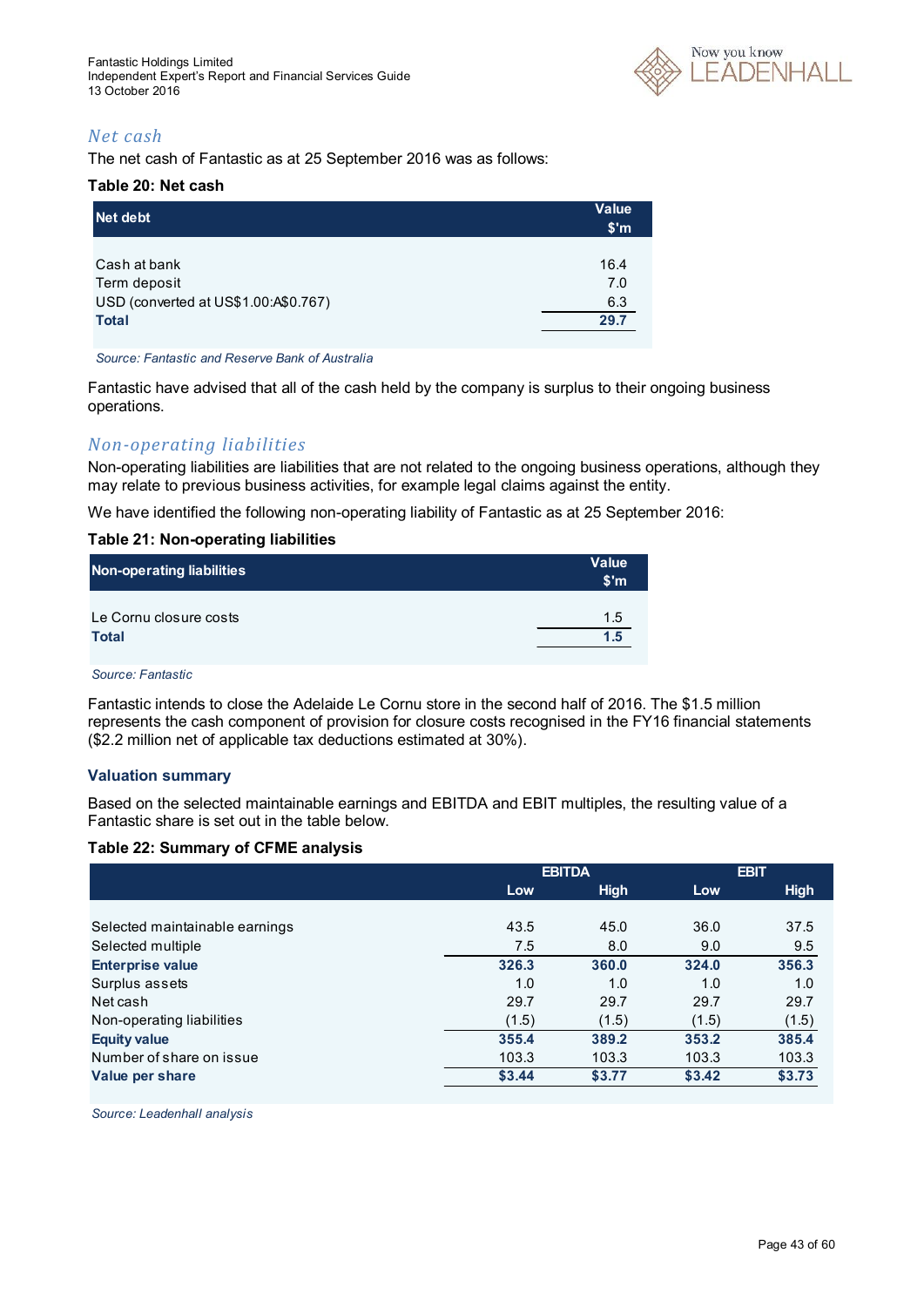### Net cash

The net cash of Fantastic as at 25 September 2016 was as follows:

**Table 20: Net cash**

| Net debt | Value $'m |
|---|---|
| Cash at bank | 16.4 |
| Term deposit | 7.0 |
| USD (converted at US$1.00:A$0.767) | 6.3 |
| **Total** | **29.7** |

*Source: Fantastic and Reserve Bank of Australia*

Fantastic have advised that all of the cash held by the company is surplus to their ongoing business operations.

### Non-operating liabilities

Non-operating liabilities are liabilities that are not related to the ongoing business operations, although they may relate to previous business activities, for example legal claims against the entity.

We have identified the following non-operating liability of Fantastic as at 25 September 2016:

**Table 21: Non-operating liabilities**

| Non-operating liabilities | Value $'m |
|---|---|
| Le Cornu closure costs | 1.5 |
| **Total** | **1.5** |

*Source: Fantastic*

Fantastic intends to close the Adelaide Le Cornu store in the second half of 2016. The $1.5 million represents the cash component of provision for closure costs recognised in the FY16 financial statements ($2.2 million net of applicable tax deductions estimated at 30%).

#### Valuation summary

Based on the selected maintainable earnings and EBITDA and EBIT multiples, the resulting value of a Fantastic share is set out in the table below.

**Table 22: Summary of CFME analysis**

| | EBITDA | | EBIT | |
|---|---|---|---|---|
| | Low | High | Low | High |
| Selected maintainable earnings | 43.5 | 45.0 | 36.0 | 37.5 |
| Selected multiple | 7.5 | 8.0 | 9.0 | 9.5 |
| **Enterprise value** | **326.3** | **360.0** | **324.0** | **356.3** |
| Surplus assets | 1.0 | 1.0 | 1.0 | 1.0 |
| Net cash | 29.7 | 29.7 | 29.7 | 29.7 |
| Non-operating liabilities | (1.5) | (1.5) | (1.5) | (1.5) |
| **Equity value** | **355.4** | **389.2** | **353.2** | **385.4** |
| Number of share on issue | 103.3 | 103.3 | 103.3 | 103.3 |
| **Value per share** | **$3.44** | **$3.77** | **$3.42** | **$3.73** |

*Source: Leadenhall analysis*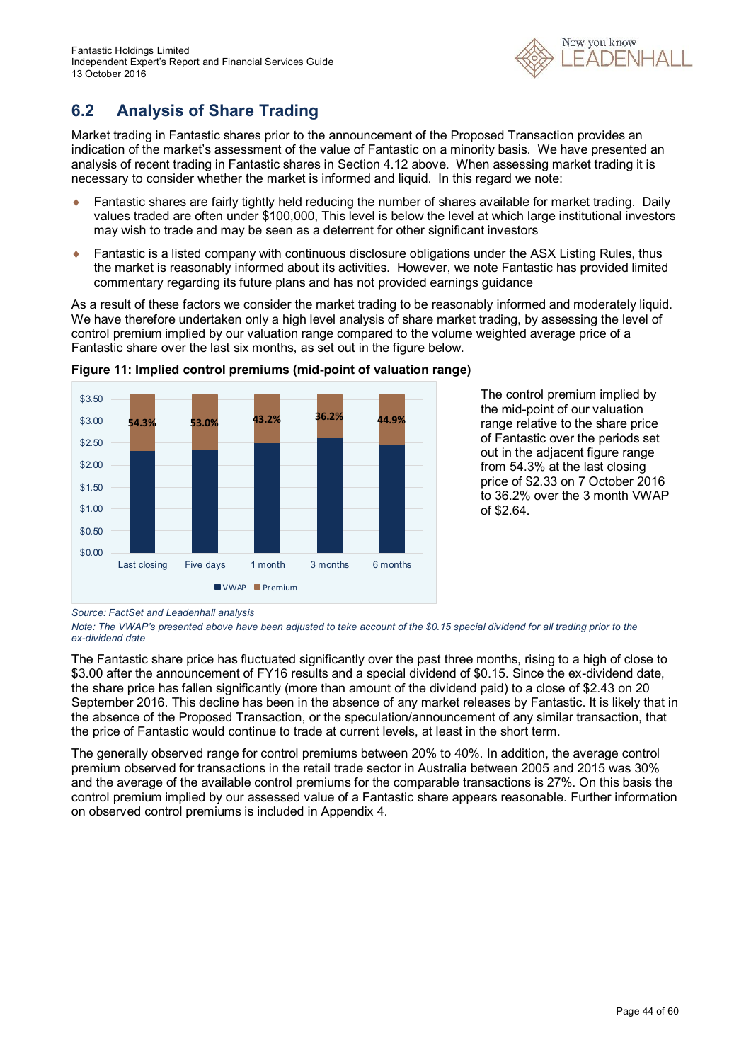## 6.2 Analysis of Share Trading

Market trading in Fantastic shares prior to the announcement of the Proposed Transaction provides an indication of the market's assessment of the value of Fantastic on a minority basis. We have presented an analysis of recent trading in Fantastic shares in Section 4.12 above. When assessing market trading it is necessary to consider whether the market is informed and liquid. In this regard we note:

- Fantastic shares are fairly tightly held reducing the number of shares available for market trading. Daily values traded are often under $100,000, This level is below the level at which large institutional investors may wish to trade and may be seen as a deterrent for other significant investors
- Fantastic is a listed company with continuous disclosure obligations under the ASX Listing Rules, thus the market is reasonably informed about its activities. However, we note Fantastic has provided limited commentary regarding its future plans and has not provided earnings guidance

As a result of these factors we consider the market trading to be reasonably informed and moderately liquid. We have therefore undertaken only a high level analysis of share market trading, by assessing the level of control premium implied by our valuation range compared to the volume weighted average price of a Fantastic share over the last six months, as set out in the figure below.

**Figure 11: Implied control premiums (mid-point of valuation range)**

| Period | Premium |
|---|---|
| Last closing | 54.3% |
| Five days | 53.0% |
| 1 month | 43.2% |
| 3 months | 36.2% |
| 6 months | 44.9% |

*Source: FactSet and Leadenhall analysis*

*Note: The VWAP's presented above have been adjusted to take account of the $0.15 special dividend for all trading prior to the ex-dividend date*

The control premium implied by the mid-point of our valuation range relative to the share price of Fantastic over the periods set out in the adjacent figure range from 54.3% at the last closing price of $2.33 on 7 October 2016 to 36.2% over the 3 month VWAP of $2.64.

The Fantastic share price has fluctuated significantly over the past three months, rising to a high of close to $3.00 after the announcement of FY16 results and a special dividend of $0.15. Since the ex-dividend date, the share price has fallen significantly (more than amount of the dividend paid) to a close of $2.43 on 20 September 2016. This decline has been in the absence of any market releases by Fantastic. It is likely that in the absence of the Proposed Transaction, or the speculation/announcement of any similar transaction, that the price of Fantastic would continue to trade at current levels, at least in the short term.

The generally observed range for control premiums between 20% to 40%. In addition, the average control premium observed for transactions in the retail trade sector in Australia between 2005 and 2015 was 30% and the average of the available control premiums for the comparable transactions is 27%. On this basis the control premium implied by our assessed value of a Fantastic share appears reasonable. Further information on observed control premiums is included in Appendix 4.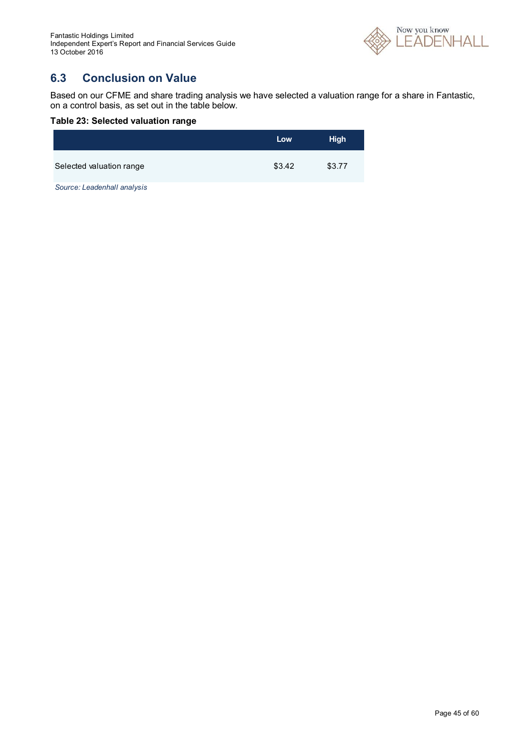## 6.3 Conclusion on Value

Based on our CFME and share trading analysis we have selected a valuation range for a share in Fantastic, on a control basis, as set out in the table below.

**Table 23: Selected valuation range**

| | Low | High |
|---|---|---|
| Selected valuation range | \$3.42 | \$3.77 |

*Source: Leadenhall analysis*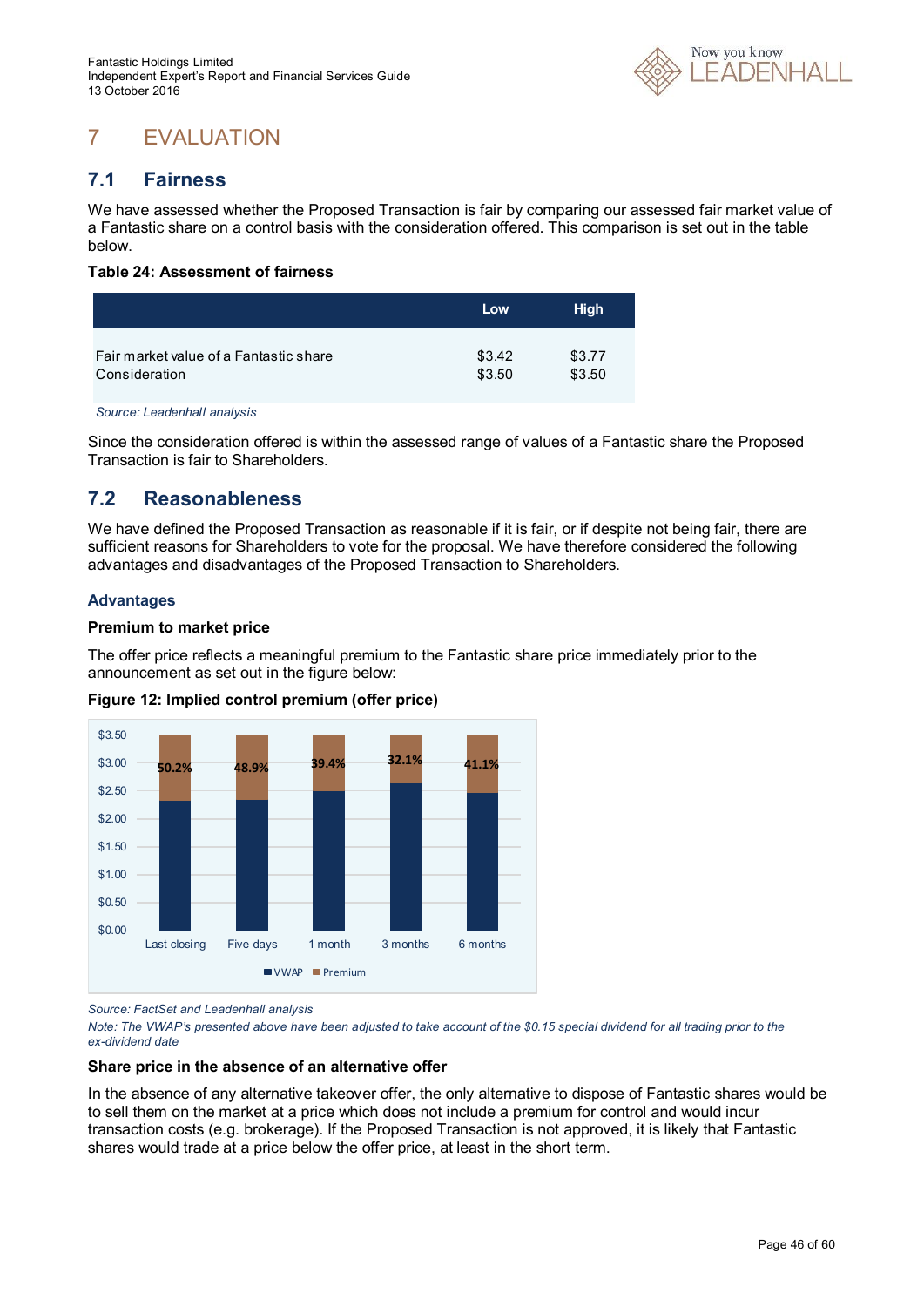# 7 EVALUATION

## 7.1 Fairness

We have assessed whether the Proposed Transaction is fair by comparing our assessed fair market value of a Fantastic share on a control basis with the consideration offered. This comparison is set out in the table below.

**Table 24: Assessment of fairness**

| | Low | High |
|---|---|---|
| Fair market value of a Fantastic share | \$3.42 | \$3.77 |
| Consideration | \$3.50 | \$3.50 |

*Source: Leadenhall analysis*

Since the consideration offered is within the assessed range of values of a Fantastic share the Proposed Transaction is fair to Shareholders.

## 7.2 Reasonableness

We have defined the Proposed Transaction as reasonable if it is fair, or if despite not being fair, there are sufficient reasons for Shareholders to vote for the proposal. We have therefore considered the following advantages and disadvantages of the Proposed Transaction to Shareholders.

### Advantages

**Premium to market price**

The offer price reflects a meaningful premium to the Fantastic share price immediately prior to the announcement as set out in the figure below:

**Figure 12: Implied control premium (offer price)**

| | Last closing | Five days | 1 month | 3 months | 6 months |
|---|---|---|---|---|---|
| Premium | 50.2% | 48.9% | 39.4% | 32.1% | 41.1% |

*Source: FactSet and Leadenhall analysis*

*Note: The VWAP's presented above have been adjusted to take account of the \$0.15 special dividend for all trading prior to the ex-dividend date*

**Share price in the absence of an alternative offer**

In the absence of any alternative takeover offer, the only alternative to dispose of Fantastic shares would be to sell them on the market at a price which does not include a premium for control and would incur transaction costs (e.g. brokerage). If the Proposed Transaction is not approved, it is likely that Fantastic shares would trade at a price below the offer price, at least in the short term.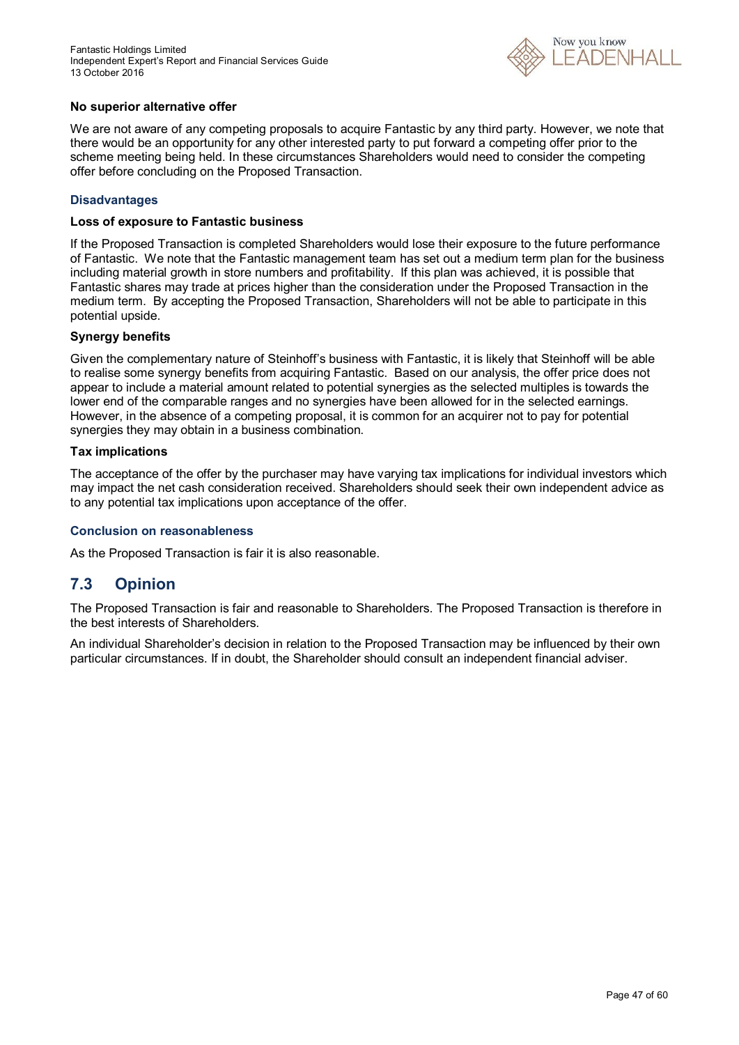#### No superior alternative offer

We are not aware of any competing proposals to acquire Fantastic by any third party. However, we note that there would be an opportunity for any other interested party to put forward a competing offer prior to the scheme meeting being held. In these circumstances Shareholders would need to consider the competing offer before concluding on the Proposed Transaction.

### Disadvantages

#### Loss of exposure to Fantastic business

If the Proposed Transaction is completed Shareholders would lose their exposure to the future performance of Fantastic. We note that the Fantastic management team has set out a medium term plan for the business including material growth in store numbers and profitability. If this plan was achieved, it is possible that Fantastic shares may trade at prices higher than the consideration under the Proposed Transaction in the medium term. By accepting the Proposed Transaction, Shareholders will not be able to participate in this potential upside.

#### Synergy benefits

Given the complementary nature of Steinhoff's business with Fantastic, it is likely that Steinhoff will be able to realise some synergy benefits from acquiring Fantastic. Based on our analysis, the offer price does not appear to include a material amount related to potential synergies as the selected multiples is towards the lower end of the comparable ranges and no synergies have been allowed for in the selected earnings. However, in the absence of a competing proposal, it is common for an acquirer not to pay for potential synergies they may obtain in a business combination.

#### Tax implications

The acceptance of the offer by the purchaser may have varying tax implications for individual investors which may impact the net cash consideration received. Shareholders should seek their own independent advice as to any potential tax implications upon acceptance of the offer.

### Conclusion on reasonableness

As the Proposed Transaction is fair it is also reasonable.

## 7.3 Opinion

The Proposed Transaction is fair and reasonable to Shareholders. The Proposed Transaction is therefore in the best interests of Shareholders.

An individual Shareholder's decision in relation to the Proposed Transaction may be influenced by their own particular circumstances. If in doubt, the Shareholder should consult an independent financial adviser.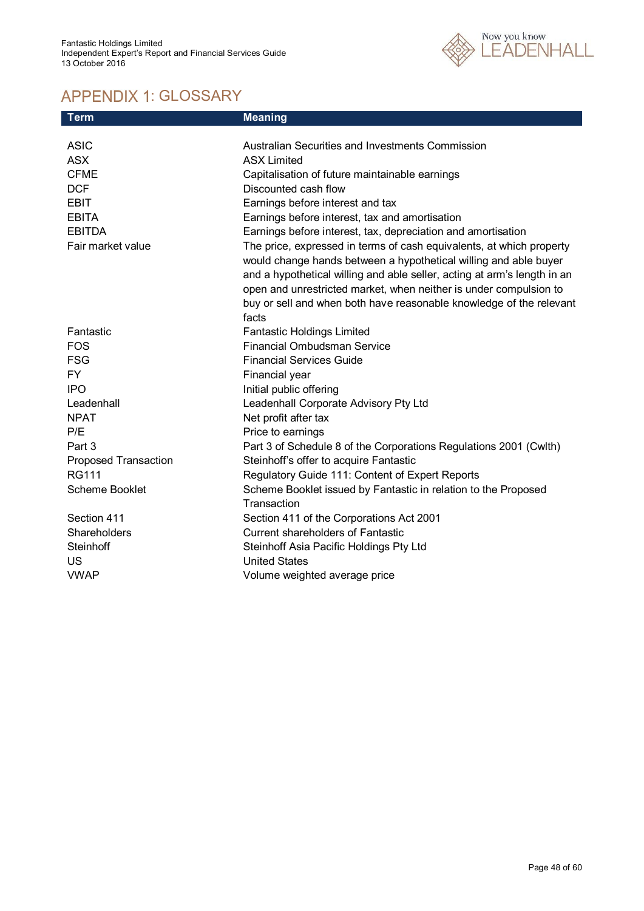# APPENDIX 1: GLOSSARY

| Term | Meaning |
|---|---|
| ASIC | Australian Securities and Investments Commission |
| ASX | ASX Limited |
| CFME | Capitalisation of future maintainable earnings |
| DCF | Discounted cash flow |
| EBIT | Earnings before interest and tax |
| EBITA | Earnings before interest, tax and amortisation |
| EBITDA | Earnings before interest, tax, depreciation and amortisation |
| Fair market value | The price, expressed in terms of cash equivalents, at which property would change hands between a hypothetical willing and able buyer and a hypothetical willing and able seller, acting at arm's length in an open and unrestricted market, when neither is under compulsion to buy or sell and when both have reasonable knowledge of the relevant facts |
| Fantastic | Fantastic Holdings Limited |
| FOS | Financial Ombudsman Service |
| FSG | Financial Services Guide |
| FY | Financial year |
| IPO | Initial public offering |
| Leadenhall | Leadenhall Corporate Advisory Pty Ltd |
| NPAT | Net profit after tax |
| P/E | Price to earnings |
| Part 3 | Part 3 of Schedule 8 of the Corporations Regulations 2001 (Cwlth) |
| Proposed Transaction | Steinhoff's offer to acquire Fantastic |
| RG111 | Regulatory Guide 111: Content of Expert Reports |
| Scheme Booklet | Scheme Booklet issued by Fantastic in relation to the Proposed Transaction |
| Section 411 | Section 411 of the Corporations Act 2001 |
| Shareholders | Current shareholders of Fantastic |
| Steinhoff | Steinhoff Asia Pacific Holdings Pty Ltd |
| US | United States |
| VWAP | Volume weighted average price |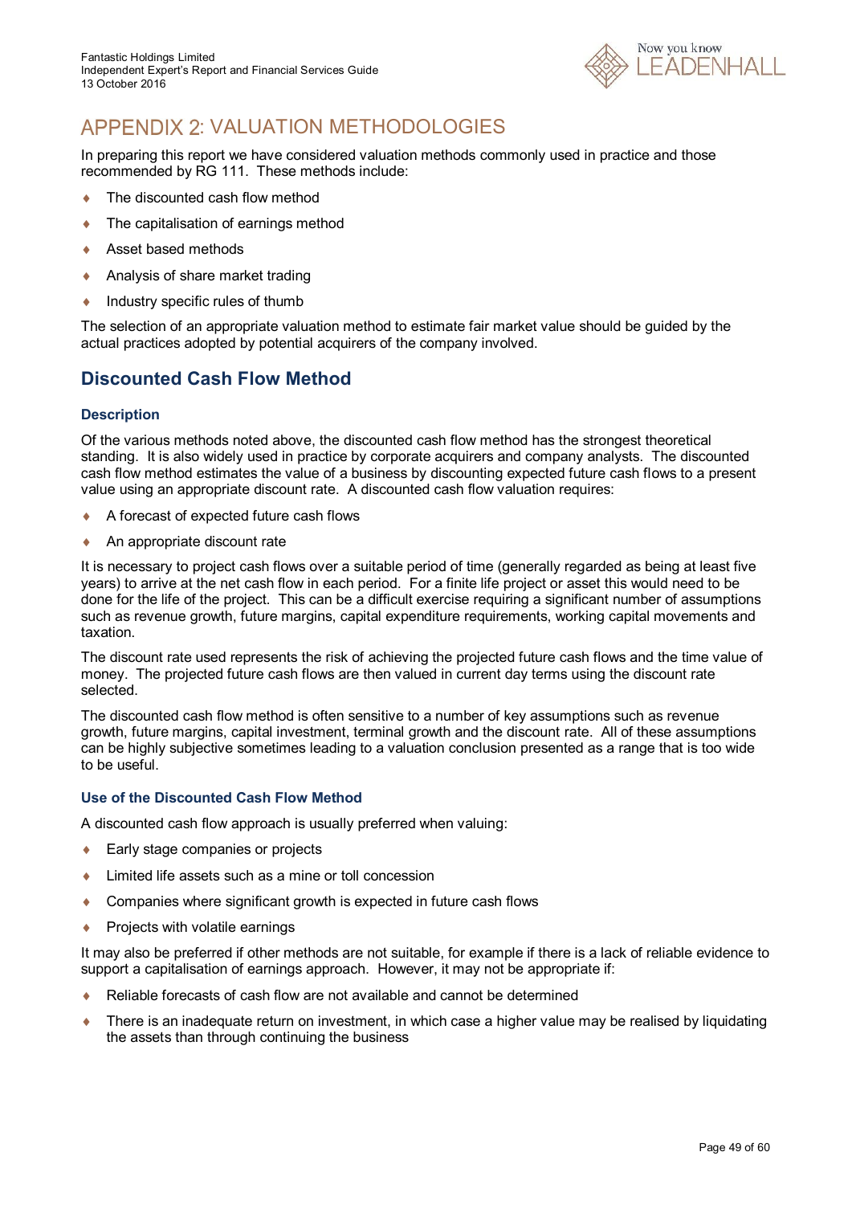# APPENDIX 2: VALUATION METHODOLOGIES

In preparing this report we have considered valuation methods commonly used in practice and those recommended by RG 111. These methods include:

- The discounted cash flow method
- The capitalisation of earnings method
- Asset based methods
- Analysis of share market trading
- Industry specific rules of thumb

The selection of an appropriate valuation method to estimate fair market value should be guided by the actual practices adopted by potential acquirers of the company involved.

## Discounted Cash Flow Method

### Description

Of the various methods noted above, the discounted cash flow method has the strongest theoretical standing. It is also widely used in practice by corporate acquirers and company analysts. The discounted cash flow method estimates the value of a business by discounting expected future cash flows to a present value using an appropriate discount rate. A discounted cash flow valuation requires:

- A forecast of expected future cash flows
- An appropriate discount rate

It is necessary to project cash flows over a suitable period of time (generally regarded as being at least five years) to arrive at the net cash flow in each period. For a finite life project or asset this would need to be done for the life of the project. This can be a difficult exercise requiring a significant number of assumptions such as revenue growth, future margins, capital expenditure requirements, working capital movements and taxation.

The discount rate used represents the risk of achieving the projected future cash flows and the time value of money. The projected future cash flows are then valued in current day terms using the discount rate selected.

The discounted cash flow method is often sensitive to a number of key assumptions such as revenue growth, future margins, capital investment, terminal growth and the discount rate. All of these assumptions can be highly subjective sometimes leading to a valuation conclusion presented as a range that is too wide to be useful.

### Use of the Discounted Cash Flow Method

A discounted cash flow approach is usually preferred when valuing:

- Early stage companies or projects
- Limited life assets such as a mine or toll concession
- Companies where significant growth is expected in future cash flows
- Projects with volatile earnings

It may also be preferred if other methods are not suitable, for example if there is a lack of reliable evidence to support a capitalisation of earnings approach. However, it may not be appropriate if:

- Reliable forecasts of cash flow are not available and cannot be determined
- There is an inadequate return on investment, in which case a higher value may be realised by liquidating the assets than through continuing the business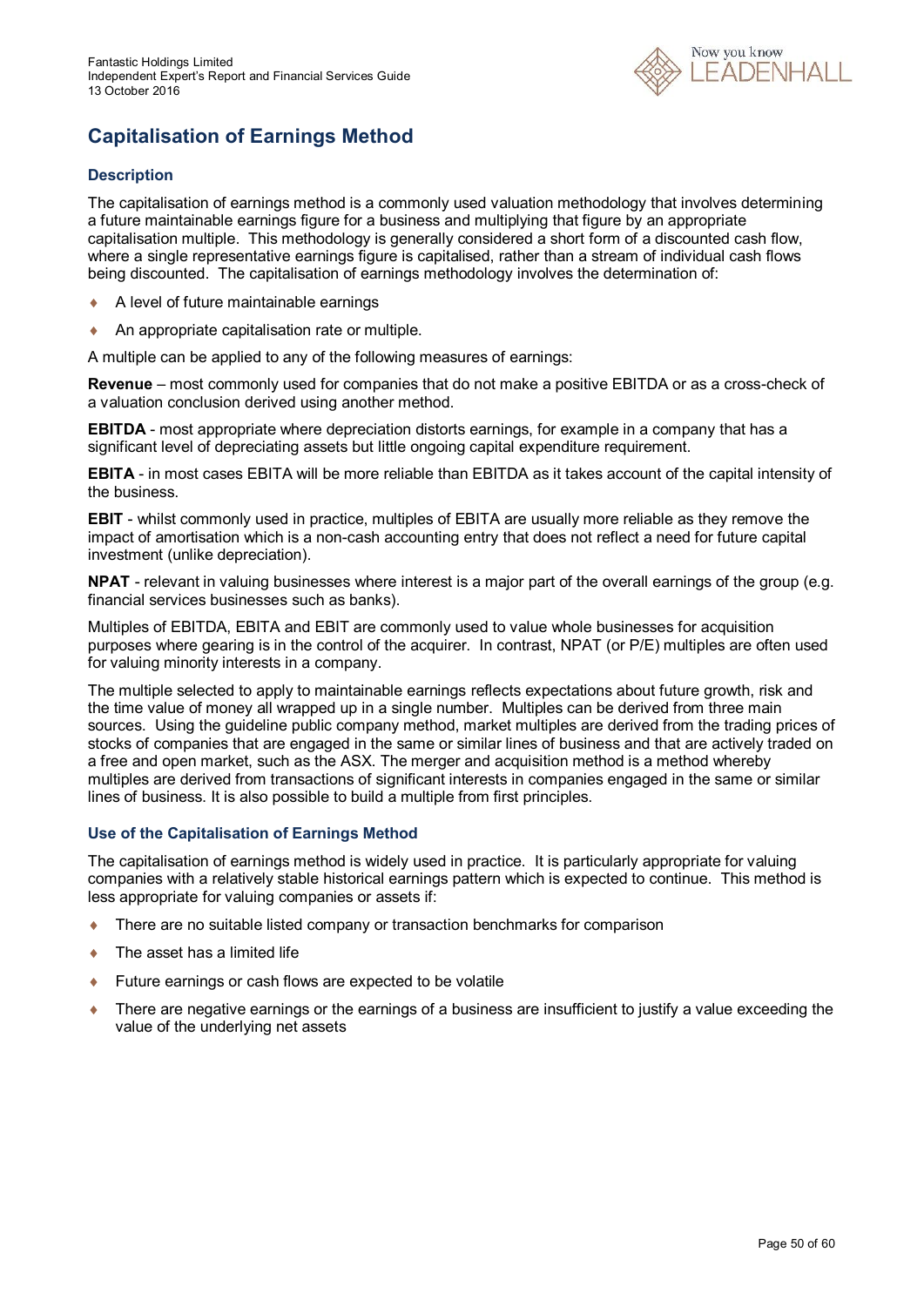# Capitalisation of Earnings Method

## Description

The capitalisation of earnings method is a commonly used valuation methodology that involves determining a future maintainable earnings figure for a business and multiplying that figure by an appropriate capitalisation multiple. This methodology is generally considered a short form of a discounted cash flow, where a single representative earnings figure is capitalised, rather than a stream of individual cash flows being discounted. The capitalisation of earnings methodology involves the determination of:

- A level of future maintainable earnings
- An appropriate capitalisation rate or multiple.

A multiple can be applied to any of the following measures of earnings:

**Revenue** – most commonly used for companies that do not make a positive EBITDA or as a cross-check of a valuation conclusion derived using another method.

**EBITDA** - most appropriate where depreciation distorts earnings, for example in a company that has a significant level of depreciating assets but little ongoing capital expenditure requirement.

**EBITA** - in most cases EBITA will be more reliable than EBITDA as it takes account of the capital intensity of the business.

**EBIT** - whilst commonly used in practice, multiples of EBITA are usually more reliable as they remove the impact of amortisation which is a non-cash accounting entry that does not reflect a need for future capital investment (unlike depreciation).

**NPAT** - relevant in valuing businesses where interest is a major part of the overall earnings of the group (e.g. financial services businesses such as banks).

Multiples of EBITDA, EBITA and EBIT are commonly used to value whole businesses for acquisition purposes where gearing is in the control of the acquirer. In contrast, NPAT (or P/E) multiples are often used for valuing minority interests in a company.

The multiple selected to apply to maintainable earnings reflects expectations about future growth, risk and the time value of money all wrapped up in a single number. Multiples can be derived from three main sources. Using the guideline public company method, market multiples are derived from the trading prices of stocks of companies that are engaged in the same or similar lines of business and that are actively traded on a free and open market, such as the ASX. The merger and acquisition method is a method whereby multiples are derived from transactions of significant interests in companies engaged in the same or similar lines of business. It is also possible to build a multiple from first principles.

## Use of the Capitalisation of Earnings Method

The capitalisation of earnings method is widely used in practice. It is particularly appropriate for valuing companies with a relatively stable historical earnings pattern which is expected to continue. This method is less appropriate for valuing companies or assets if:

- There are no suitable listed company or transaction benchmarks for comparison
- The asset has a limited life
- Future earnings or cash flows are expected to be volatile
- There are negative earnings or the earnings of a business are insufficient to justify a value exceeding the value of the underlying net assets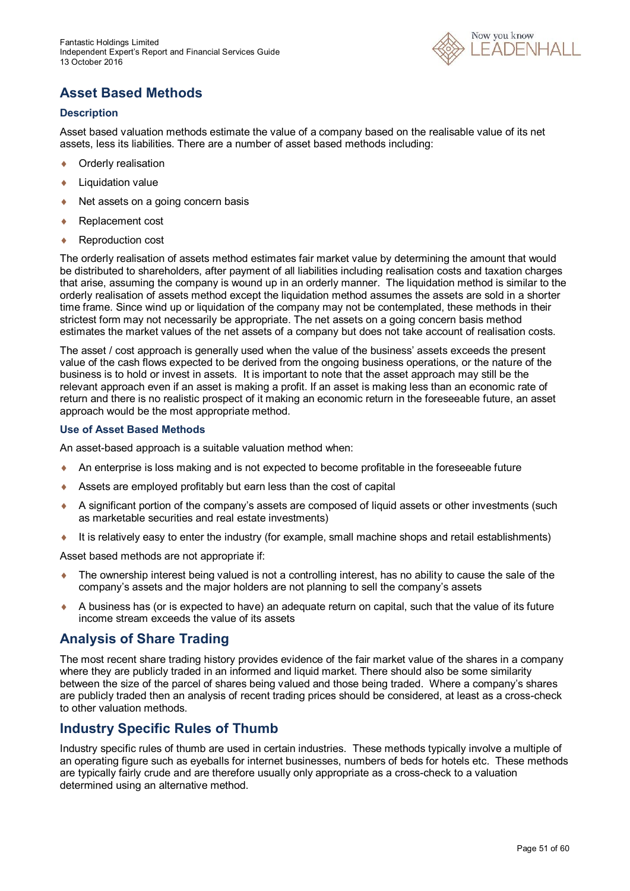## Asset Based Methods

### Description

Asset based valuation methods estimate the value of a company based on the realisable value of its net assets, less its liabilities. There are a number of asset based methods including:

- Orderly realisation
- Liquidation value
- Net assets on a going concern basis
- Replacement cost
- Reproduction cost

The orderly realisation of assets method estimates fair market value by determining the amount that would be distributed to shareholders, after payment of all liabilities including realisation costs and taxation charges that arise, assuming the company is wound up in an orderly manner. The liquidation method is similar to the orderly realisation of assets method except the liquidation method assumes the assets are sold in a shorter time frame. Since wind up or liquidation of the company may not be contemplated, these methods in their strictest form may not necessarily be appropriate. The net assets on a going concern basis method estimates the market values of the net assets of a company but does not take account of realisation costs.

The asset / cost approach is generally used when the value of the business' assets exceeds the present value of the cash flows expected to be derived from the ongoing business operations, or the nature of the business is to hold or invest in assets. It is important to note that the asset approach may still be the relevant approach even if an asset is making a profit. If an asset is making less than an economic rate of return and there is no realistic prospect of it making an economic return in the foreseeable future, an asset approach would be the most appropriate method.

### Use of Asset Based Methods

An asset-based approach is a suitable valuation method when:

- An enterprise is loss making and is not expected to become profitable in the foreseeable future
- Assets are employed profitably but earn less than the cost of capital
- A significant portion of the company's assets are composed of liquid assets or other investments (such as marketable securities and real estate investments)
- It is relatively easy to enter the industry (for example, small machine shops and retail establishments)

Asset based methods are not appropriate if:

- The ownership interest being valued is not a controlling interest, has no ability to cause the sale of the company's assets and the major holders are not planning to sell the company's assets
- A business has (or is expected to have) an adequate return on capital, such that the value of its future income stream exceeds the value of its assets

## Analysis of Share Trading

The most recent share trading history provides evidence of the fair market value of the shares in a company where they are publicly traded in an informed and liquid market. There should also be some similarity between the size of the parcel of shares being valued and those being traded. Where a company's shares are publicly traded then an analysis of recent trading prices should be considered, at least as a cross-check to other valuation methods.

## Industry Specific Rules of Thumb

Industry specific rules of thumb are used in certain industries. These methods typically involve a multiple of an operating figure such as eyeballs for internet businesses, numbers of beds for hotels etc. These methods are typically fairly crude and are therefore usually only appropriate as a cross-check to a valuation determined using an alternative method.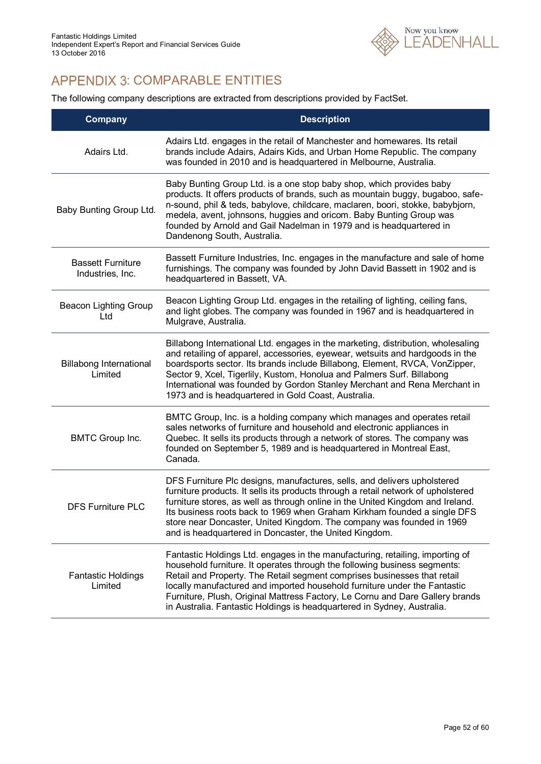# APPENDIX 3: COMPARABLE ENTITIES

The following company descriptions are extracted from descriptions provided by FactSet.

| Company | Description |
|---|---|
| Adairs Ltd. | Adairs Ltd. engages in the retail of Manchester and homewares. Its retail brands include Adairs, Adairs Kids, and Urban Home Republic. The company was founded in 2010 and is headquartered in Melbourne, Australia. |
| Baby Bunting Group Ltd. | Baby Bunting Group Ltd. is a one stop baby shop, which provides baby products. It offers products of brands, such as mountain buggy, bugaboo, safe-n-sound, phil & teds, babylove, childcare, maclaren, boori, stokke, babybjorn, medela, avent, johnsons, huggies and oricom. Baby Bunting Group was founded by Arnold and Gail Nadelman in 1979 and is headquartered in Dandenong South, Australia. |
| Bassett Furniture Industries, Inc. | Bassett Furniture Industries, Inc. engages in the manufacture and sale of home furnishings. The company was founded by John David Bassett in 1902 and is headquartered in Bassett, VA. |
| Beacon Lighting Group Ltd | Beacon Lighting Group Ltd. engages in the retailing of lighting, ceiling fans, and light globes. The company was founded in 1967 and is headquartered in Mulgrave, Australia. |
| Billabong International Limited | Billabong International Ltd. engages in the marketing, distribution, wholesaling and retailing of apparel, accessories, eyewear, wetsuits and hardgoods in the boardsports sector. Its brands include Billabong, Element, RVCA, VonZipper, Sector 9, Xcel, Tigerlily, Kustom, Honolua and Palmers Surf. Billabong International was founded by Gordon Stanley Merchant and Rena Merchant in 1973 and is headquartered in Gold Coast, Australia. |
| BMTC Group Inc. | BMTC Group, Inc. is a holding company which manages and operates retail sales networks of furniture and household and electronic appliances in Quebec. It sells its products through a network of stores. The company was founded on September 5, 1989 and is headquartered in Montreal East, Canada. |
| DFS Furniture PLC | DFS Furniture Plc designs, manufactures, sells, and delivers upholstered furniture products. It sells its products through a retail network of upholstered furniture stores, as well as through online in the United Kingdom and Ireland. Its business roots back to 1969 when Graham Kirkham founded a single DFS store near Doncaster, United Kingdom. The company was founded in 1969 and is headquartered in Doncaster, the United Kingdom. |
| Fantastic Holdings Limited | Fantastic Holdings Ltd. engages in the manufacturing, retailing, importing of household furniture. It operates through the following business segments: Retail and Property. The Retail segment comprises businesses that retail locally manufactured and imported household furniture under the Fantastic Furniture, Plush, Original Mattress Factory, Le Cornu and Dare Gallery brands in Australia. Fantastic Holdings is headquartered in Sydney, Australia. |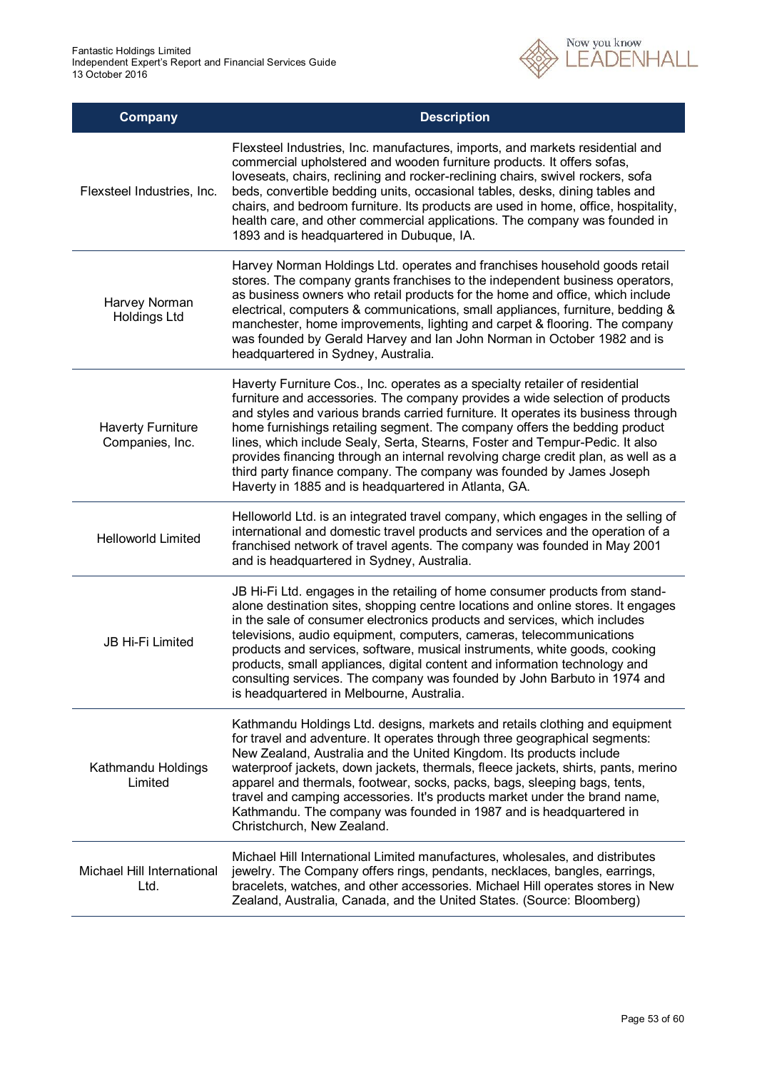| Company | Description |
| --- | --- |
| Flexsteel Industries, Inc. | Flexsteel Industries, Inc. manufactures, imports, and markets residential and commercial upholstered and wooden furniture products. It offers sofas, loveseats, chairs, reclining and rocker-reclining chairs, swivel rockers, sofa beds, convertible bedding units, occasional tables, desks, dining tables and chairs, and bedroom furniture. Its products are used in home, office, hospitality, health care, and other commercial applications. The company was founded in 1893 and is headquartered in Dubuque, IA. |
| Harvey Norman Holdings Ltd | Harvey Norman Holdings Ltd. operates and franchises household goods retail stores. The company grants franchises to the independent business operators, as business owners who retail products for the home and office, which include electrical, computers & communications, small appliances, furniture, bedding & manchester, home improvements, lighting and carpet & flooring. The company was founded by Gerald Harvey and Ian John Norman in October 1982 and is headquartered in Sydney, Australia. |
| Haverty Furniture Companies, Inc. | Haverty Furniture Cos., Inc. operates as a specialty retailer of residential furniture and accessories. The company provides a wide selection of products and styles and various brands carried furniture. It operates its business through home furnishings retailing segment. The company offers the bedding product lines, which include Sealy, Serta, Stearns, Foster and Tempur-Pedic. It also provides financing through an internal revolving charge credit plan, as well as a third party finance company. The company was founded by James Joseph Haverty in 1885 and is headquartered in Atlanta, GA. |
| Helloworld Limited | Helloworld Ltd. is an integrated travel company, which engages in the selling of international and domestic travel products and services and the operation of a franchised network of travel agents. The company was founded in May 2001 and is headquartered in Sydney, Australia. |
| JB Hi-Fi Limited | JB Hi-Fi Ltd. engages in the retailing of home consumer products from stand-alone destination sites, shopping centre locations and online stores. It engages in the sale of consumer electronics products and services, which includes televisions, audio equipment, computers, cameras, telecommunications products and services, software, musical instruments, white goods, cooking products, small appliances, digital content and information technology and consulting services. The company was founded by John Barbuto in 1974 and is headquartered in Melbourne, Australia. |
| Kathmandu Holdings Limited | Kathmandu Holdings Ltd. designs, markets and retails clothing and equipment for travel and adventure. It operates through three geographical segments: New Zealand, Australia and the United Kingdom. Its products include waterproof jackets, down jackets, thermals, fleece jackets, shirts, pants, merino apparel and thermals, footwear, socks, packs, bags, sleeping bags, tents, travel and camping accessories. It's products market under the brand name, Kathmandu. The company was founded in 1987 and is headquartered in Christchurch, New Zealand. |
| Michael Hill International Ltd. | Michael Hill International Limited manufactures, wholesales, and distributes jewelry. The Company offers rings, pendants, necklaces, bangles, earrings, bracelets, watches, and other accessories. Michael Hill operates stores in New Zealand, Australia, Canada, and the United States. (Source: Bloomberg) |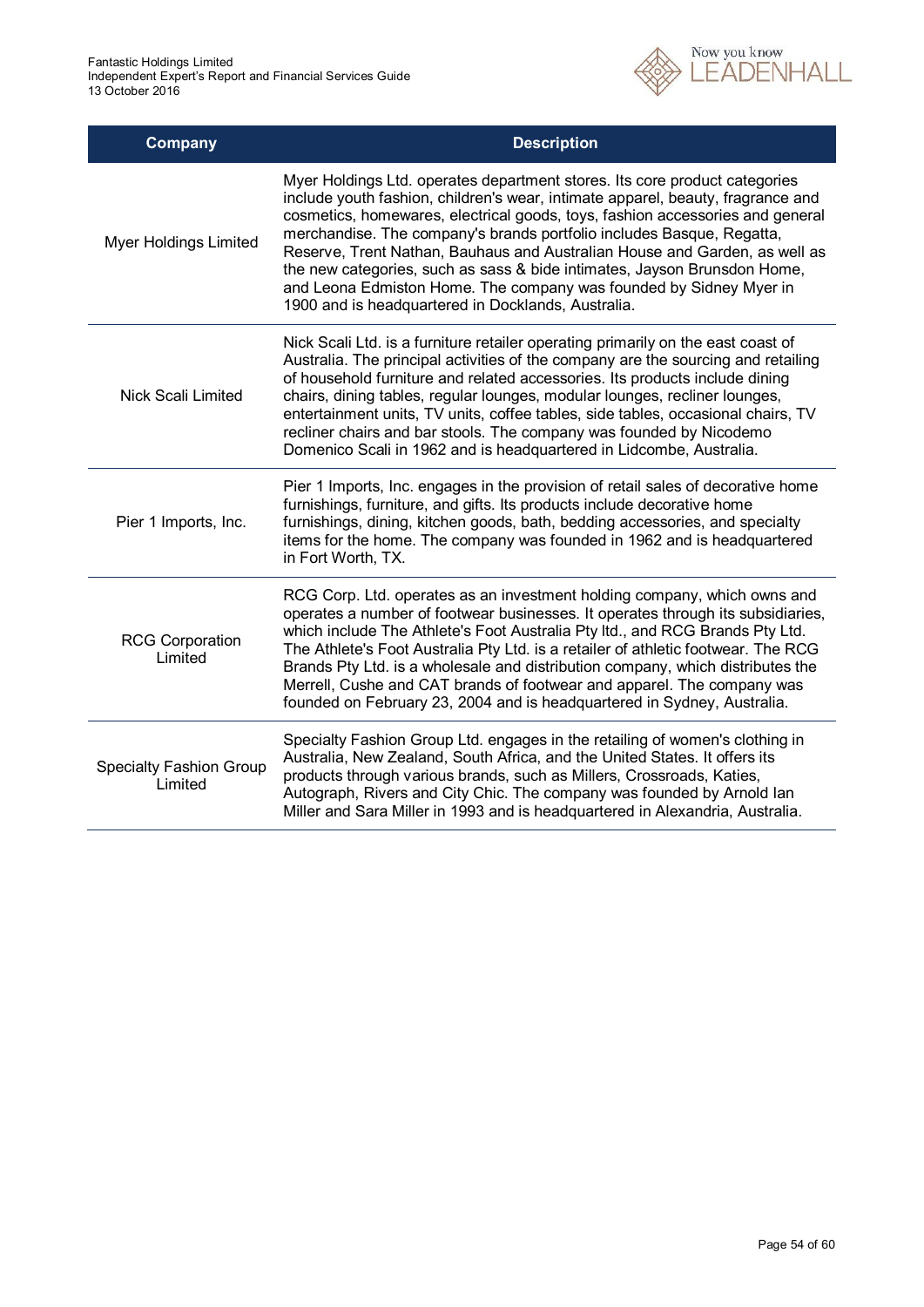| Company | Description |
| --- | --- |
| Myer Holdings Limited | Myer Holdings Ltd. operates department stores. Its core product categories include youth fashion, children's wear, intimate apparel, beauty, fragrance and cosmetics, homewares, electrical goods, toys, fashion accessories and general merchandise. The company's brands portfolio includes Basque, Regatta, Reserve, Trent Nathan, Bauhaus and Australian House and Garden, as well as the new categories, such as sass & bide intimates, Jayson Brunsdon Home, and Leona Edmiston Home. The company was founded by Sidney Myer in 1900 and is headquartered in Docklands, Australia. |
| Nick Scali Limited | Nick Scali Ltd. is a furniture retailer operating primarily on the east coast of Australia. The principal activities of the company are the sourcing and retailing of household furniture and related accessories. Its products include dining chairs, dining tables, regular lounges, modular lounges, recliner lounges, entertainment units, TV units, coffee tables, side tables, occasional chairs, TV recliner chairs and bar stools. The company was founded by Nicodemo Domenico Scali in 1962 and is headquartered in Lidcombe, Australia. |
| Pier 1 Imports, Inc. | Pier 1 Imports, Inc. engages in the provision of retail sales of decorative home furnishings, furniture, and gifts. Its products include decorative home furnishings, dining, kitchen goods, bath, bedding accessories, and specialty items for the home. The company was founded in 1962 and is headquartered in Fort Worth, TX. |
| RCG Corporation Limited | RCG Corp. Ltd. operates as an investment holding company, which owns and operates a number of footwear businesses. It operates through its subsidiaries, which include The Athlete's Foot Australia Pty ltd., and RCG Brands Pty Ltd. The Athlete's Foot Australia Pty Ltd. is a retailer of athletic footwear. The RCG Brands Pty Ltd. is a wholesale and distribution company, which distributes the Merrell, Cushe and CAT brands of footwear and apparel. The company was founded on February 23, 2004 and is headquartered in Sydney, Australia. |
| Specialty Fashion Group Limited | Specialty Fashion Group Ltd. engages in the retailing of women's clothing in Australia, New Zealand, South Africa, and the United States. It offers its products through various brands, such as Millers, Crossroads, Katies, Autograph, Rivers and City Chic. The company was founded by Arnold Ian Miller and Sara Miller in 1993 and is headquartered in Alexandria, Australia. |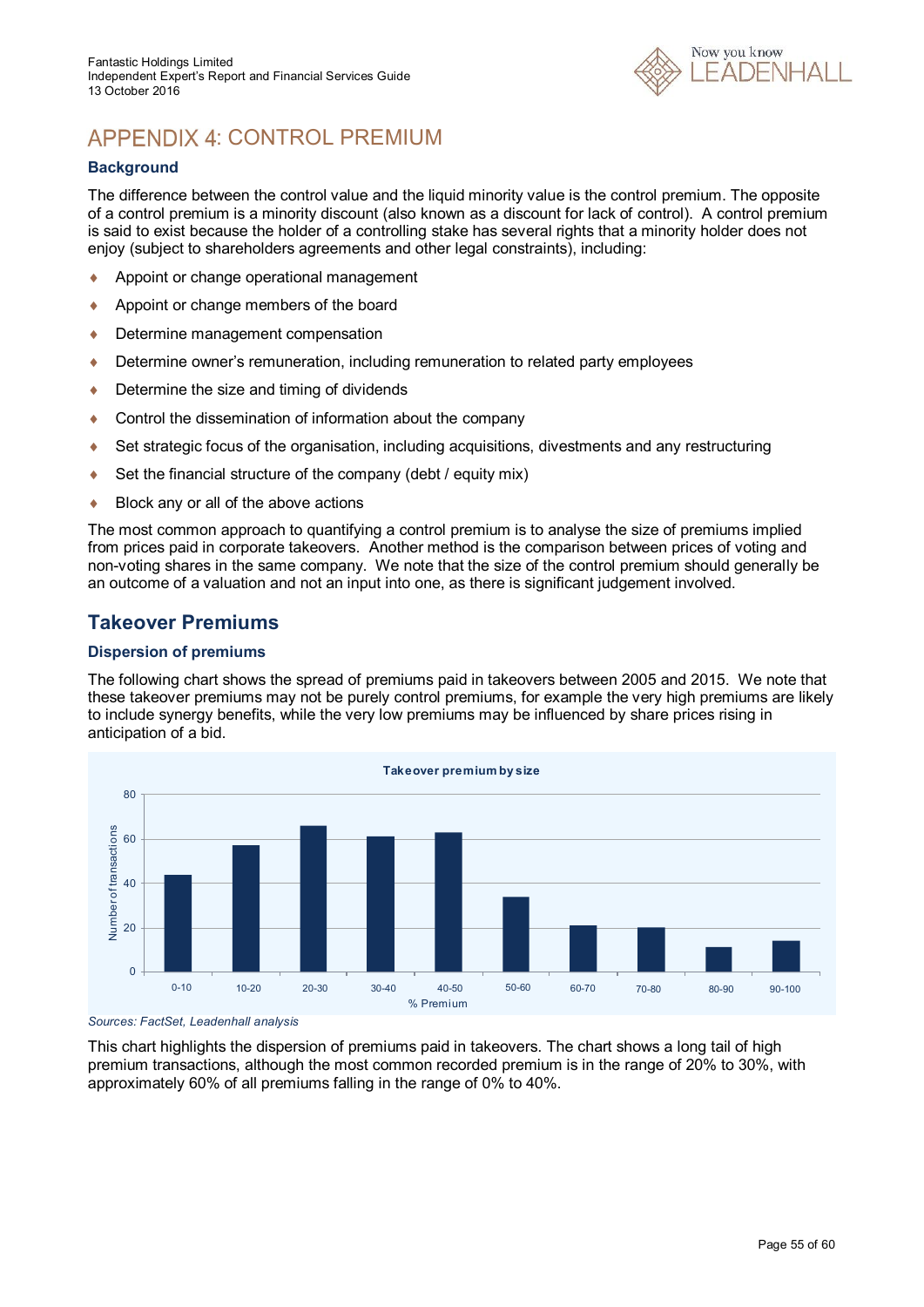# APPENDIX 4: CONTROL PREMIUM

### Background

The difference between the control value and the liquid minority value is the control premium. The opposite of a control premium is a minority discount (also known as a discount for lack of control). A control premium is said to exist because the holder of a controlling stake has several rights that a minority holder does not enjoy (subject to shareholders agreements and other legal constraints), including:

- Appoint or change operational management
- Appoint or change members of the board
- Determine management compensation
- Determine owner's remuneration, including remuneration to related party employees
- Determine the size and timing of dividends
- Control the dissemination of information about the company
- Set strategic focus of the organisation, including acquisitions, divestments and any restructuring
- Set the financial structure of the company (debt / equity mix)
- Block any or all of the above actions

The most common approach to quantifying a control premium is to analyse the size of premiums implied from prices paid in corporate takeovers. Another method is the comparison between prices of voting and non-voting shares in the same company. We note that the size of the control premium should generally be an outcome of a valuation and not an input into one, as there is significant judgement involved.

## Takeover Premiums

### Dispersion of premiums

The following chart shows the spread of premiums paid in takeovers between 2005 and 2015. We note that these takeover premiums may not be purely control premiums, for example the very high premiums are likely to include synergy benefits, while the very low premiums may be influenced by share prices rising in anticipation of a bid.

**Takeover premium by size**

| % Premium | Number of transactions (approx.) |
|---|---|
| 0-10 | 44 |
| 10-20 | 57 |
| 20-30 | 66 |
| 30-40 | 61 |
| 40-50 | 63 |
| 50-60 | 34 |
| 60-70 | 21 |
| 70-80 | 20 |
| 80-90 | 11 |
| 90-100 | 14 |

*Sources: FactSet, Leadenhall analysis*

This chart highlights the dispersion of premiums paid in takeovers. The chart shows a long tail of high premium transactions, although the most common recorded premium is in the range of 20% to 30%, with approximately 60% of all premiums falling in the range of 0% to 40%.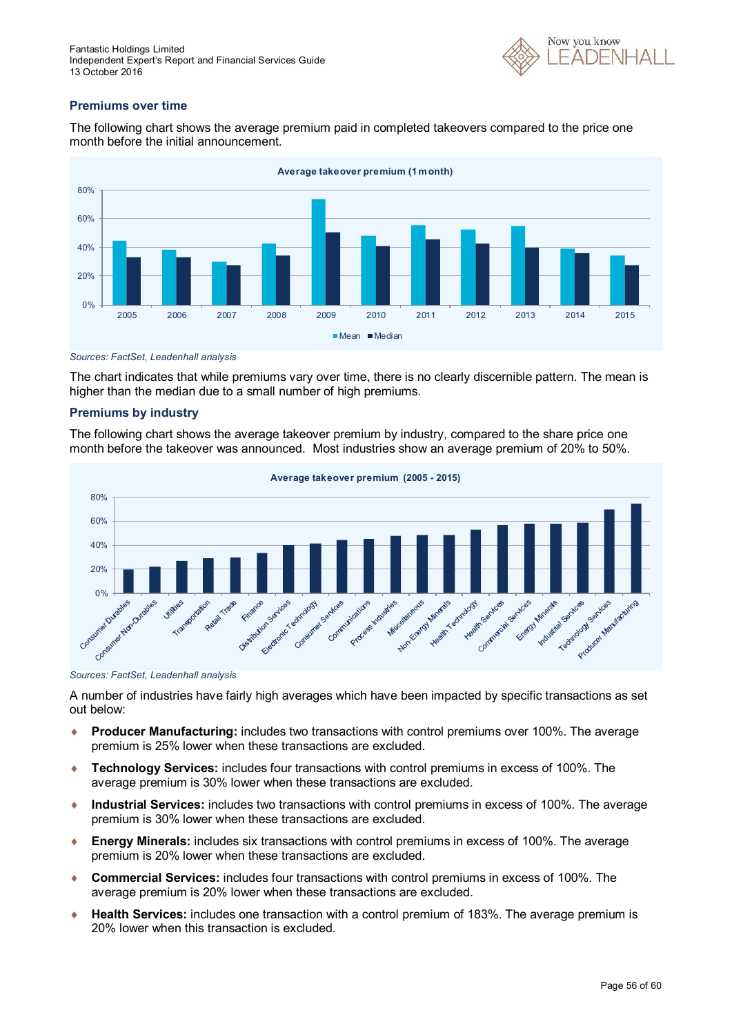## Premiums over time

The following chart shows the average premium paid in completed takeovers compared to the price one month before the initial announcement.

**Average takeover premium (1 month)**

Sources: FactSet, Leadenhall analysis

The chart indicates that while premiums vary over time, there is no clearly discernible pattern. The mean is higher than the median due to a small number of high premiums.

## Premiums by industry

The following chart shows the average takeover premium by industry, compared to the share price one month before the takeover was announced.  Most industries show an average premium of 20% to 50%.

**Average takeover premium (2005 - 2015)**

Sources: FactSet, Leadenhall analysis

A number of industries have fairly high averages which have been impacted by specific transactions as set out below:

- **Producer Manufacturing:** includes two transactions with control premiums over 100%. The average premium is 25% lower when these transactions are excluded.
- **Technology Services:** includes four transactions with control premiums in excess of 100%. The average premium is 30% lower when these transactions are excluded.
- **Industrial Services:** includes two transactions with control premiums in excess of 100%. The average premium is 30% lower when these transactions are excluded.
- **Energy Minerals:** includes six transactions with control premiums in excess of 100%. The average premium is 20% lower when these transactions are excluded.
- **Commercial Services:** includes four transactions with control premiums in excess of 100%. The average premium is 20% lower when these transactions are excluded.
- **Health Services:** includes one transaction with a control premium of 183%. The average premium is 20% lower when this transaction is excluded.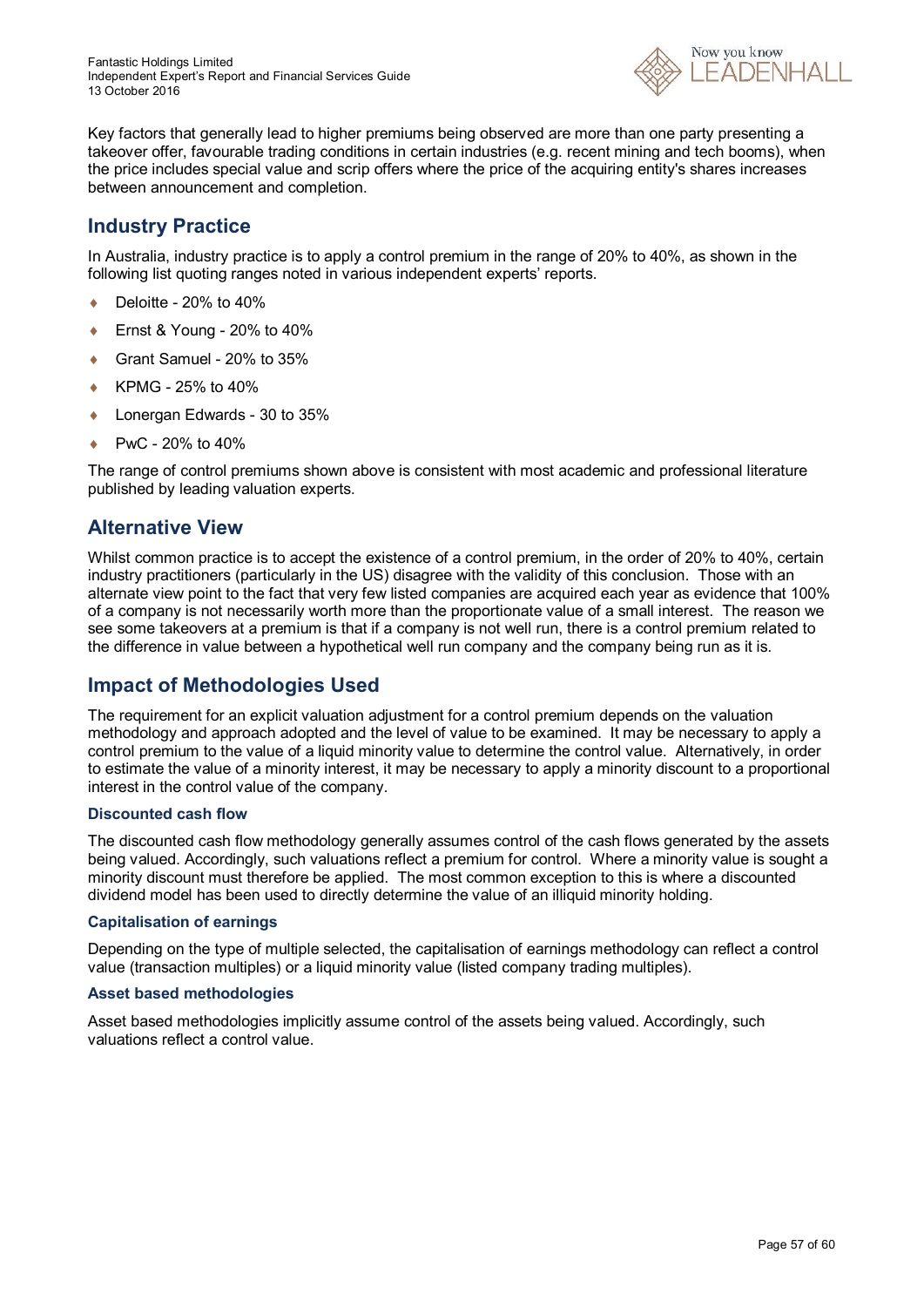Key factors that generally lead to higher premiums being observed are more than one party presenting a takeover offer, favourable trading conditions in certain industries (e.g. recent mining and tech booms), when the price includes special value and scrip offers where the price of the acquiring entity's shares increases between announcement and completion.

## Industry Practice

In Australia, industry practice is to apply a control premium in the range of 20% to 40%, as shown in the following list quoting ranges noted in various independent experts' reports.

- Deloitte - 20% to 40%
- Ernst & Young - 20% to 40%
- Grant Samuel - 20% to 35%
- KPMG - 25% to 40%
- Lonergan Edwards - 30 to 35%
- PwC - 20% to 40%

The range of control premiums shown above is consistent with most academic and professional literature published by leading valuation experts.

## Alternative View

Whilst common practice is to accept the existence of a control premium, in the order of 20% to 40%, certain industry practitioners (particularly in the US) disagree with the validity of this conclusion. Those with an alternate view point to the fact that very few listed companies are acquired each year as evidence that 100% of a company is not necessarily worth more than the proportionate value of a small interest. The reason we see some takeovers at a premium is that if a company is not well run, there is a control premium related to the difference in value between a hypothetical well run company and the company being run as it is.

## Impact of Methodologies Used

The requirement for an explicit valuation adjustment for a control premium depends on the valuation methodology and approach adopted and the level of value to be examined. It may be necessary to apply a control premium to the value of a liquid minority value to determine the control value. Alternatively, in order to estimate the value of a minority interest, it may be necessary to apply a minority discount to a proportional interest in the control value of the company.

### Discounted cash flow

The discounted cash flow methodology generally assumes control of the cash flows generated by the assets being valued. Accordingly, such valuations reflect a premium for control. Where a minority value is sought a minority discount must therefore be applied. The most common exception to this is where a discounted dividend model has been used to directly determine the value of an illiquid minority holding.

### Capitalisation of earnings

Depending on the type of multiple selected, the capitalisation of earnings methodology can reflect a control value (transaction multiples) or a liquid minority value (listed company trading multiples).

### Asset based methodologies

Asset based methodologies implicitly assume control of the assets being valued. Accordingly, such valuations reflect a control value.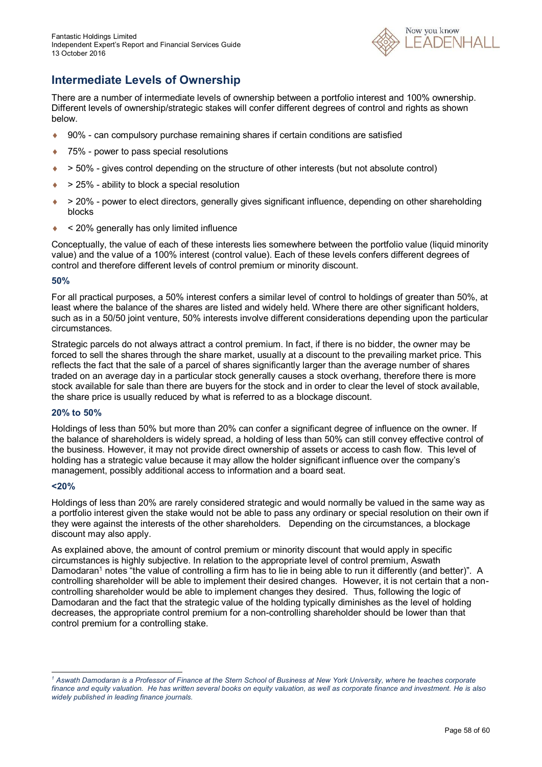## Intermediate Levels of Ownership

There are a number of intermediate levels of ownership between a portfolio interest and 100% ownership. Different levels of ownership/strategic stakes will confer different degrees of control and rights as shown below.

- 90% - can compulsory purchase remaining shares if certain conditions are satisfied
- 75% - power to pass special resolutions
- > 50% - gives control depending on the structure of other interests (but not absolute control)
- > 25% - ability to block a special resolution
- > 20% - power to elect directors, generally gives significant influence, depending on other shareholding blocks
- < 20% generally has only limited influence

Conceptually, the value of each of these interests lies somewhere between the portfolio value (liquid minority value) and the value of a 100% interest (control value). Each of these levels confers different degrees of control and therefore different levels of control premium or minority discount.

### 50%

For all practical purposes, a 50% interest confers a similar level of control to holdings of greater than 50%, at least where the balance of the shares are listed and widely held. Where there are other significant holders, such as in a 50/50 joint venture, 50% interests involve different considerations depending upon the particular circumstances.

Strategic parcels do not always attract a control premium. In fact, if there is no bidder, the owner may be forced to sell the shares through the share market, usually at a discount to the prevailing market price. This reflects the fact that the sale of a parcel of shares significantly larger than the average number of shares traded on an average day in a particular stock generally causes a stock overhang, therefore there is more stock available for sale than there are buyers for the stock and in order to clear the level of stock available, the share price is usually reduced by what is referred to as a blockage discount.

### 20% to 50%

Holdings of less than 50% but more than 20% can confer a significant degree of influence on the owner. If the balance of shareholders is widely spread, a holding of less than 50% can still convey effective control of the business. However, it may not provide direct ownership of assets or access to cash flow. This level of holding has a strategic value because it may allow the holder significant influence over the company's management, possibly additional access to information and a board seat.

### <20%

Holdings of less than 20% are rarely considered strategic and would normally be valued in the same way as a portfolio interest given the stake would not be able to pass any ordinary or special resolution on their own if they were against the interests of the other shareholders. Depending on the circumstances, a blockage discount may also apply.

As explained above, the amount of control premium or minority discount that would apply in specific circumstances is highly subjective. In relation to the appropriate level of control premium, Aswath Damodaran[1] notes "the value of controlling a firm has to lie in being able to run it differently (and better)". A controlling shareholder will be able to implement their desired changes. However, it is not certain that a non-controlling shareholder would be able to implement changes they desired. Thus, following the logic of Damodaran and the fact that the strategic value of the holding typically diminishes as the level of holding decreases, the appropriate control premium for a non-controlling shareholder should be lower than that control premium for a controlling stake.

---

*[1] Aswath Damodaran is a Professor of Finance at the Stern School of Business at New York University, where he teaches corporate finance and equity valuation. He has written several books on equity valuation, as well as corporate finance and investment. He is also widely published in leading finance journals.*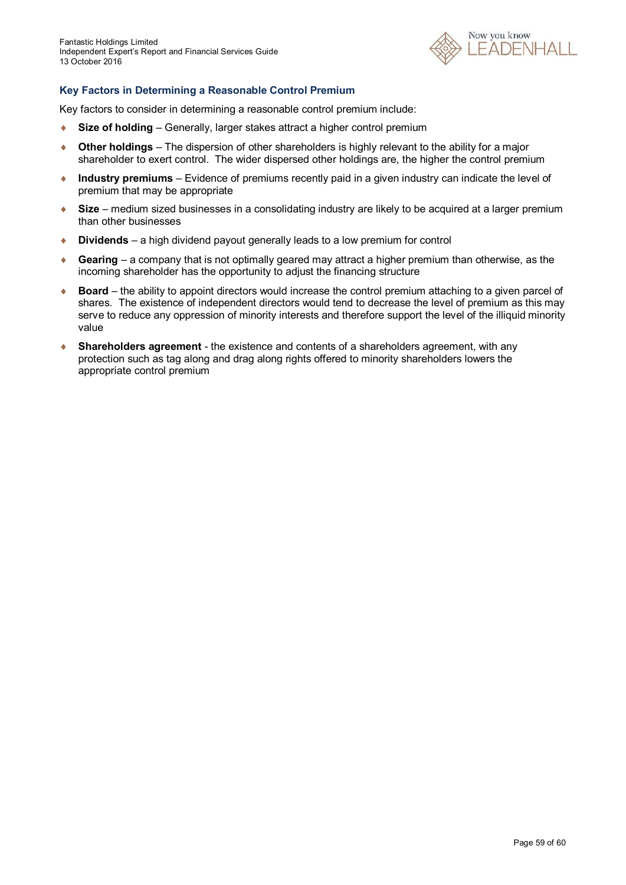### Key Factors in Determining a Reasonable Control Premium

Key factors to consider in determining a reasonable control premium include:

- **Size of holding** – Generally, larger stakes attract a higher control premium
- **Other holdings** – The dispersion of other shareholders is highly relevant to the ability for a major shareholder to exert control. The wider dispersed other holdings are, the higher the control premium
- **Industry premiums** – Evidence of premiums recently paid in a given industry can indicate the level of premium that may be appropriate
- **Size** – medium sized businesses in a consolidating industry are likely to be acquired at a larger premium than other businesses
- **Dividends** – a high dividend payout generally leads to a low premium for control
- **Gearing** – a company that is not optimally geared may attract a higher premium than otherwise, as the incoming shareholder has the opportunity to adjust the financing structure
- **Board** – the ability to appoint directors would increase the control premium attaching to a given parcel of shares. The existence of independent directors would tend to decrease the level of premium as this may serve to reduce any oppression of minority interests and therefore support the level of the illiquid minority value
- **Shareholders agreement** - the existence and contents of a shareholders agreement, with any protection such as tag along and drag along rights offered to minority shareholders lowers the appropriate control premium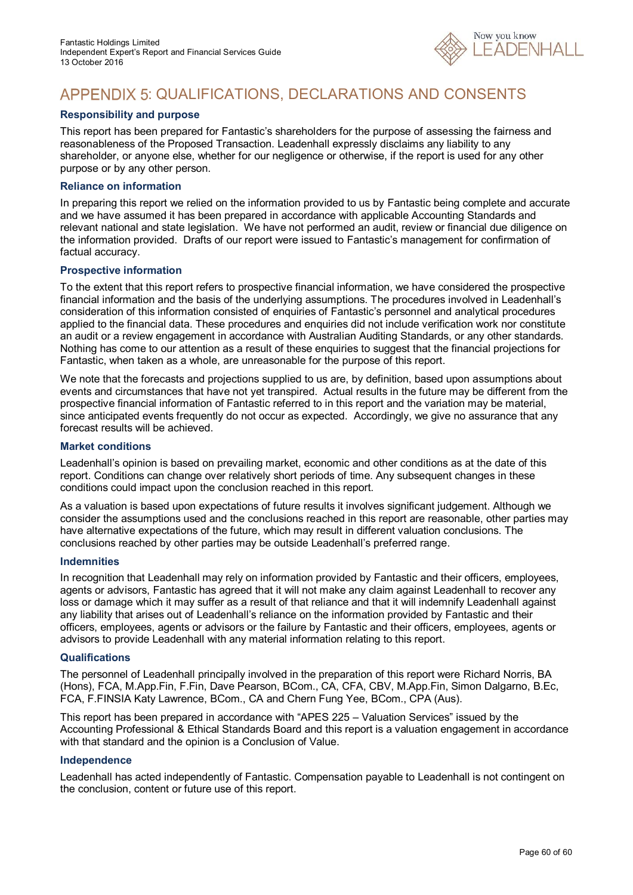# APPENDIX 5: QUALIFICATIONS, DECLARATIONS AND CONSENTS

### Responsibility and purpose

This report has been prepared for Fantastic's shareholders for the purpose of assessing the fairness and reasonableness of the Proposed Transaction. Leadenhall expressly disclaims any liability to any shareholder, or anyone else, whether for our negligence or otherwise, if the report is used for any other purpose or by any other person.

### Reliance on information

In preparing this report we relied on the information provided to us by Fantastic being complete and accurate and we have assumed it has been prepared in accordance with applicable Accounting Standards and relevant national and state legislation. We have not performed an audit, review or financial due diligence on the information provided. Drafts of our report were issued to Fantastic's management for confirmation of factual accuracy.

### Prospective information

To the extent that this report refers to prospective financial information, we have considered the prospective financial information and the basis of the underlying assumptions. The procedures involved in Leadenhall's consideration of this information consisted of enquiries of Fantastic's personnel and analytical procedures applied to the financial data. These procedures and enquiries did not include verification work nor constitute an audit or a review engagement in accordance with Australian Auditing Standards, or any other standards. Nothing has come to our attention as a result of these enquiries to suggest that the financial projections for Fantastic, when taken as a whole, are unreasonable for the purpose of this report.

We note that the forecasts and projections supplied to us are, by definition, based upon assumptions about events and circumstances that have not yet transpired. Actual results in the future may be different from the prospective financial information of Fantastic referred to in this report and the variation may be material, since anticipated events frequently do not occur as expected. Accordingly, we give no assurance that any forecast results will be achieved.

### Market conditions

Leadenhall's opinion is based on prevailing market, economic and other conditions as at the date of this report. Conditions can change over relatively short periods of time. Any subsequent changes in these conditions could impact upon the conclusion reached in this report.

As a valuation is based upon expectations of future results it involves significant judgement. Although we consider the assumptions used and the conclusions reached in this report are reasonable, other parties may have alternative expectations of the future, which may result in different valuation conclusions. The conclusions reached by other parties may be outside Leadenhall's preferred range.

### Indemnities

In recognition that Leadenhall may rely on information provided by Fantastic and their officers, employees, agents or advisors, Fantastic has agreed that it will not make any claim against Leadenhall to recover any loss or damage which it may suffer as a result of that reliance and that it will indemnify Leadenhall against any liability that arises out of Leadenhall's reliance on the information provided by Fantastic and their officers, employees, agents or advisors or the failure by Fantastic and their officers, employees, agents or advisors to provide Leadenhall with any material information relating to this report.

### Qualifications

The personnel of Leadenhall principally involved in the preparation of this report were Richard Norris, BA (Hons), FCA, M.App.Fin, F.Fin, Dave Pearson, BCom., CA, CFA, CBV, M.App.Fin, Simon Dalgarno, B.Ec, FCA, F.FINSIA Katy Lawrence, BCom., CA and Chern Fung Yee, BCom., CPA (Aus).

This report has been prepared in accordance with "APES 225 – Valuation Services" issued by the Accounting Professional & Ethical Standards Board and this report is a valuation engagement in accordance with that standard and the opinion is a Conclusion of Value.

### Independence

Leadenhall has acted independently of Fantastic. Compensation payable to Leadenhall is not contingent on the conclusion, content or future use of this report.